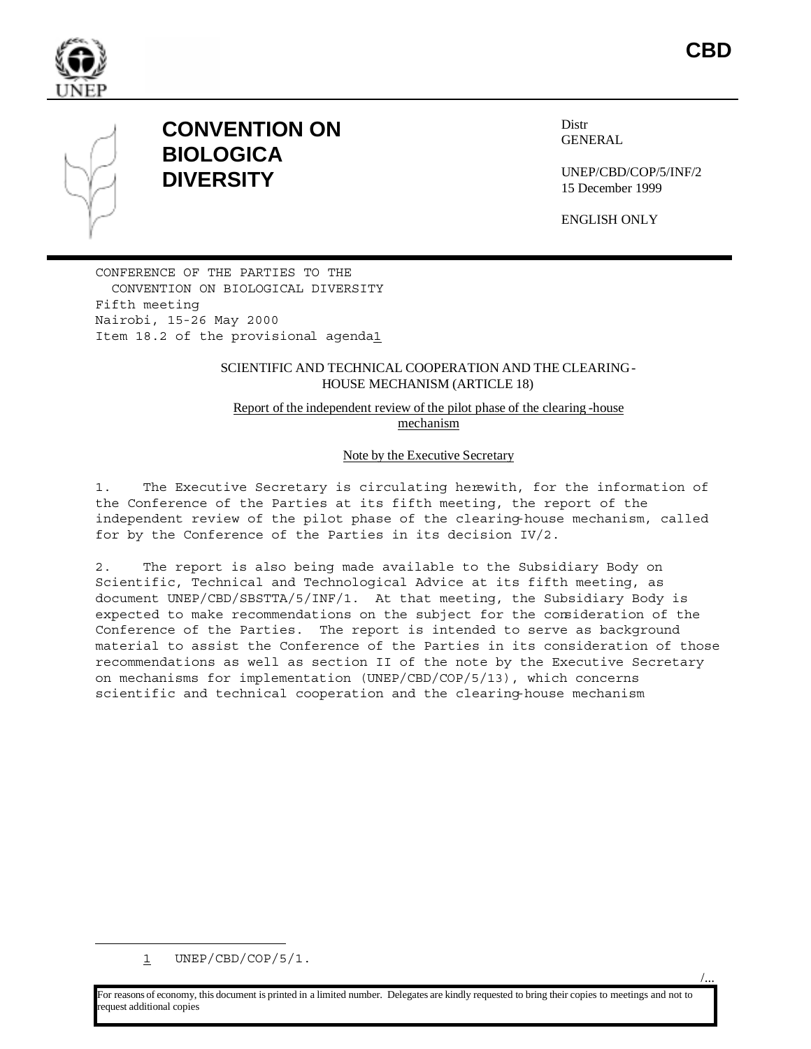**CBD**

# CONVENTION ON BIOLOGICA DIVERSITY

Distr
GENERAL

UNEP/CBD/COP/5/INF/2
15 December 1999

ENGLISH ONLY

CONFERENCE OF THE PARTIES TO THE CONVENTION ON BIOLOGICAL DIVERSITY
Fifth meeting
Nairobi, 15-26 May 2000
Item 18.2 of the provisional agenda[1]

## SCIENTIFIC AND TECHNICAL COOPERATION AND THE CLEARING-HOUSE MECHANISM (ARTICLE 18)

### Report of the independent review of the pilot phase of the clearing-house mechanism

#### Note by the Executive Secretary

1. The Executive Secretary is circulating herewith, for the information of the Conference of the Parties at its fifth meeting, the report of the independent review of the pilot phase of the clearing-house mechanism, called for by the Conference of the Parties in its decision IV/2.

2. The report is also being made available to the Subsidiary Body on Scientific, Technical and Technological Advice at its fifth meeting, as document UNEP/CBD/SBSTTA/5/INF/1. At that meeting, the Subsidiary Body is expected to make recommendations on the subject for the consideration of the Conference of the Parties. The report is intended to serve as background material to assist the Conference of the Parties in its consideration of those recommendations as well as section II of the note by the Executive Secretary on mechanisms for implementation (UNEP/CBD/COP/5/13), which concerns scientific and technical cooperation and the clearing-house mechanism

[1] UNEP/CBD/COP/5/1.

For reasons of economy, this document is printed in a limited number. Delegates are kindly requested to bring their copies to meetings and not to request additional copies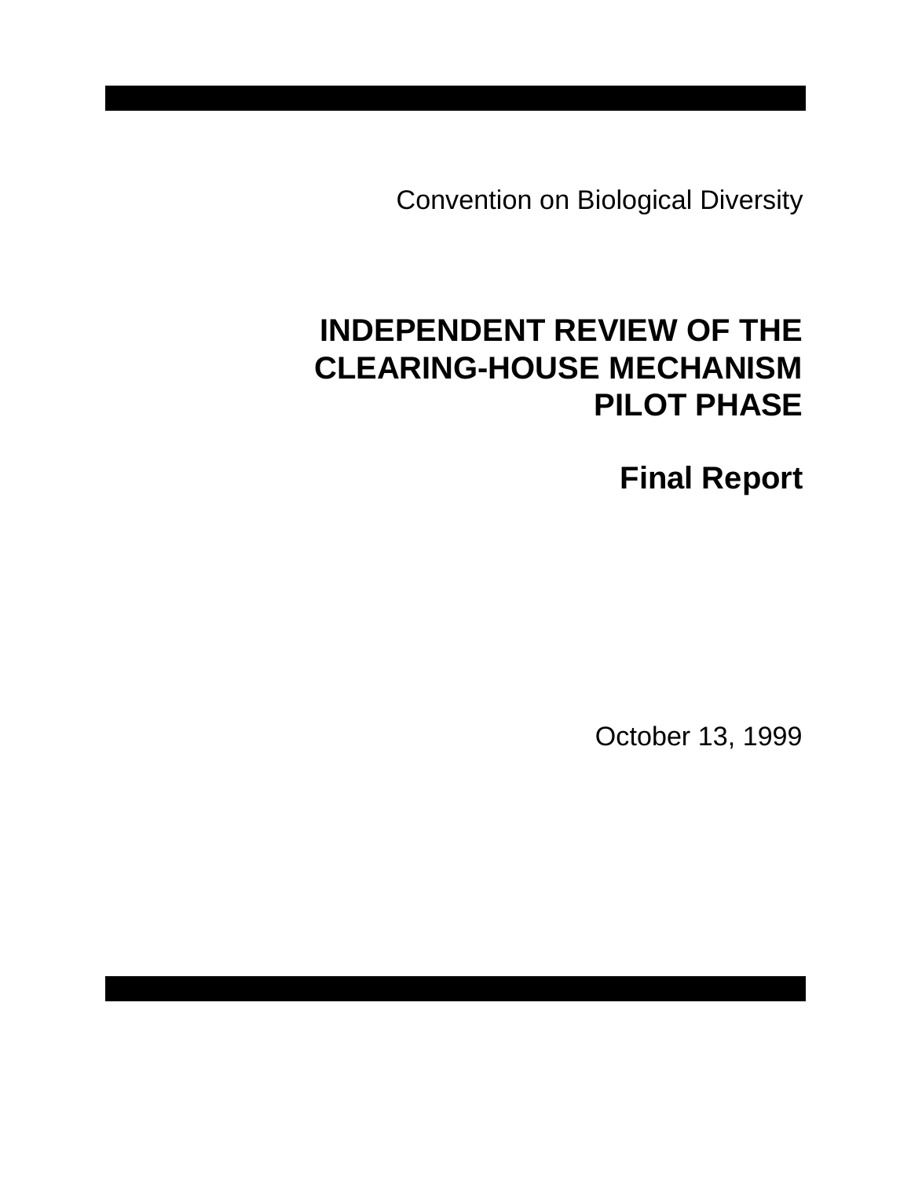Convention on Biological Diversity

# INDEPENDENT REVIEW OF THE CLEARING-HOUSE MECHANISM PILOT PHASE

## Final Report

October 13, 1999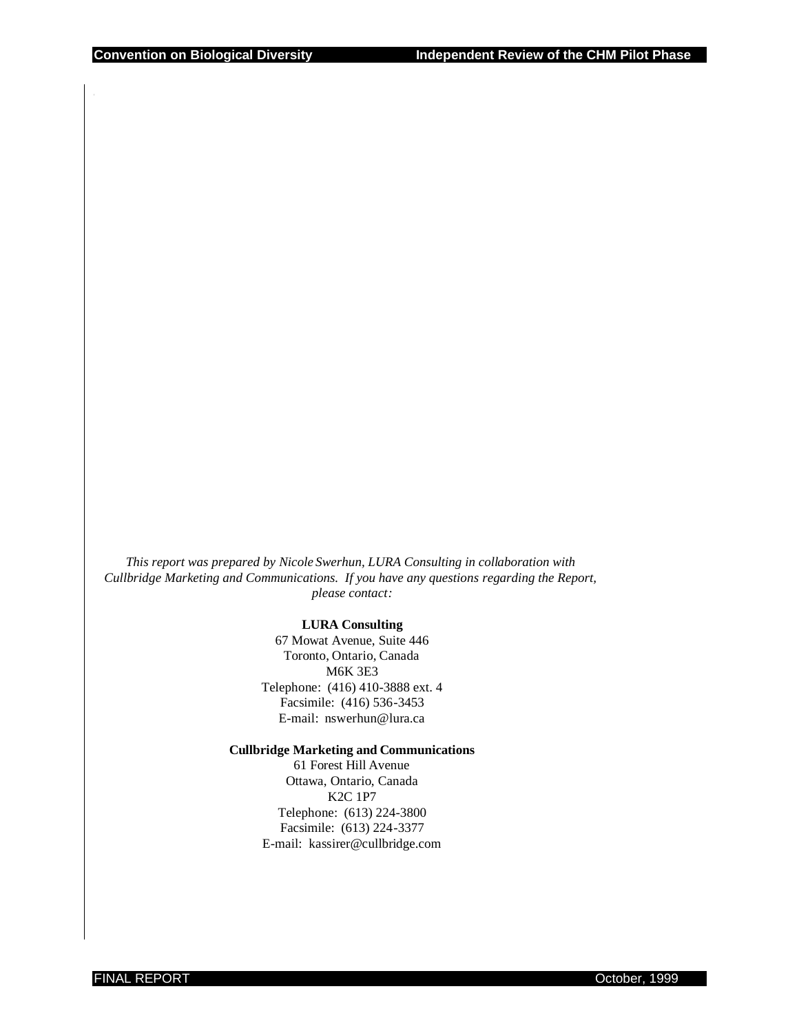*This report was prepared by Nicole Swerhun, LURA Consulting in collaboration with Cullbridge Marketing and Communications. If you have any questions regarding the Report, please contact:*

**LURA Consulting**
67 Mowat Avenue, Suite 446
Toronto, Ontario, Canada
M6K 3E3
Telephone: (416) 410-3888 ext. 4
Facsimile: (416) 536-3453
E-mail: nswerhun@lura.ca

**Cullbridge Marketing and Communications**
61 Forest Hill Avenue
Ottawa, Ontario, Canada
K2C 1P7
Telephone: (613) 224-3800
Facsimile: (613) 224-3377
E-mail: kassirer@cullbridge.com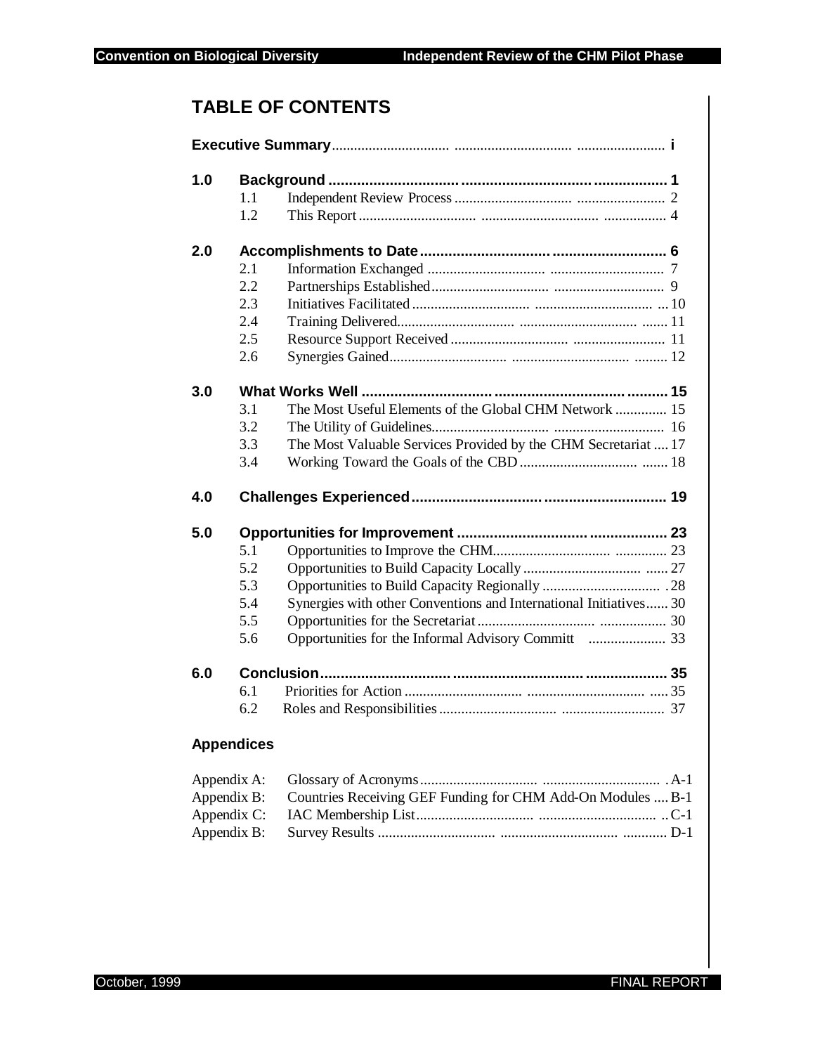# TABLE OF CONTENTS

| | | | |
|---|---|---|---|
| **Executive Summary** | | | **i** |
| **1.0** | **Background** | | **1** |
| | 1.1 | Independent Review Process | 2 |
| | 1.2 | This Report | 4 |
| **2.0** | **Accomplishments to Date** | | **6** |
| | 2.1 | Information Exchanged | 7 |
| | 2.2 | Partnerships Established | 9 |
| | 2.3 | Initiatives Facilitated | 10 |
| | 2.4 | Training Delivered | 11 |
| | 2.5 | Resource Support Received | 11 |
| | 2.6 | Synergies Gained | 12 |
| **3.0** | **What Works Well** | | **15** |
| | 3.1 | The Most Useful Elements of the Global CHM Network | 15 |
| | 3.2 | The Utility of Guidelines | 16 |
| | 3.3 | The Most Valuable Services Provided by the CHM Secretariat | 17 |
| | 3.4 | Working Toward the Goals of the CBD | 18 |
| **4.0** | **Challenges Experienced** | | **19** |
| **5.0** | **Opportunities for Improvement** | | **23** |
| | 5.1 | Opportunities to Improve the CHM | 23 |
| | 5.2 | Opportunities to Build Capacity Locally | 27 |
| | 5.3 | Opportunities to Build Capacity Regionally | 28 |
| | 5.4 | Synergies with other Conventions and International Initiatives | 30 |
| | 5.5 | Opportunities for the Secretariat | 30 |
| | 5.6 | Opportunities for the Informal Advisory Committ | 33 |
| **6.0** | **Conclusion** | | **35** |
| | 6.1 | Priorities for Action | 35 |
| | 6.2 | Roles and Responsibilities | 37 |

## Appendices

| | | |
|---|---|---|
| Appendix A: | Glossary of Acronyms | A-1 |
| Appendix B: | Countries Receiving GEF Funding for CHM Add-On Modules | B-1 |
| Appendix C: | IAC Membership List | C-1 |
| Appendix B: | Survey Results | D-1 |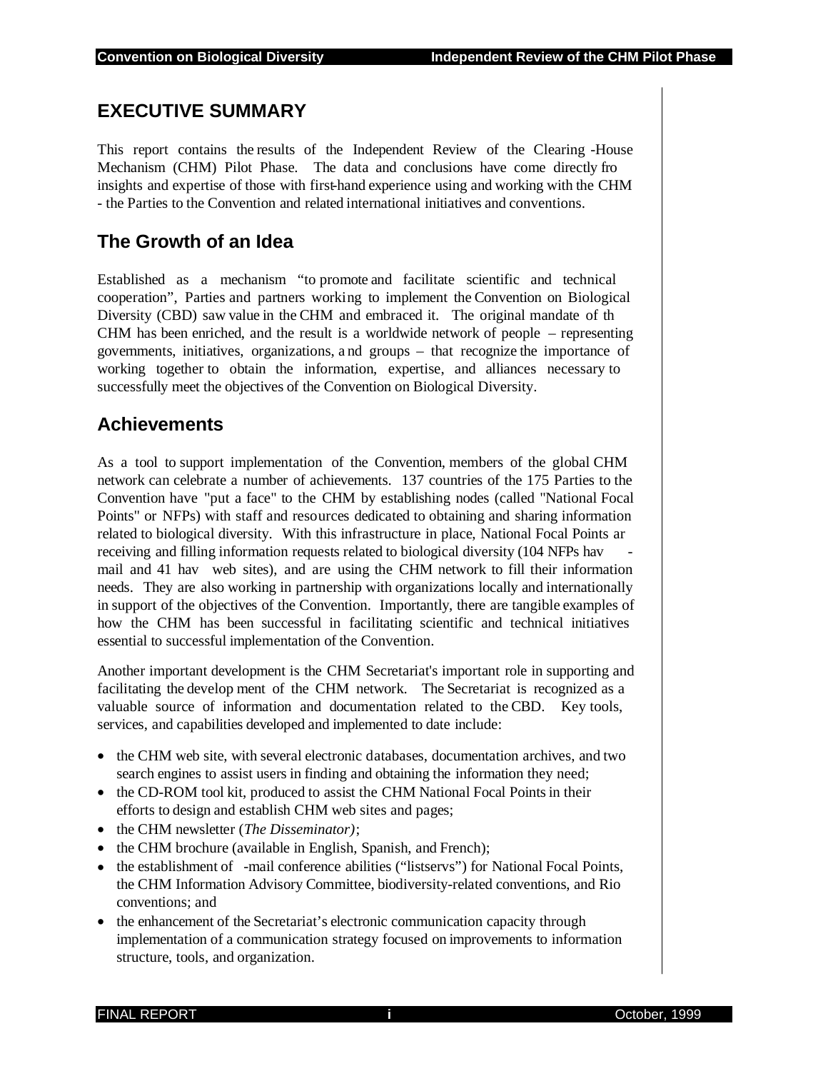# EXECUTIVE SUMMARY

This report contains the results of the Independent Review of the Clearing-House Mechanism (CHM) Pilot Phase. The data and conclusions have come directly fro insights and expertise of those with first-hand experience using and working with the CHM - the Parties to the Convention and related international initiatives and conventions.

## The Growth of an Idea

Established as a mechanism "to promote and facilitate scientific and technical cooperation", Parties and partners working to implement the Convention on Biological Diversity (CBD) saw value in the CHM and embraced it. The original mandate of th CHM has been enriched, and the result is a worldwide network of people – representing governments, initiatives, organizations, and groups – that recognize the importance of working together to obtain the information, expertise, and alliances necessary to successfully meet the objectives of the Convention on Biological Diversity.

## Achievements

As a tool to support implementation of the Convention, members of the global CHM network can celebrate a number of achievements. 137 countries of the 175 Parties to the Convention have "put a face" to the CHM by establishing nodes (called "National Focal Points" or NFPs) with staff and resources dedicated to obtaining and sharing information related to biological diversity. With this infrastructure in place, National Focal Points ar receiving and filling information requests related to biological diversity (104 NFPs hav -mail and 41 hav web sites), and are using the CHM network to fill their information needs. They are also working in partnership with organizations locally and internationally in support of the objectives of the Convention. Importantly, there are tangible examples of how the CHM has been successful in facilitating scientific and technical initiatives essential to successful implementation of the Convention.

Another important development is the CHM Secretariat's important role in supporting and facilitating the development of the CHM network. The Secretariat is recognized as a valuable source of information and documentation related to the CBD. Key tools, services, and capabilities developed and implemented to date include:

- the CHM web site, with several electronic databases, documentation archives, and two search engines to assist users in finding and obtaining the information they need;
- the CD-ROM tool kit, produced to assist the CHM National Focal Points in their efforts to design and establish CHM web sites and pages;
- the CHM newsletter (*The Disseminator)*;
- the CHM brochure (available in English, Spanish, and French);
- the establishment of -mail conference abilities ("listservs") for National Focal Points, the CHM Information Advisory Committee, biodiversity-related conventions, and Rio conventions; and
- the enhancement of the Secretariat's electronic communication capacity through implementation of a communication strategy focused on improvements to information structure, tools, and organization.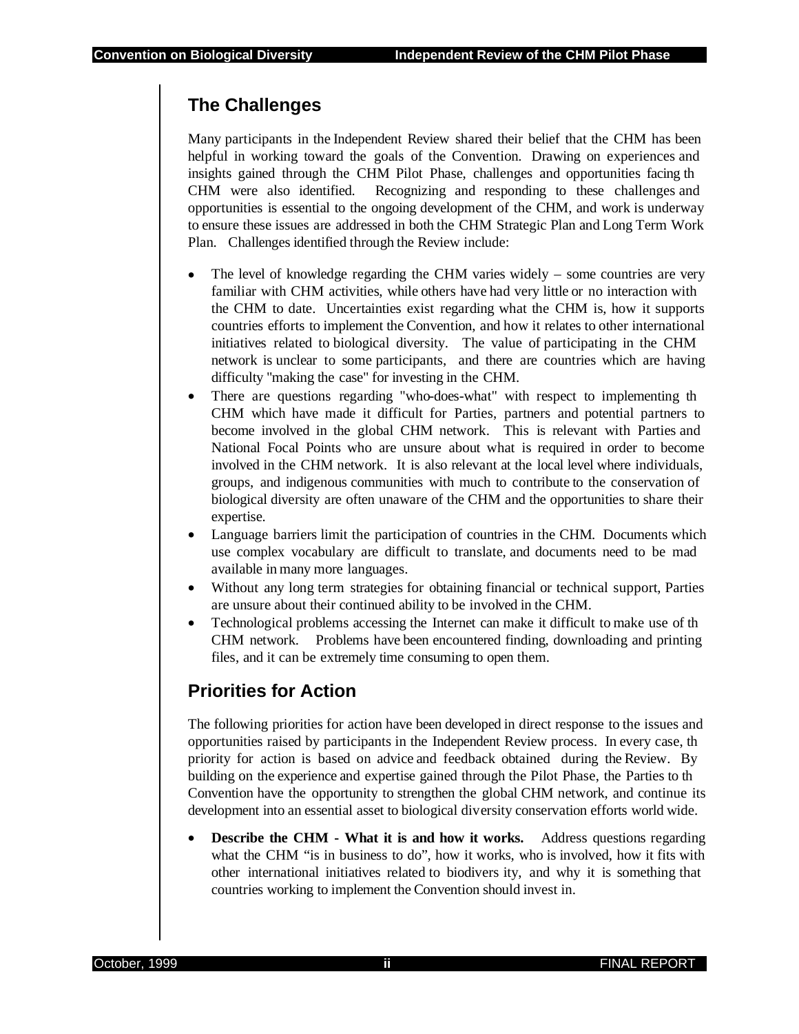## The Challenges

Many participants in the Independent Review shared their belief that the CHM has been helpful in working toward the goals of the Convention. Drawing on experiences and insights gained through the CHM Pilot Phase, challenges and opportunities facing th CHM were also identified. Recognizing and responding to these challenges and opportunities is essential to the ongoing development of the CHM, and work is underway to ensure these issues are addressed in both the CHM Strategic Plan and Long Term Work Plan. Challenges identified through the Review include:

- The level of knowledge regarding the CHM varies widely – some countries are very familiar with CHM activities, while others have had very little or no interaction with the CHM to date. Uncertainties exist regarding what the CHM is, how it supports countries efforts to implement the Convention, and how it relates to other international initiatives related to biological diversity. The value of participating in the CHM network is unclear to some participants, and there are countries which are having difficulty "making the case" for investing in the CHM.
- There are questions regarding "who-does-what" with respect to implementing th CHM which have made it difficult for Parties, partners and potential partners to become involved in the global CHM network. This is relevant with Parties and National Focal Points who are unsure about what is required in order to become involved in the CHM network. It is also relevant at the local level where individuals, groups, and indigenous communities with much to contribute to the conservation of biological diversity are often unaware of the CHM and the opportunities to share their expertise.
- Language barriers limit the participation of countries in the CHM. Documents which use complex vocabulary are difficult to translate, and documents need to be mad available in many more languages.
- Without any long term strategies for obtaining financial or technical support, Parties are unsure about their continued ability to be involved in the CHM.
- Technological problems accessing the Internet can make it difficult to make use of th CHM network. Problems have been encountered finding, downloading and printing files, and it can be extremely time consuming to open them.

## Priorities for Action

The following priorities for action have been developed in direct response to the issues and opportunities raised by participants in the Independent Review process. In every case, th priority for action is based on advice and feedback obtained during the Review. By building on the experience and expertise gained through the Pilot Phase, the Parties to th Convention have the opportunity to strengthen the global CHM network, and continue its development into an essential asset to biological diversity conservation efforts world wide.

- **Describe the CHM - What it is and how it works.** Address questions regarding what the CHM "is in business to do", how it works, who is involved, how it fits with other international initiatives related to biodivers ity, and why it is something that countries working to implement the Convention should invest in.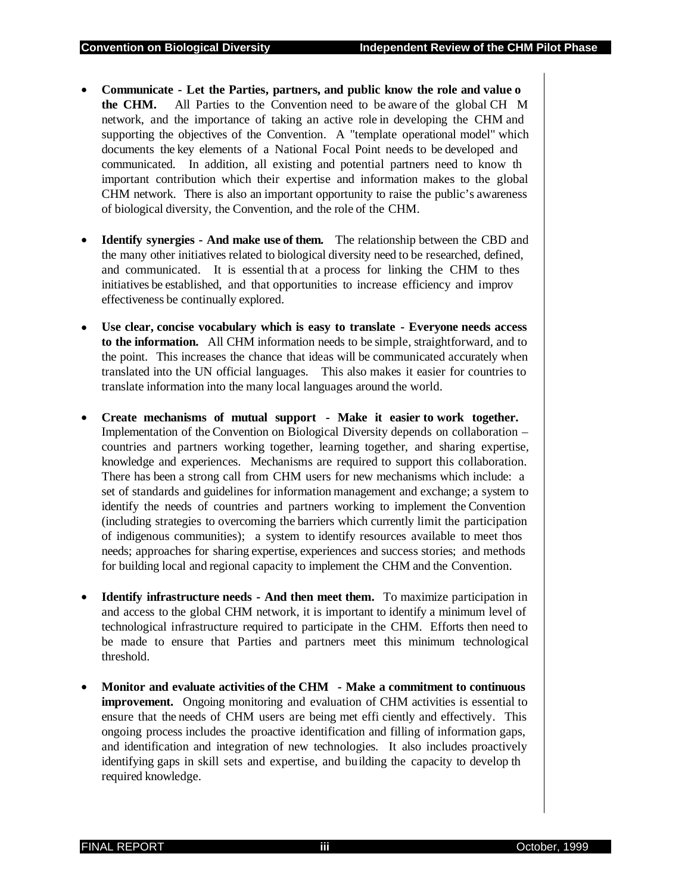- **Communicate - Let the Parties, partners, and public know the role and value o the CHM.** All Parties to the Convention need to be aware of the global CH M network, and the importance of taking an active role in developing the CHM and supporting the objectives of the Convention. A "template operational model" which documents the key elements of a National Focal Point needs to be developed and communicated. In addition, all existing and potential partners need to know th important contribution which their expertise and information makes to the global CHM network. There is also an important opportunity to raise the public's awareness of biological diversity, the Convention, and the role of the CHM.

- **Identify synergies - And make use of them.** The relationship between the CBD and the many other initiatives related to biological diversity need to be researched, defined, and communicated. It is essential th at a process for linking the CHM to thes initiatives be established, and that opportunities to increase efficiency and improv effectiveness be continually explored.

- **Use clear, concise vocabulary which is easy to translate - Everyone needs access to the information.** All CHM information needs to be simple, straightforward, and to the point. This increases the chance that ideas will be communicated accurately when translated into the UN official languages. This also makes it easier for countries to translate information into the many local languages around the world.

- **Create mechanisms of mutual support - Make it easier to work together.** Implementation of the Convention on Biological Diversity depends on collaboration – countries and partners working together, learning together, and sharing expertise, knowledge and experiences. Mechanisms are required to support this collaboration. There has been a strong call from CHM users for new mechanisms which include: a set of standards and guidelines for information management and exchange; a system to identify the needs of countries and partners working to implement the Convention (including strategies to overcoming the barriers which currently limit the participation of indigenous communities); a system to identify resources available to meet thos needs; approaches for sharing expertise, experiences and success stories; and methods for building local and regional capacity to implement the CHM and the Convention.

- **Identify infrastructure needs - And then meet them.** To maximize participation in and access to the global CHM network, it is important to identify a minimum level of technological infrastructure required to participate in the CHM. Efforts then need to be made to ensure that Parties and partners meet this minimum technological threshold.

- **Monitor and evaluate activities of the CHM - Make a commitment to continuous improvement.** Ongoing monitoring and evaluation of CHM activities is essential to ensure that the needs of CHM users are being met effi ciently and effectively. This ongoing process includes the proactive identification and filling of information gaps, and identification and integration of new technologies. It also includes proactively identifying gaps in skill sets and expertise, and building the capacity to develop th required knowledge.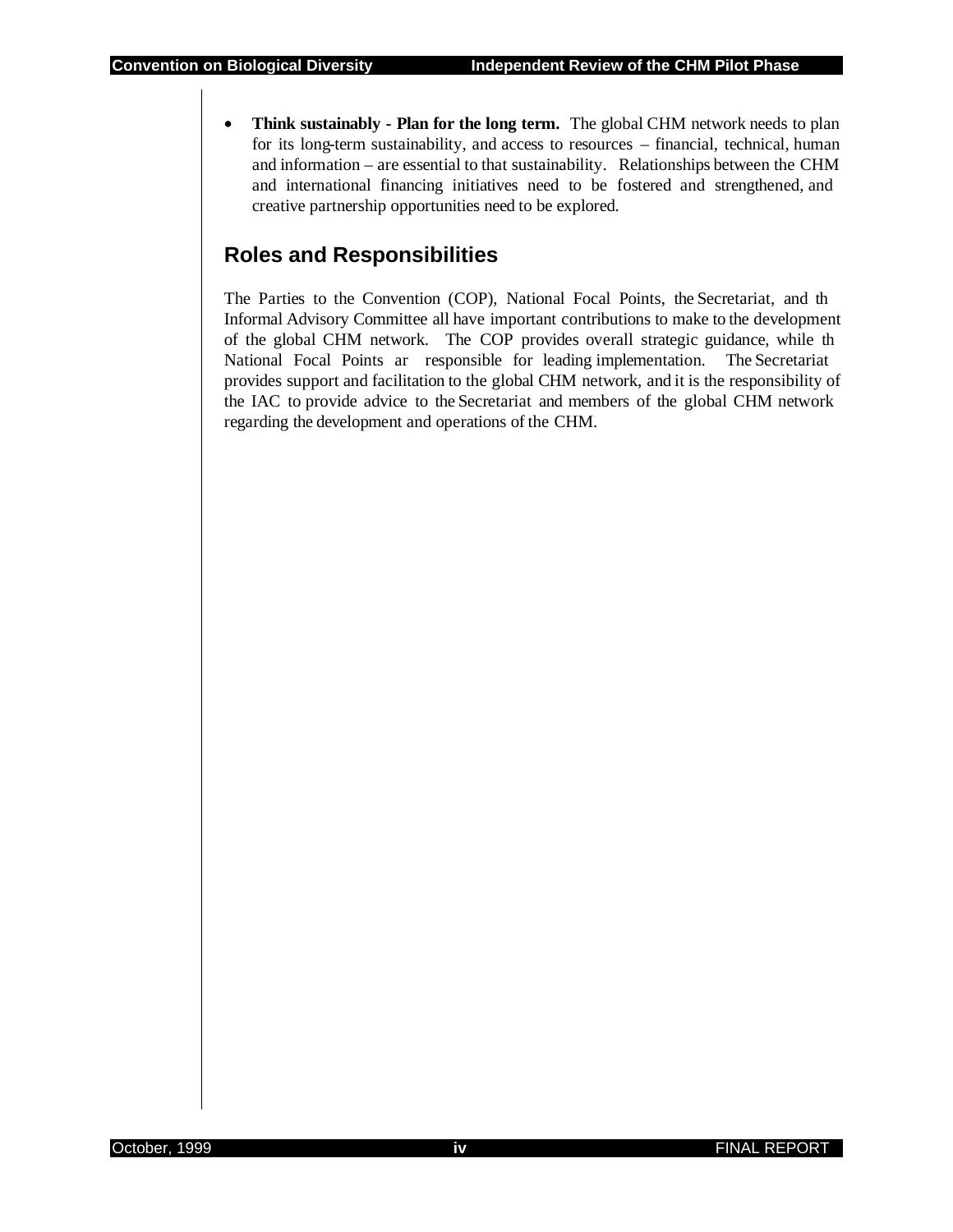- **Think sustainably - Plan for the long term.** The global CHM network needs to plan for its long-term sustainability, and access to resources – financial, technical, human and information – are essential to that sustainability. Relationships between the CHM and international financing initiatives need to be fostered and strengthened, and creative partnership opportunities need to be explored.

## Roles and Responsibilities

The Parties to the Convention (COP), National Focal Points, the Secretariat, and th Informal Advisory Committee all have important contributions to make to the development of the global CHM network. The COP provides overall strategic guidance, while th National Focal Points ar responsible for leading implementation. The Secretariat provides support and facilitation to the global CHM network, and it is the responsibility of the IAC to provide advice to the Secretariat and members of the global CHM network regarding the development and operations of the CHM.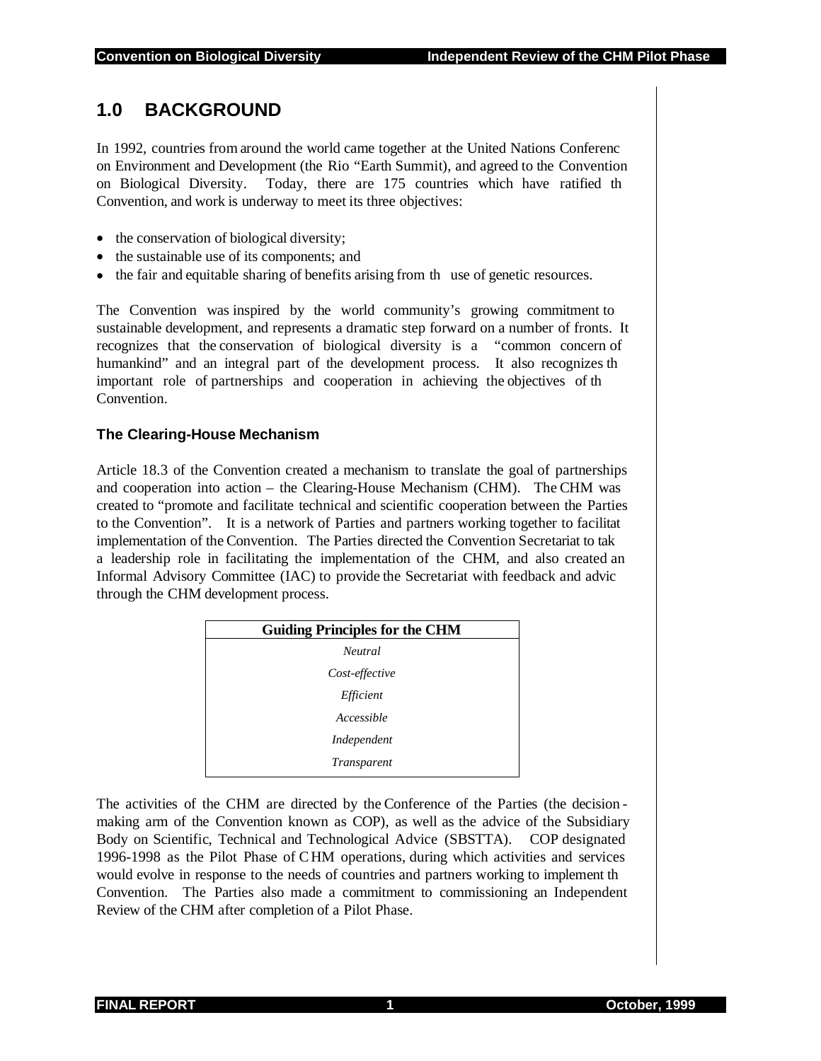# 1.0 BACKGROUND

In 1992, countries from around the world came together at the United Nations Conferenc on Environment and Development (the Rio "Earth Summit), and agreed to the Convention on Biological Diversity. Today, there are 175 countries which have ratified th Convention, and work is underway to meet its three objectives:

- the conservation of biological diversity;
- the sustainable use of its components; and
- the fair and equitable sharing of benefits arising from th use of genetic resources.

The Convention was inspired by the world community's growing commitment to sustainable development, and represents a dramatic step forward on a number of fronts. It recognizes that the conservation of biological diversity is a "common concern of humankind" and an integral part of the development process. It also recognizes th important role of partnerships and cooperation in achieving the objectives of th Convention.

### The Clearing-House Mechanism

Article 18.3 of the Convention created a mechanism to translate the goal of partnerships and cooperation into action – the Clearing-House Mechanism (CHM). The CHM was created to "promote and facilitate technical and scientific cooperation between the Parties to the Convention". It is a network of Parties and partners working together to facilitat implementation of the Convention. The Parties directed the Convention Secretariat to tak a leadership role in facilitating the implementation of the CHM, and also created an Informal Advisory Committee (IAC) to provide the Secretariat with feedback and advic through the CHM development process.

| Guiding Principles for the CHM |
| --- |
| *Neutral* |
| *Cost-effective* |
| *Efficient* |
| *Accessible* |
| *Independent* |
| *Transparent* |

The activities of the CHM are directed by the Conference of the Parties (the decision-making arm of the Convention known as COP), as well as the advice of the Subsidiary Body on Scientific, Technical and Technological Advice (SBSTTA). COP designated 1996-1998 as the Pilot Phase of CHM operations, during which activities and services would evolve in response to the needs of countries and partners working to implement th Convention. The Parties also made a commitment to commissioning an Independent Review of the CHM after completion of a Pilot Phase.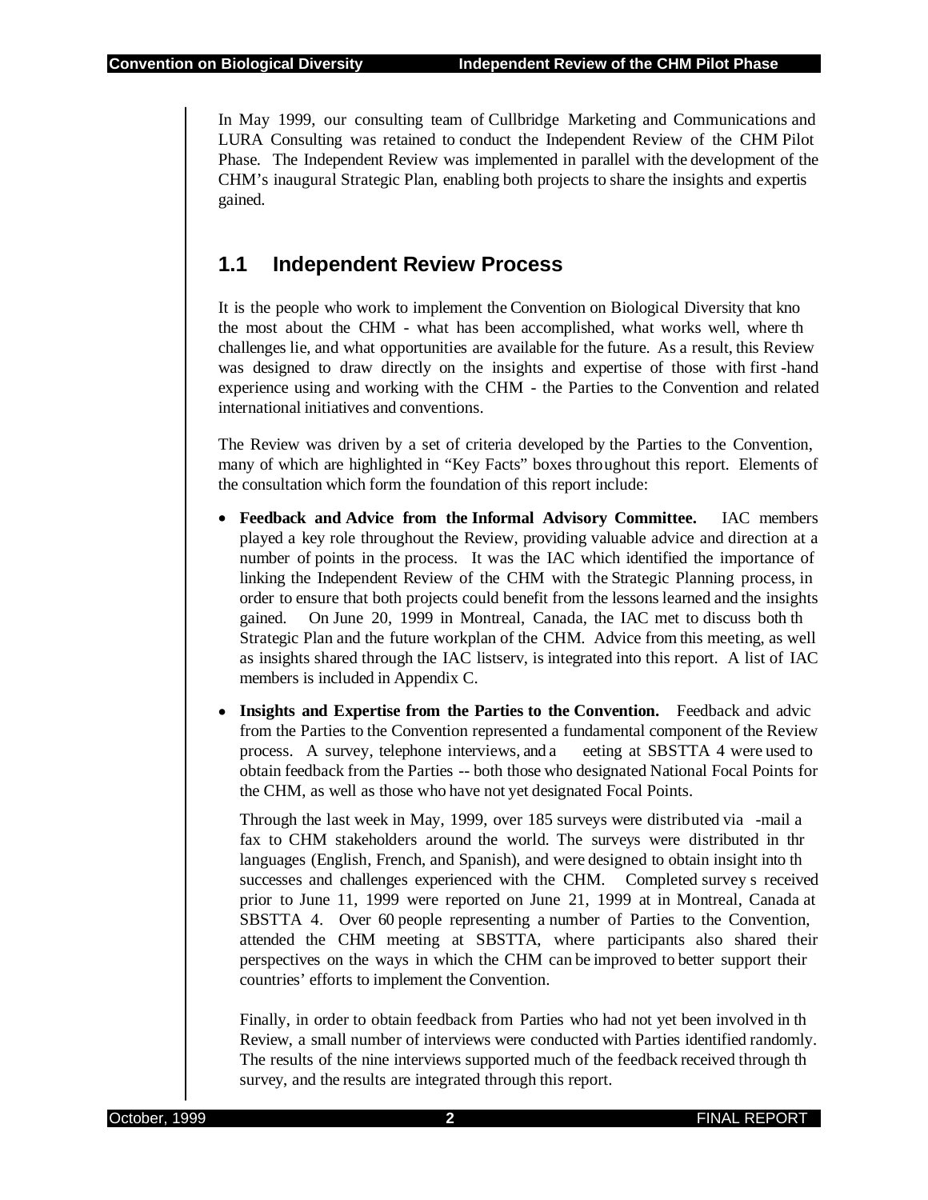In May 1999, our consulting team of Cullbridge Marketing and Communications and LURA Consulting was retained to conduct the Independent Review of the CHM Pilot Phase. The Independent Review was implemented in parallel with the development of the CHM's inaugural Strategic Plan, enabling both projects to share the insights and expertis gained.

## 1.1 Independent Review Process

It is the people who work to implement the Convention on Biological Diversity that kno the most about the CHM - what has been accomplished, what works well, where th challenges lie, and what opportunities are available for the future. As a result, this Review was designed to draw directly on the insights and expertise of those with first -hand experience using and working with the CHM - the Parties to the Convention and related international initiatives and conventions.

The Review was driven by a set of criteria developed by the Parties to the Convention, many of which are highlighted in "Key Facts" boxes throughout this report. Elements of the consultation which form the foundation of this report include:

- **Feedback and Advice from the Informal Advisory Committee.** IAC members played a key role throughout the Review, providing valuable advice and direction at a number of points in the process. It was the IAC which identified the importance of linking the Independent Review of the CHM with the Strategic Planning process, in order to ensure that both projects could benefit from the lessons learned and the insights gained. On June 20, 1999 in Montreal, Canada, the IAC met to discuss both th Strategic Plan and the future workplan of the CHM. Advice from this meeting, as well as insights shared through the IAC listserv, is integrated into this report. A list of IAC members is included in Appendix C.

- **Insights and Expertise from the Parties to the Convention.** Feedback and advic from the Parties to the Convention represented a fundamental component of the Review process. A survey, telephone interviews, and a eeting at SBSTTA 4 were used to obtain feedback from the Parties -- both those who designated National Focal Points for the CHM, as well as those who have not yet designated Focal Points.

  Through the last week in May, 1999, over 185 surveys were distributed via -mail a fax to CHM stakeholders around the world. The surveys were distributed in thr languages (English, French, and Spanish), and were designed to obtain insight into th successes and challenges experienced with the CHM. Completed survey s received prior to June 11, 1999 were reported on June 21, 1999 at in Montreal, Canada at SBSTTA 4. Over 60 people representing a number of Parties to the Convention, attended the CHM meeting at SBSTTA, where participants also shared their perspectives on the ways in which the CHM can be improved to better support their countries' efforts to implement the Convention.

  Finally, in order to obtain feedback from Parties who had not yet been involved in th Review, a small number of interviews were conducted with Parties identified randomly. The results of the nine interviews supported much of the feedback received through th survey, and the results are integrated through this report.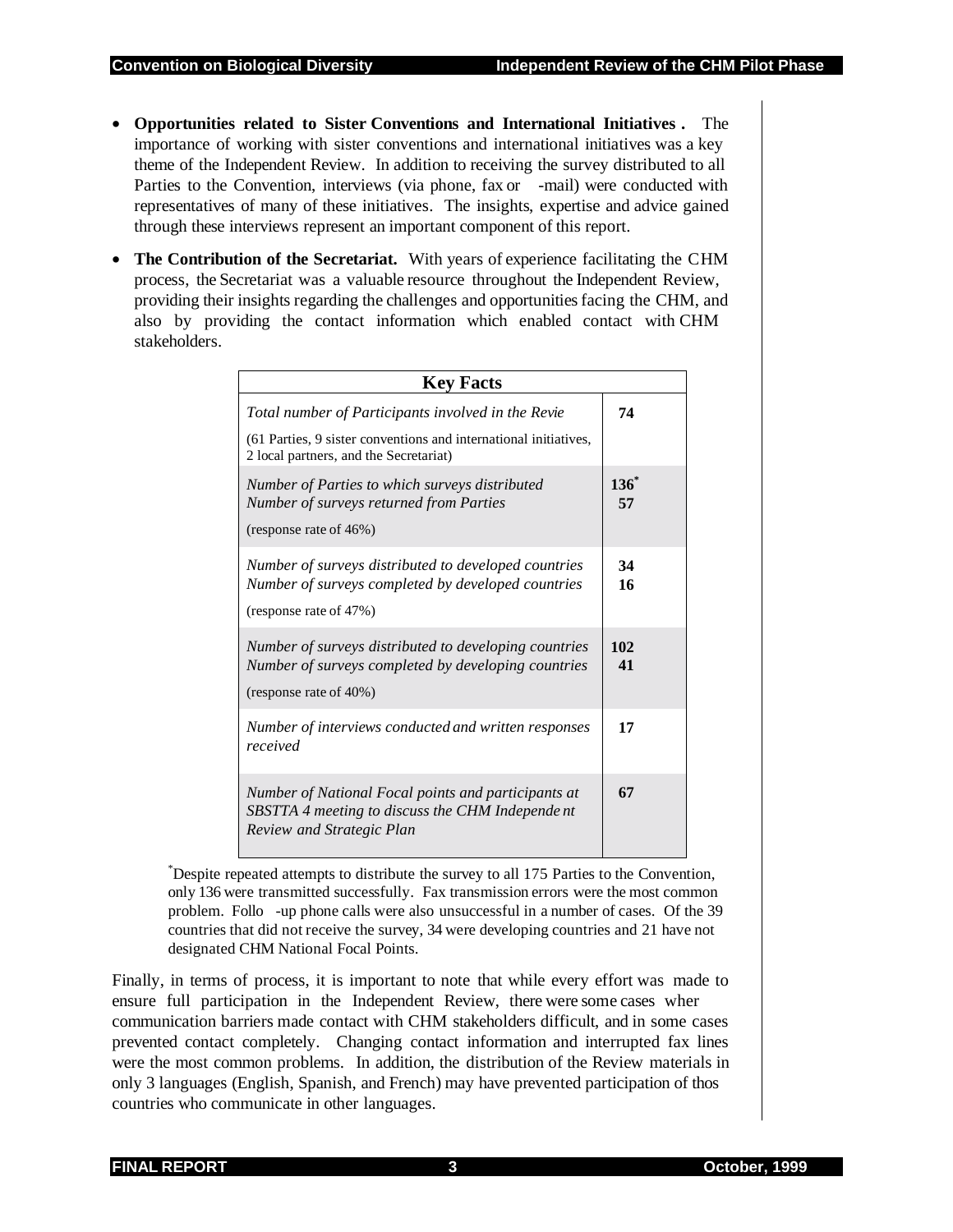- **Opportunities related to Sister Conventions and International Initiatives .** The importance of working with sister conventions and international initiatives was a key theme of the Independent Review. In addition to receiving the survey distributed to all Parties to the Convention, interviews (via phone, fax or -mail) were conducted with representatives of many of these initiatives. The insights, expertise and advice gained through these interviews represent an important component of this report.
- **The Contribution of the Secretariat.** With years of experience facilitating the CHM process, the Secretariat was a valuable resource throughout the Independent Review, providing their insights regarding the challenges and opportunities facing the CHM, and also by providing the contact information which enabled contact with CHM stakeholders.

| **Key Facts** | |
|---|---|
| *Total number of Participants involved in the Revie*<br>(61 Parties, 9 sister conventions and international initiatives, 2 local partners, and the Secretariat) | **74** |
| *Number of Parties to which surveys distributed*<br>*Number of surveys returned from Parties*<br>(response rate of 46%) | **136*** <br>**57** |
| *Number of surveys distributed to developed countries*<br>*Number of surveys completed by developed countries*<br>(response rate of 47%) | **34**<br>**16** |
| *Number of surveys distributed to developing countries*<br>*Number of surveys completed by developing countries*<br>(response rate of 40%) | **102**<br>**41** |
| *Number of interviews conducted and written responses received* | **17** |
| *Number of National Focal points and participants at SBSTTA 4 meeting to discuss the CHM Independe nt Review and Strategic Plan* | **67** |

*Despite repeated attempts to distribute the survey to all 175 Parties to the Convention, only 136 were transmitted successfully. Fax transmission errors were the most common problem. Follo -up phone calls were also unsuccessful in a number of cases. Of the 39 countries that did not receive the survey, 34 were developing countries and 21 have not designated CHM National Focal Points.

Finally, in terms of process, it is important to note that while every effort was made to ensure full participation in the Independent Review, there were some cases wher communication barriers made contact with CHM stakeholders difficult, and in some cases prevented contact completely. Changing contact information and interrupted fax lines were the most common problems. In addition, the distribution of the Review materials in only 3 languages (English, Spanish, and French) may have prevented participation of thos countries who communicate in other languages.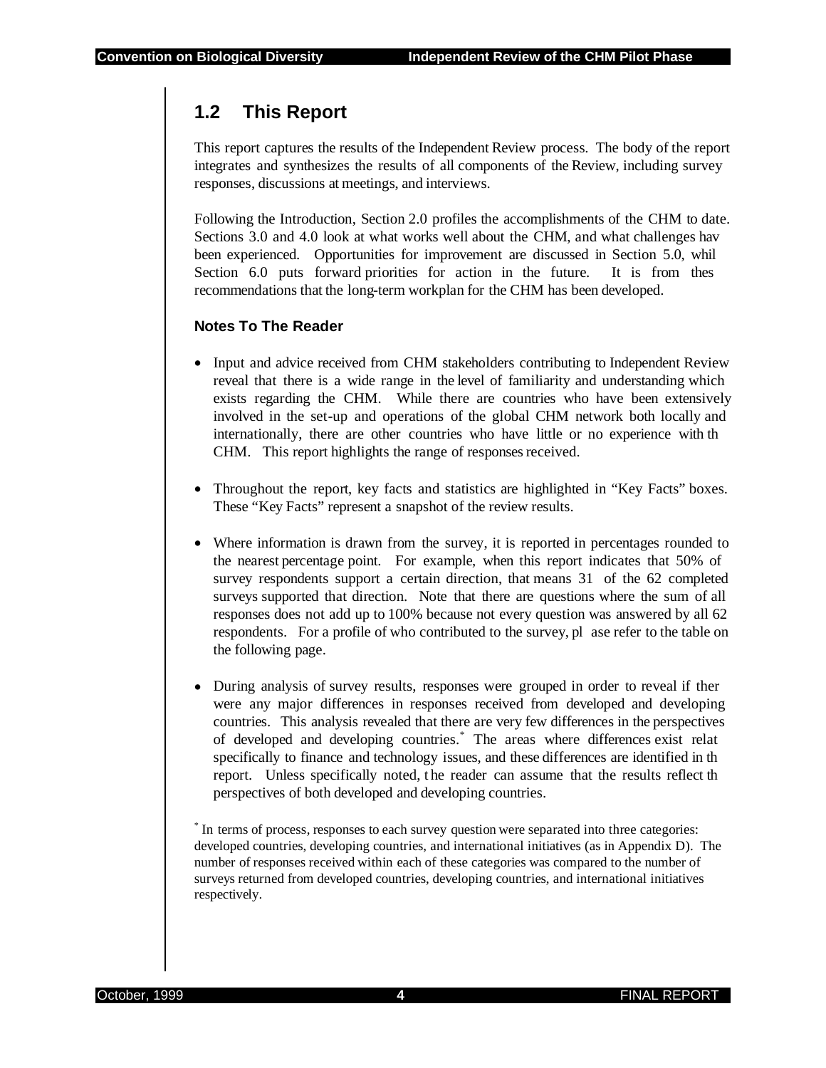## 1.2 This Report

This report captures the results of the Independent Review process. The body of the report integrates and synthesizes the results of all components of the Review, including survey responses, discussions at meetings, and interviews.

Following the Introduction, Section 2.0 profiles the accomplishments of the CHM to date. Sections 3.0 and 4.0 look at what works well about the CHM, and what challenges hav been experienced. Opportunities for improvement are discussed in Section 5.0, whil Section 6.0 puts forward priorities for action in the future. It is from thes recommendations that the long-term workplan for the CHM has been developed.

### Notes To The Reader

- Input and advice received from CHM stakeholders contributing to Independent Review reveal that there is a wide range in the level of familiarity and understanding which exists regarding the CHM. While there are countries who have been extensively involved in the set-up and operations of the global CHM network both locally and internationally, there are other countries who have little or no experience with th CHM. This report highlights the range of responses received.
- Throughout the report, key facts and statistics are highlighted in "Key Facts" boxes. These "Key Facts" represent a snapshot of the review results.
- Where information is drawn from the survey, it is reported in percentages rounded to the nearest percentage point. For example, when this report indicates that 50% of survey respondents support a certain direction, that means 31 of the 62 completed surveys supported that direction. Note that there are questions where the sum of all responses does not add up to 100% because not every question was answered by all 62 respondents. For a profile of who contributed to the survey, pl ase refer to the table on the following page.
- During analysis of survey results, responses were grouped in order to reveal if ther were any major differences in responses received from developed and developing countries. This analysis revealed that there are very few differences in the perspectives of developed and developing countries.* The areas where differences exist relat specifically to finance and technology issues, and these differences are identified in th report. Unless specifically noted, the reader can assume that the results reflect th perspectives of both developed and developing countries.

* In terms of process, responses to each survey question were separated into three categories: developed countries, developing countries, and international initiatives (as in Appendix D). The number of responses received within each of these categories was compared to the number of surveys returned from developed countries, developing countries, and international initiatives respectively.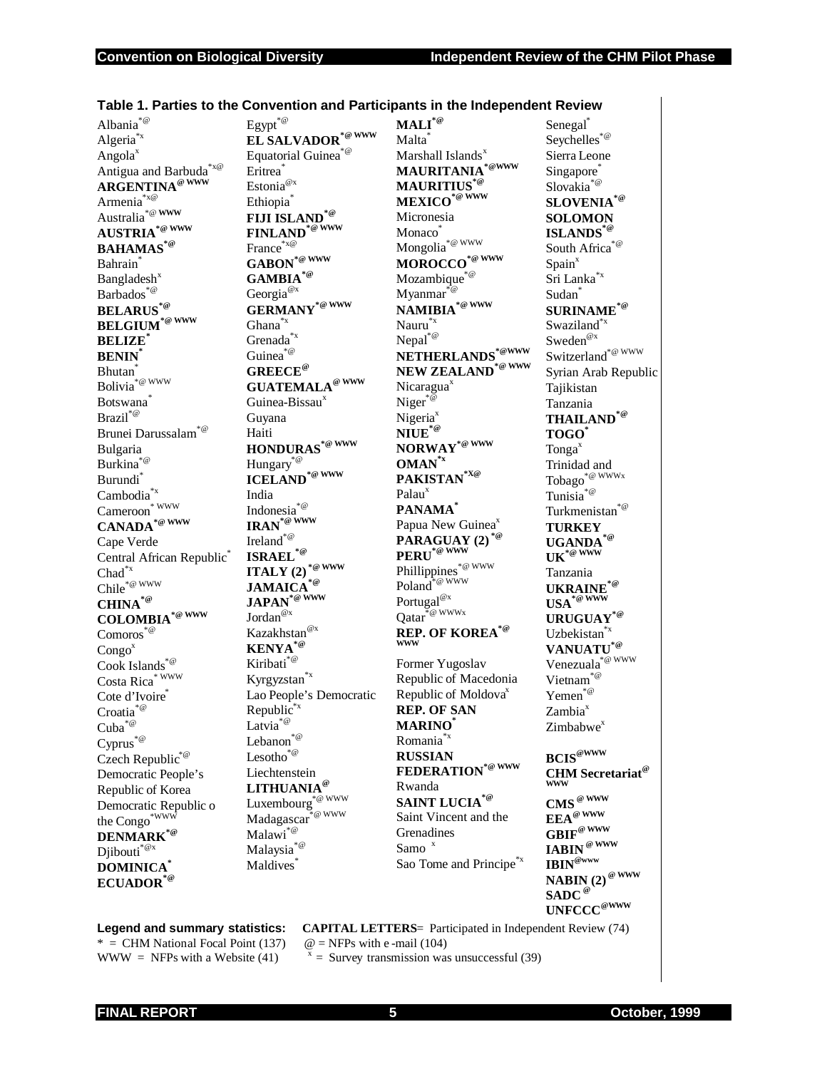**Table 1. Parties to the Convention and Participants in the Independent Review**

Albania*@
Algeria*x
Angola[x]
Antigua and Barbuda*x@
**ARGENTINA**@ WWW
Armenia*x@
Australia*@ WWW
**AUSTRIA***@ WWW
**BAHAMAS***@
Bahrain*
Bangladesh[x]
Barbados*@
**BELARUS***@
**BELGIUM***@ WWW
**BELIZE***
**BENIN***
Bhutan*
Bolivia*@ WWW
Botswana*
Brazil*@
Brunei Darussalam*@
Bulgaria
Burkina*@
Burundi*
Cambodia*x
Cameroon* WWW
**CANADA***@ WWW
Cape Verde
Central African Republic*
Chad*x
Chile*@ WWW
**CHINA***@
**COLOMBIA***@ WWW
Comoros*@
Congo[x]
Cook Islands*@
Costa Rica* WWW
Cote d'Ivoire*
Croatia*@
Cuba*@
Cyprus*@
Czech Republic*@
Democratic People's Republic of Korea
Democratic Republic o the Congo*WWW
**DENMARK***@
Djibouti*@x
**DOMINICA***
**ECUADOR***@
Egypt*@
**EL SALVADOR***@ WWW
Equatorial Guinea*@
Eritrea*
Estonia@x
Ethiopia*
**FIJI ISLAND***@
**FINLAND***@ WWW
France*x@
**GABON***@ WWW
**GAMBIA***@
Georgia@x
**GERMANY***@ WWW
Ghana*x
Grenada*x
Guinea*@
**GREECE**@
**GUATEMALA**@ WWW
Guinea-Bissau[x]
Guyana
Haiti
**HONDURAS***@ WWW
Hungary*@
**ICELAND***@ WWW
India
Indonesia*@
**IRAN***@ WWW
Ireland*@
**ISRAEL***@
**ITALY (2)***@ WWW
**JAMAICA***@
**JAPAN***@ WWW
Jordan@x
Kazakhstan@x
**KENYA***@
Kiribati*@
Kyrgyzstan*x
Lao People's Democratic Republic*x
Latvia*@
Lebanon*@
Lesotho*@
Liechtenstein
**LITHUANIA**@
Luxembourg*@ WWW
Madagascar*@ WWW
Malawi*@
Malaysia*@
Maldives*
**MALI***@
Malta*
Marshall Islands[x]
**MAURITANIA***@WWW
**MAURITIUS***@
**MEXICO***@ WWW
Micronesia
Monaco*
Mongolia*@ WWW
**MOROCCO***@ WWW
Mozambique*@
Myanmar*@
**NAMIBIA***@ WWW
Nauru*x
Nepal*@
**NETHERLANDS***@WWW
**NEW ZEALAND***@ WWW
Nicaragua[x]
Niger*@
Nigeria[x]
**NIUE***@
**NORWAY***@ WWW
**OMAN***x
**PAKISTAN***X@
Palau[x]
**PANAMA***
Papua New Guinea[x]
**PARAGUAY (2)***@
**PERU***@ WWW
Phillippines*@ WWW
Poland*@ WWW
Portugal@x
Qatar*@ WWWx
**REP. OF KOREA***@ WWW
Former Yugoslav Republic of Macedonia
Republic of Moldova[x]
**REP. OF SAN MARINO***
Romania*x
**RUSSIAN FEDERATION***@ WWW
Rwanda
**SAINT LUCIA***@
Saint Vincent and the Grenadines
Samo [x]
Sao Tome and Principe*x
Senegal*
Seychelles*@
Sierra Leone
Singapore*
Slovakia*@
**SLOVENIA***@
**SOLOMON ISLANDS***@
South Africa*@
Spain[x]
Sri Lanka*x
Sudan*
**SURINAME***@
Swaziland*x
Sweden@x
Switzerland*@ WWW
Syrian Arab Republic
Tajikistan
Tanzania
**THAILAND***@
**TOGO***
Tonga[x]
Trinidad and Tobago*@ WWWx
Tunisia*@
Turkmenistan*@
**TURKEY**
**UGANDA***@
**UK***@ WWW
Tanzania
**UKRAINE***@
**USA***@ WWW
**URUGUAY***@
Uzbekistan*x
**VANUATU***@
Venezuala*@ WWW
Vietnam*@
Yemen*@
Zambia[x]
Zimbabwe[x]

**BCIS**@WWW
**CHM Secretariat**@ WWW
**CMS** @ WWW
**EEA**@ WWW
**GBIF**@ WWW
**IABIN** @ WWW
**IBIN**@www
**NABIN (2)** @ WWW
**SADC** @
**UNFCCC**@WWW

**Legend and summary statistics:**
* = CHM National Focal Point (137)
WWW = NFPs with a Website (41)
**CAPITAL LETTERS**= Participated in Independent Review (74)
@ = NFPs with e-mail (104)
x = Survey transmission was unsuccessful (39)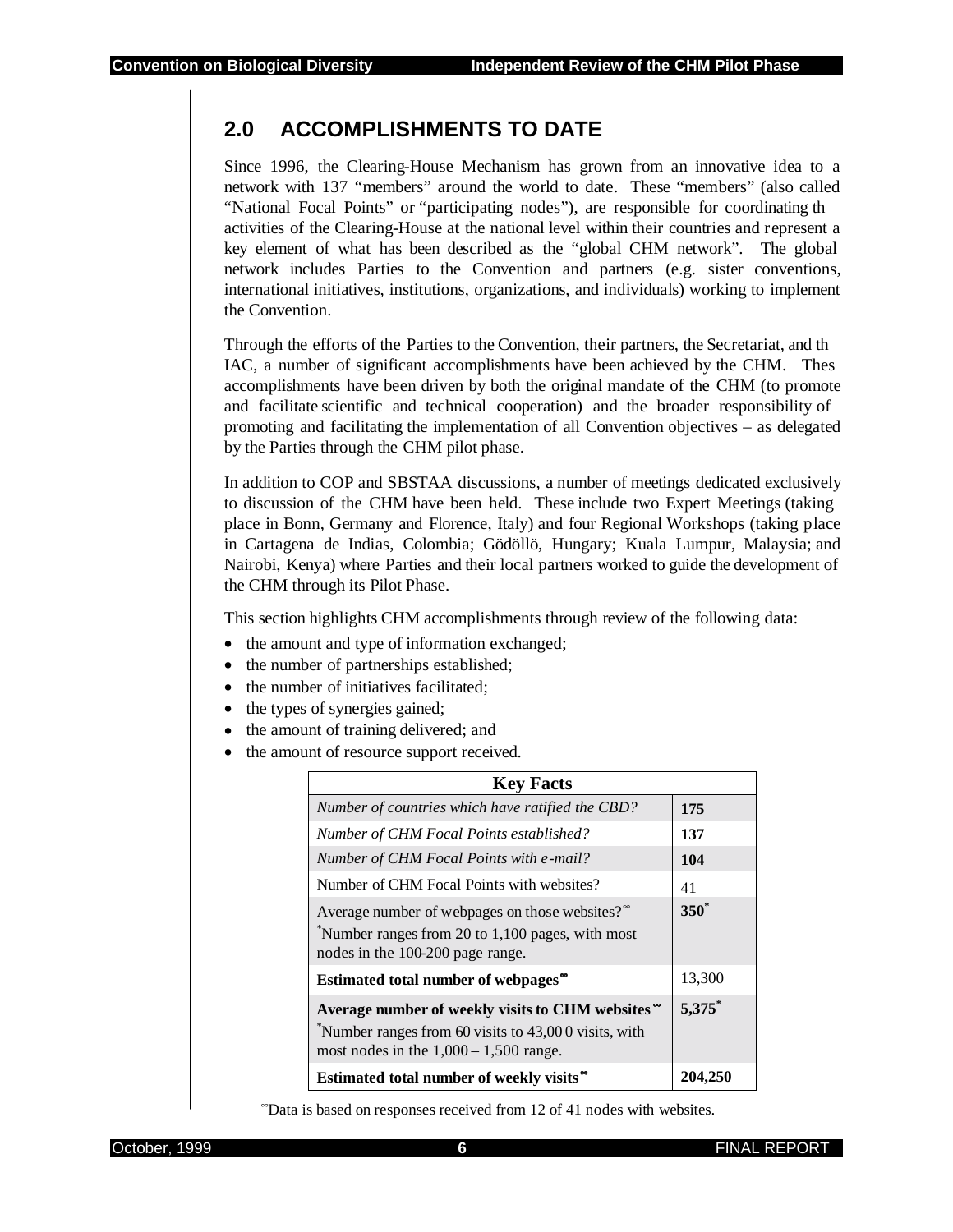## 2.0 ACCOMPLISHMENTS TO DATE

Since 1996, the Clearing-House Mechanism has grown from an innovative idea to a network with 137 "members" around the world to date. These "members" (also called "National Focal Points" or "participating nodes"), are responsible for coordinating th activities of the Clearing-House at the national level within their countries and represent a key element of what has been described as the "global CHM network". The global network includes Parties to the Convention and partners (e.g. sister conventions, international initiatives, institutions, organizations, and individuals) working to implement the Convention.

Through the efforts of the Parties to the Convention, their partners, the Secretariat, and th IAC, a number of significant accomplishments have been achieved by the CHM. Thes accomplishments have been driven by both the original mandate of the CHM (to promote and facilitate scientific and technical cooperation) and the broader responsibility of promoting and facilitating the implementation of all Convention objectives – as delegated by the Parties through the CHM pilot phase.

In addition to COP and SBSTAA discussions, a number of meetings dedicated exclusively to discussion of the CHM have been held. These include two Expert Meetings (taking place in Bonn, Germany and Florence, Italy) and four Regional Workshops (taking place in Cartagena de Indias, Colombia; Gödöllö, Hungary; Kuala Lumpur, Malaysia; and Nairobi, Kenya) where Parties and their local partners worked to guide the development of the CHM through its Pilot Phase.

This section highlights CHM accomplishments through review of the following data:

- the amount and type of information exchanged;
- the number of partnerships established;
- the number of initiatives facilitated;
- the types of synergies gained;
- the amount of training delivered; and
- the amount of resource support received.

| Key Facts | |
|---|---|
| *Number of countries which have ratified the CBD?* | **175** |
| *Number of CHM Focal Points established?* | **137** |
| *Number of CHM Focal Points with e-mail?* | **104** |
| Number of CHM Focal Points with websites? | 41 |
| Average number of webpages on those websites?[∞]<br>[*]Number ranges from 20 to 1,100 pages, with most nodes in the 100-200 page range. | **350**[*] |
| **Estimated total number of webpages**[∞] | 13,300 |
| **Average number of weekly visits to CHM websites**[∞]<br>[*]Number ranges from 60 visits to 43,000 visits, with most nodes in the 1,000 – 1,500 range. | **5,375**[*] |
| **Estimated total number of weekly visits**[∞] | **204,250** |

[∞]Data is based on responses received from 12 of 41 nodes with websites.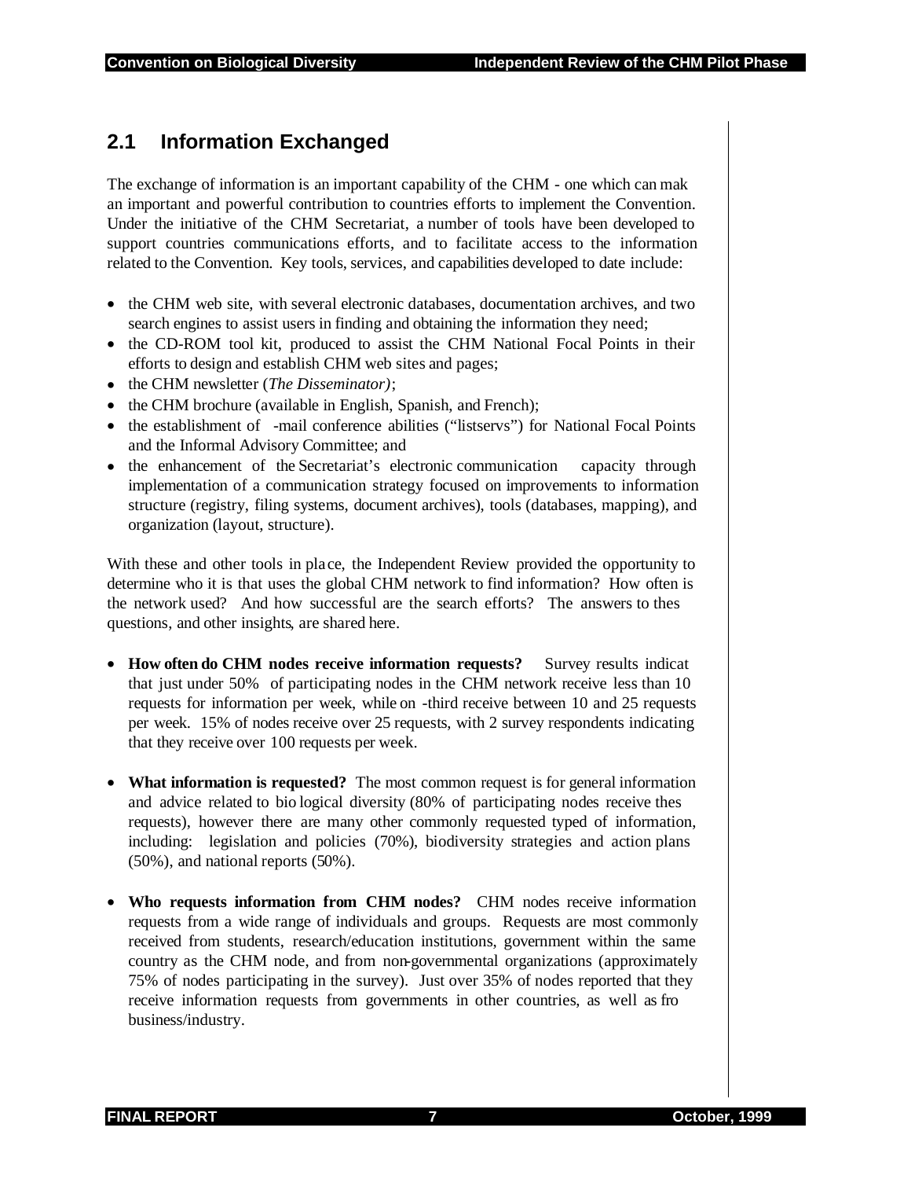## 2.1 Information Exchanged

The exchange of information is an important capability of the CHM - one which can mak an important and powerful contribution to countries efforts to implement the Convention. Under the initiative of the CHM Secretariat, a number of tools have been developed to support countries communications efforts, and to facilitate access to the information related to the Convention. Key tools, services, and capabilities developed to date include:

- the CHM web site, with several electronic databases, documentation archives, and two search engines to assist users in finding and obtaining the information they need;
- the CD-ROM tool kit, produced to assist the CHM National Focal Points in their efforts to design and establish CHM web sites and pages;
- the CHM newsletter (*The Disseminator)*;
- the CHM brochure (available in English, Spanish, and French);
- the establishment of -mail conference abilities ("listservs") for National Focal Points and the Informal Advisory Committee; and
- the enhancement of the Secretariat's electronic communication capacity through implementation of a communication strategy focused on improvements to information structure (registry, filing systems, document archives), tools (databases, mapping), and organization (layout, structure).

With these and other tools in place, the Independent Review provided the opportunity to determine who it is that uses the global CHM network to find information? How often is the network used? And how successful are the search efforts? The answers to thes questions, and other insights, are shared here.

- **How often do CHM nodes receive information requests?** Survey results indicat that just under 50% of participating nodes in the CHM network receive less than 10 requests for information per week, while on -third receive between 10 and 25 requests per week. 15% of nodes receive over 25 requests, with 2 survey respondents indicating that they receive over 100 requests per week.

- **What information is requested?** The most common request is for general information and advice related to biological diversity (80% of participating nodes receive thes requests), however there are many other commonly requested typed of information, including: legislation and policies (70%), biodiversity strategies and action plans (50%), and national reports (50%).

- **Who requests information from CHM nodes?** CHM nodes receive information requests from a wide range of individuals and groups. Requests are most commonly received from students, research/education institutions, government within the same country as the CHM node, and from non-governmental organizations (approximately 75% of nodes participating in the survey). Just over 35% of nodes reported that they receive information requests from governments in other countries, as well as fro business/industry.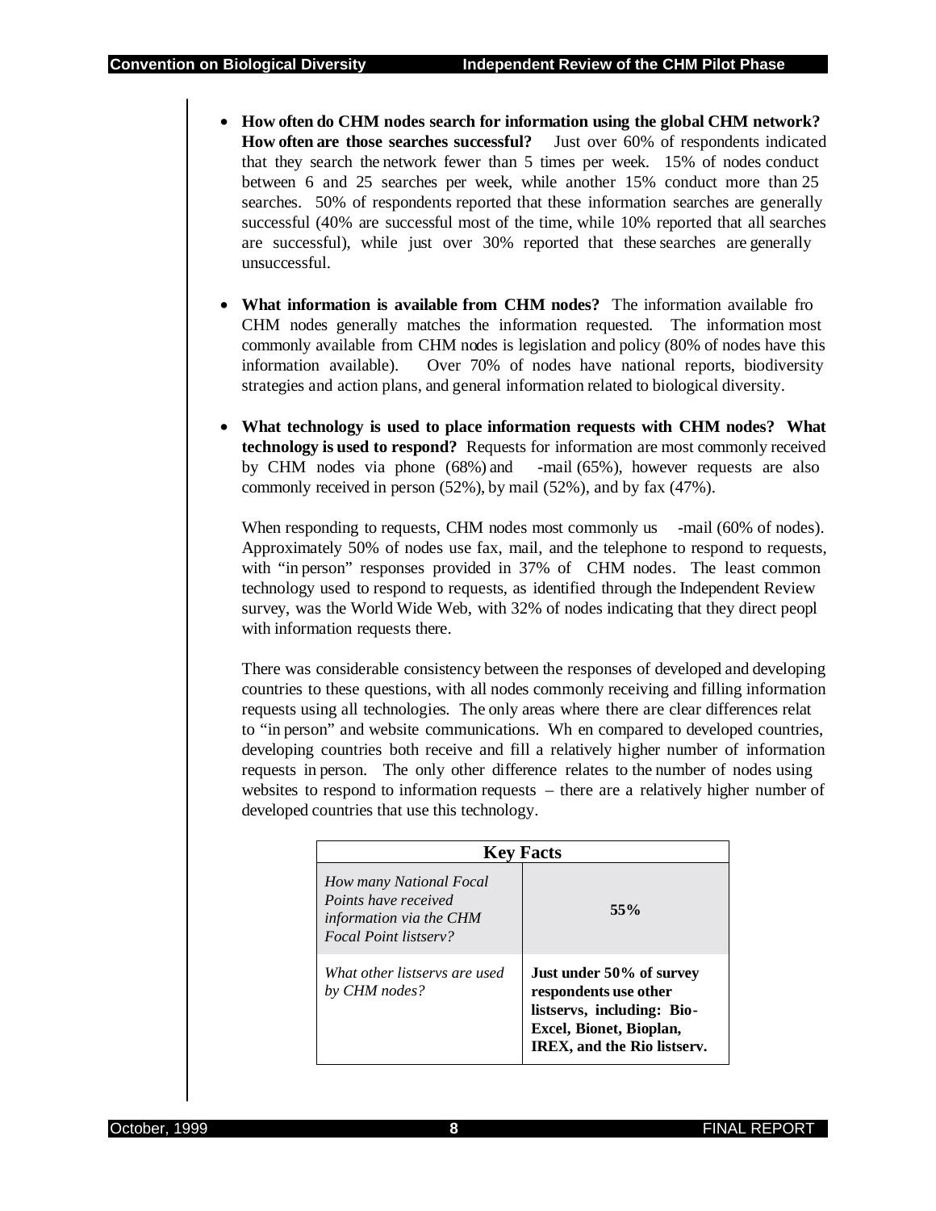- **How often do CHM nodes search for information using the global CHM network? How often are those searches successful?** Just over 60% of respondents indicated that they search the network fewer than 5 times per week. 15% of nodes conduct between 6 and 25 searches per week, while another 15% conduct more than 25 searches. 50% of respondents reported that these information searches are generally successful (40% are successful most of the time, while 10% reported that all searches are successful), while just over 30% reported that these searches are generally unsuccessful.

- **What information is available from CHM nodes?** The information available fro CHM nodes generally matches the information requested. The information most commonly available from CHM nodes is legislation and policy (80% of nodes have this information available). Over 70% of nodes have national reports, biodiversity strategies and action plans, and general information related to biological diversity.

- **What technology is used to place information requests with CHM nodes? What technology is used to respond?** Requests for information are most commonly received by CHM nodes via phone (68%) and -mail (65%), however requests are also commonly received in person (52%), by mail (52%), and by fax (47%).

  When responding to requests, CHM nodes most commonly us -mail (60% of nodes). Approximately 50% of nodes use fax, mail, and the telephone to respond to requests, with "in person" responses provided in 37% of CHM nodes. The least common technology used to respond to requests, as identified through the Independent Review survey, was the World Wide Web, with 32% of nodes indicating that they direct peopl with information requests there.

  There was considerable consistency between the responses of developed and developing countries to these questions, with all nodes commonly receiving and filling information requests using all technologies. The only areas where there are clear differences relat to "in person" and website communications. Wh en compared to developed countries, developing countries both receive and fill a relatively higher number of information requests in person. The only other difference relates to the number of nodes using websites to respond to information requests – there are a relatively higher number of developed countries that use this technology.

| **Key Facts** | |
|---|---|
| *How many National Focal Points have received information via the CHM Focal Point listserv?* | **55%** |
| *What other listservs are used by CHM nodes?* | **Just under 50% of survey respondents use other listservs, including: Bio-Excel, Bionet, Bioplan, IREX, and the Rio listserv.** |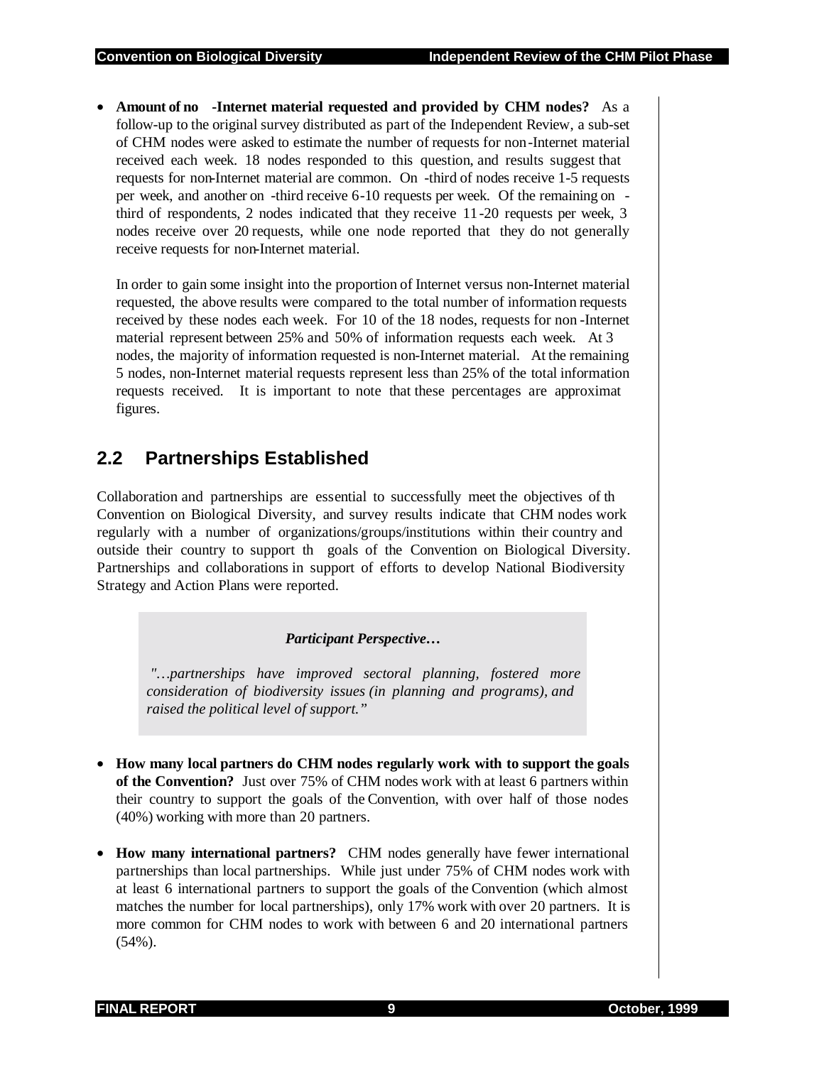- **Amount of no -Internet material requested and provided by CHM nodes?** As a follow-up to the original survey distributed as part of the Independent Review, a sub-set of CHM nodes were asked to estimate the number of requests for non-Internet material received each week. 18 nodes responded to this question, and results suggest that requests for non-Internet material are common. On -third of nodes receive 1-5 requests per week, and another on -third receive 6-10 requests per week. Of the remaining on - third of respondents, 2 nodes indicated that they receive 11-20 requests per week, 3 nodes receive over 20 requests, while one node reported that they do not generally receive requests for non-Internet material.

  In order to gain some insight into the proportion of Internet versus non-Internet material requested, the above results were compared to the total number of information requests received by these nodes each week. For 10 of the 18 nodes, requests for non-Internet material represent between 25% and 50% of information requests each week. At 3 nodes, the majority of information requested is non-Internet material. At the remaining 5 nodes, non-Internet material requests represent less than 25% of the total information requests received. It is important to note that these percentages are approximat figures.

## 2.2 Partnerships Established

Collaboration and partnerships are essential to successfully meet the objectives of th Convention on Biological Diversity, and survey results indicate that CHM nodes work regularly with a number of organizations/groups/institutions within their country and outside their country to support th goals of the Convention on Biological Diversity. Partnerships and collaborations in support of efforts to develop National Biodiversity Strategy and Action Plans were reported.

> ***Participant Perspective…***
>
> *"…partnerships have improved sectoral planning, fostered more consideration of biodiversity issues (in planning and programs), and raised the political level of support."*

- **How many local partners do CHM nodes regularly work with to support the goals of the Convention?** Just over 75% of CHM nodes work with at least 6 partners within their country to support the goals of the Convention, with over half of those nodes (40%) working with more than 20 partners.

- **How many international partners?** CHM nodes generally have fewer international partnerships than local partnerships. While just under 75% of CHM nodes work with at least 6 international partners to support the goals of the Convention (which almost matches the number for local partnerships), only 17% work with over 20 partners. It is more common for CHM nodes to work with between 6 and 20 international partners (54%).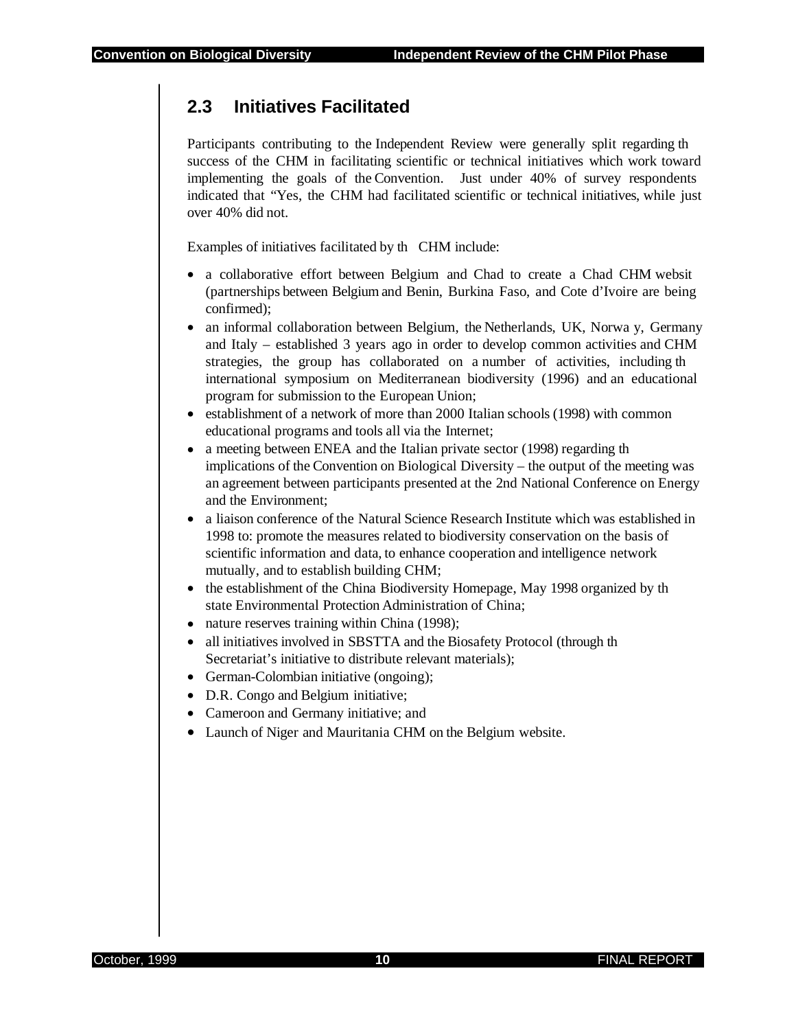## 2.3 Initiatives Facilitated

Participants contributing to the Independent Review were generally split regarding th success of the CHM in facilitating scientific or technical initiatives which work toward implementing the goals of the Convention. Just under 40% of survey respondents indicated that "Yes, the CHM had facilitated scientific or technical initiatives, while just over 40% did not.

Examples of initiatives facilitated by th CHM include:

- a collaborative effort between Belgium and Chad to create a Chad CHM websit (partnerships between Belgium and Benin, Burkina Faso, and Cote d'Ivoire are being confirmed);
- an informal collaboration between Belgium, the Netherlands, UK, Norwa y, Germany and Italy – established 3 years ago in order to develop common activities and CHM strategies, the group has collaborated on a number of activities, including th international symposium on Mediterranean biodiversity (1996) and an educational program for submission to the European Union;
- establishment of a network of more than 2000 Italian schools (1998) with common educational programs and tools all via the Internet;
- a meeting between ENEA and the Italian private sector (1998) regarding th implications of the Convention on Biological Diversity – the output of the meeting was an agreement between participants presented at the 2nd National Conference on Energy and the Environment;
- a liaison conference of the Natural Science Research Institute which was established in 1998 to: promote the measures related to biodiversity conservation on the basis of scientific information and data, to enhance cooperation and intelligence network mutually, and to establish building CHM;
- the establishment of the China Biodiversity Homepage, May 1998 organized by th state Environmental Protection Administration of China;
- nature reserves training within China (1998);
- all initiatives involved in SBSTTA and the Biosafety Protocol (through th Secretariat's initiative to distribute relevant materials);
- German-Colombian initiative (ongoing);
- D.R. Congo and Belgium initiative;
- Cameroon and Germany initiative; and
- Launch of Niger and Mauritania CHM on the Belgium website.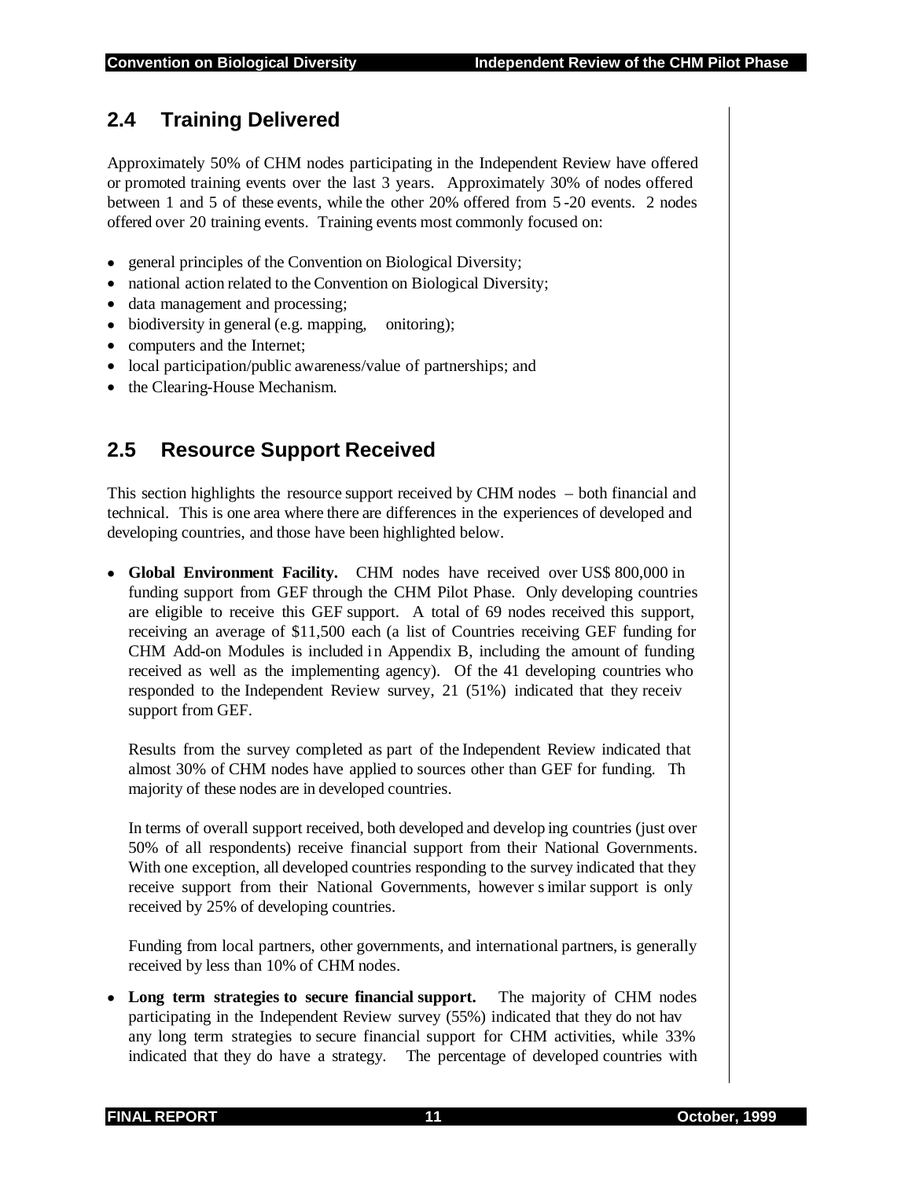## 2.4 Training Delivered

Approximately 50% of CHM nodes participating in the Independent Review have offered or promoted training events over the last 3 years. Approximately 30% of nodes offered between 1 and 5 of these events, while the other 20% offered from 5 -20 events. 2 nodes offered over 20 training events. Training events most commonly focused on:

- general principles of the Convention on Biological Diversity;
- national action related to the Convention on Biological Diversity;
- data management and processing;
- biodiversity in general (e.g. mapping, onitoring);
- computers and the Internet;
- local participation/public awareness/value of partnerships; and
- the Clearing-House Mechanism.

## 2.5 Resource Support Received

This section highlights the resource support received by CHM nodes – both financial and technical. This is one area where there are differences in the experiences of developed and developing countries, and those have been highlighted below.

- **Global Environment Facility.** CHM nodes have received over US$ 800,000 in funding support from GEF through the CHM Pilot Phase. Only developing countries are eligible to receive this GEF support. A total of 69 nodes received this support, receiving an average of $11,500 each (a list of Countries receiving GEF funding for CHM Add-on Modules is included in Appendix B, including the amount of funding received as well as the implementing agency). Of the 41 developing countries who responded to the Independent Review survey, 21 (51%) indicated that they receiv support from GEF.

  Results from the survey completed as part of the Independent Review indicated that almost 30% of CHM nodes have applied to sources other than GEF for funding. Th majority of these nodes are in developed countries.

  In terms of overall support received, both developed and developing countries (just over 50% of all respondents) receive financial support from their National Governments. With one exception, all developed countries responding to the survey indicated that they receive support from their National Governments, however similar support is only received by 25% of developing countries.

  Funding from local partners, other governments, and international partners, is generally received by less than 10% of CHM nodes.

- **Long term strategies to secure financial support.** The majority of CHM nodes participating in the Independent Review survey (55%) indicated that they do not hav any long term strategies to secure financial support for CHM activities, while 33% indicated that they do have a strategy. The percentage of developed countries with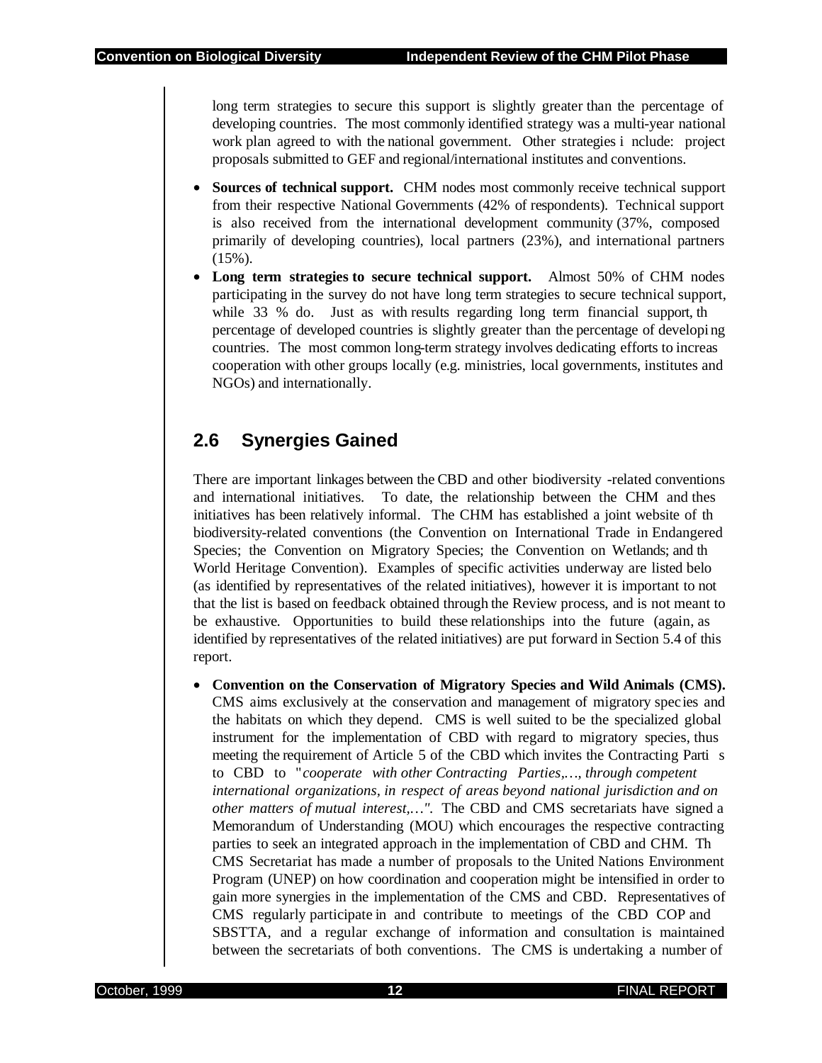long term strategies to secure this support is slightly greater than the percentage of developing countries. The most commonly identified strategy was a multi-year national work plan agreed to with the national government. Other strategies i nclude: project proposals submitted to GEF and regional/international institutes and conventions.

- **Sources of technical support.** CHM nodes most commonly receive technical support from their respective National Governments (42% of respondents). Technical support is also received from the international development community (37%, composed primarily of developing countries), local partners (23%), and international partners (15%).
- **Long term strategies to secure technical support.** Almost 50% of CHM nodes participating in the survey do not have long term strategies to secure technical support, while 33 % do. Just as with results regarding long term financial support, th percentage of developed countries is slightly greater than the percentage of developi ng countries. The most common long-term strategy involves dedicating efforts to increas cooperation with other groups locally (e.g. ministries, local governments, institutes and NGOs) and internationally.

## 2.6 Synergies Gained

There are important linkages between the CBD and other biodiversity -related conventions and international initiatives. To date, the relationship between the CHM and thes initiatives has been relatively informal. The CHM has established a joint website of th biodiversity-related conventions (the Convention on International Trade in Endangered Species; the Convention on Migratory Species; the Convention on Wetlands; and th World Heritage Convention). Examples of specific activities underway are listed belo (as identified by representatives of the related initiatives), however it is important to not that the list is based on feedback obtained through the Review process, and is not meant to be exhaustive. Opportunities to build these relationships into the future (again, as identified by representatives of the related initiatives) are put forward in Section 5.4 of this report.

- **Convention on the Conservation of Migratory Species and Wild Animals (CMS).** CMS aims exclusively at the conservation and management of migratory spec ies and the habitats on which they depend. CMS is well suited to be the specialized global instrument for the implementation of CBD with regard to migratory species, thus meeting the requirement of Article 5 of the CBD which invites the Contracting Parti s to CBD to "*cooperate with other Contracting Parties,…, through competent international organizations, in respect of areas beyond national jurisdiction and on other matters of mutual interest,…"*. The CBD and CMS secretariats have signed a Memorandum of Understanding (MOU) which encourages the respective contracting parties to seek an integrated approach in the implementation of CBD and CHM. Th CMS Secretariat has made a number of proposals to the United Nations Environment Program (UNEP) on how coordination and cooperation might be intensified in order to gain more synergies in the implementation of the CMS and CBD. Representatives of CMS regularly participate in and contribute to meetings of the CBD COP and SBSTTA, and a regular exchange of information and consultation is maintained between the secretariats of both conventions. The CMS is undertaking a number of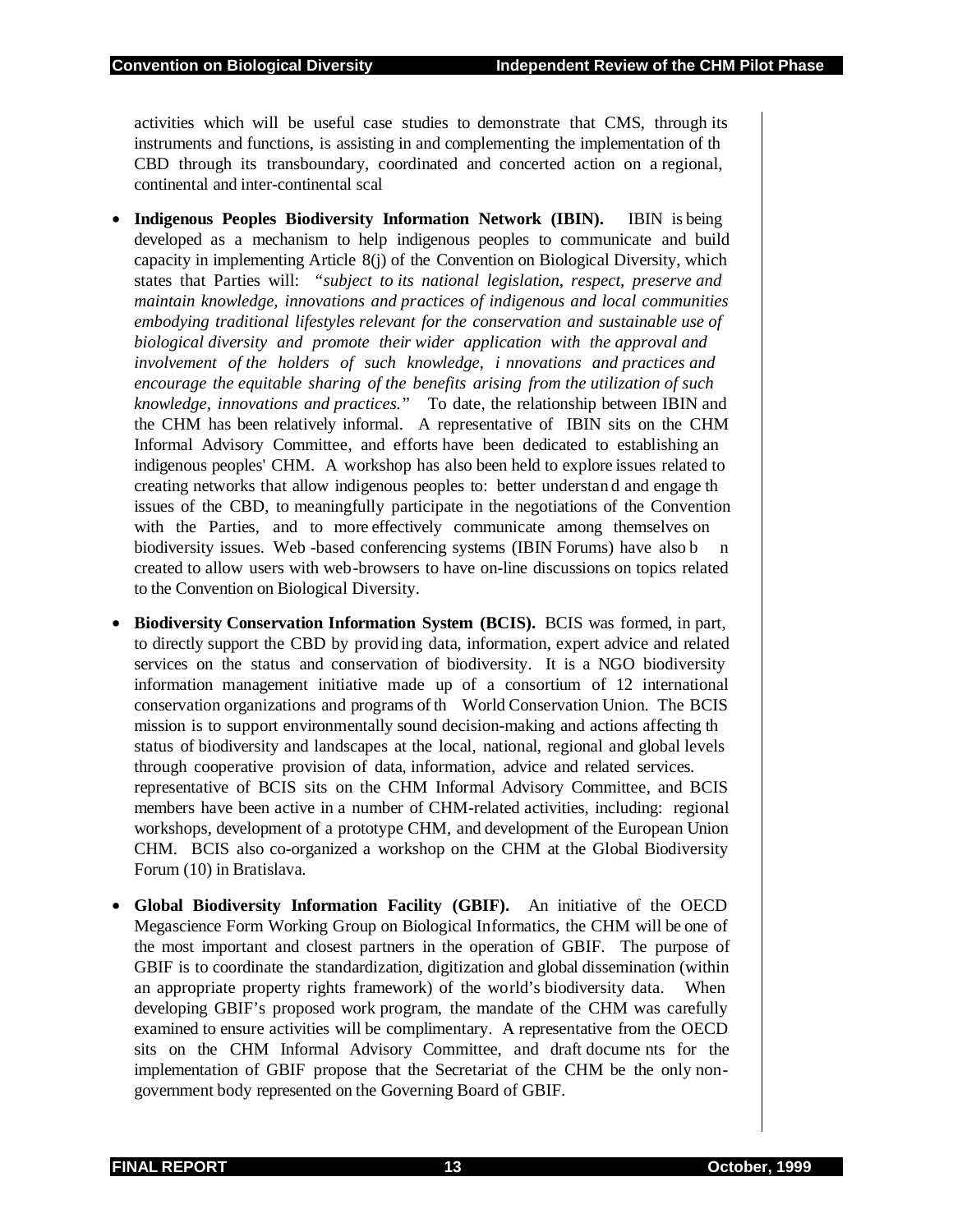activities which will be useful case studies to demonstrate that CMS, through its instruments and functions, is assisting in and complementing the implementation of th CBD through its transboundary, coordinated and concerted action on a regional, continental and inter-continental scal

- **Indigenous Peoples Biodiversity Information Network (IBIN).** IBIN is being developed as a mechanism to help indigenous peoples to communicate and build capacity in implementing Article 8(j) of the Convention on Biological Diversity, which states that Parties will: *"subject to its national legislation, respect, preserve and maintain knowledge, innovations and practices of indigenous and local communities embodying traditional lifestyles relevant for the conservation and sustainable use of biological diversity and promote their wider application with the approval and involvement of the holders of such knowledge, i nnovations and practices and encourage the equitable sharing of the benefits arising from the utilization of such knowledge, innovations and practices."* To date, the relationship between IBIN and the CHM has been relatively informal. A representative of IBIN sits on the CHM Informal Advisory Committee, and efforts have been dedicated to establishing an indigenous peoples' CHM. A workshop has also been held to explore issues related to creating networks that allow indigenous peoples to: better understan d and engage th issues of the CBD, to meaningfully participate in the negotiations of the Convention with the Parties, and to more effectively communicate among themselves on biodiversity issues. Web -based conferencing systems (IBIN Forums) have also b n created to allow users with web-browsers to have on-line discussions on topics related to the Convention on Biological Diversity.

- **Biodiversity Conservation Information System (BCIS).** BCIS was formed, in part, to directly support the CBD by provid ing data, information, expert advice and related services on the status and conservation of biodiversity. It is a NGO biodiversity information management initiative made up of a consortium of 12 international conservation organizations and programs of th World Conservation Union. The BCIS mission is to support environmentally sound decision-making and actions affecting th status of biodiversity and landscapes at the local, national, regional and global levels through cooperative provision of data, information, advice and related services. representative of BCIS sits on the CHM Informal Advisory Committee, and BCIS members have been active in a number of CHM-related activities, including: regional workshops, development of a prototype CHM, and development of the European Union CHM. BCIS also co-organized a workshop on the CHM at the Global Biodiversity Forum (10) in Bratislava.

- **Global Biodiversity Information Facility (GBIF).** An initiative of the OECD Megascience Form Working Group on Biological Informatics, the CHM will be one of the most important and closest partners in the operation of GBIF. The purpose of GBIF is to coordinate the standardization, digitization and global dissemination (within an appropriate property rights framework) of the world's biodiversity data. When developing GBIF's proposed work program, the mandate of the CHM was carefully examined to ensure activities will be complimentary. A representative from the OECD sits on the CHM Informal Advisory Committee, and draft docume nts for the implementation of GBIF propose that the Secretariat of the CHM be the only non-government body represented on the Governing Board of GBIF.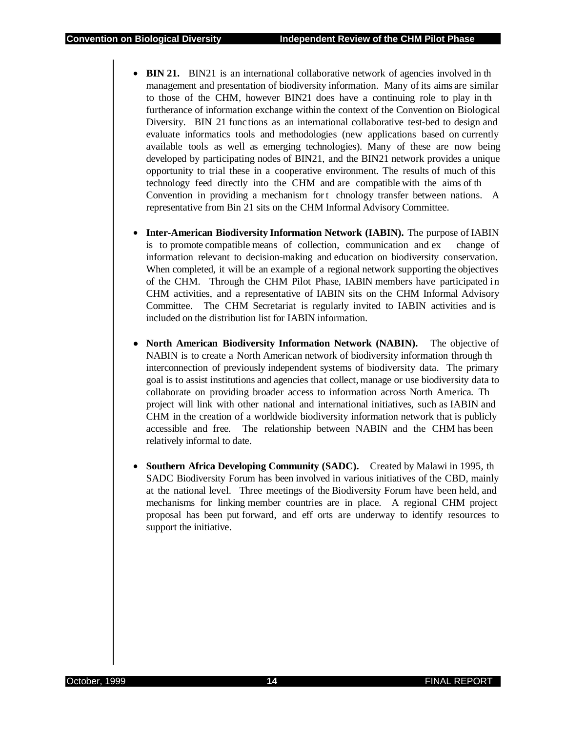- **BIN 21.** BIN21 is an international collaborative network of agencies involved in th management and presentation of biodiversity information. Many of its aims are similar to those of the CHM, however BIN21 does have a continuing role to play in th furtherance of information exchange within the context of the Convention on Biological Diversity. BIN 21 functions as an international collaborative test-bed to design and evaluate informatics tools and methodologies (new applications based on currently available tools as well as emerging technologies). Many of these are now being developed by participating nodes of BIN21, and the BIN21 network provides a unique opportunity to trial these in a cooperative environment. The results of much of this technology feed directly into the CHM and are compatible with the aims of th Convention in providing a mechanism for t chnology transfer between nations. A representative from Bin 21 sits on the CHM Informal Advisory Committee.

- **Inter-American Biodiversity Information Network (IABIN).** The purpose of IABIN is to promote compatible means of collection, communication and ex change of information relevant to decision-making and education on biodiversity conservation. When completed, it will be an example of a regional network supporting the objectives of the CHM. Through the CHM Pilot Phase, IABIN members have participated in CHM activities, and a representative of IABIN sits on the CHM Informal Advisory Committee. The CHM Secretariat is regularly invited to IABIN activities and is included on the distribution list for IABIN information.

- **North American Biodiversity Information Network (NABIN).** The objective of NABIN is to create a North American network of biodiversity information through th interconnection of previously independent systems of biodiversity data. The primary goal is to assist institutions and agencies that collect, manage or use biodiversity data to collaborate on providing broader access to information across North America. Th project will link with other national and international initiatives, such as IABIN and CHM in the creation of a worldwide biodiversity information network that is publicly accessible and free. The relationship between NABIN and the CHM has been relatively informal to date.

- **Southern Africa Developing Community (SADC).** Created by Malawi in 1995, th SADC Biodiversity Forum has been involved in various initiatives of the CBD, mainly at the national level. Three meetings of the Biodiversity Forum have been held, and mechanisms for linking member countries are in place. A regional CHM project proposal has been put forward, and eff orts are underway to identify resources to support the initiative.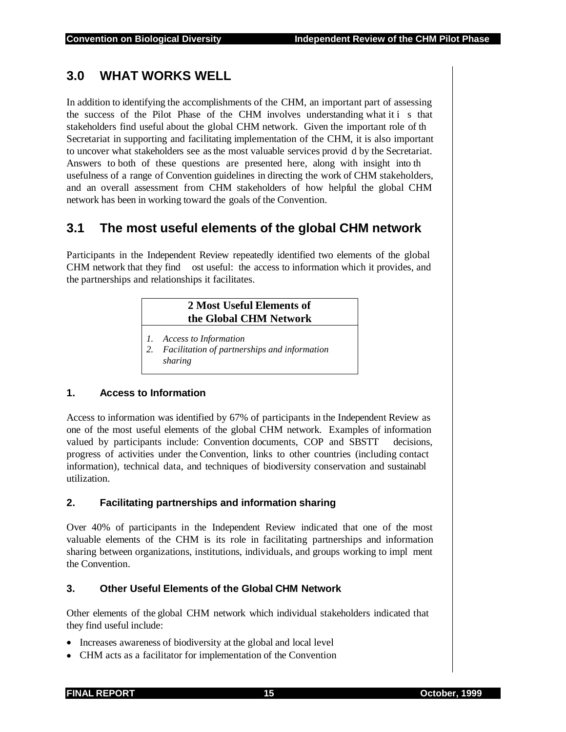# 3.0 WHAT WORKS WELL

In addition to identifying the accomplishments of the CHM, an important part of assessing the success of the Pilot Phase of the CHM involves understanding what it is that stakeholders find useful about the global CHM network. Given the important role of the Secretariat in supporting and facilitating implementation of the CHM, it is also important to uncover what stakeholders see as the most valuable services provided by the Secretariat. Answers to both of these questions are presented here, along with insight into the usefulness of a range of Convention guidelines in directing the work of CHM stakeholders, and an overall assessment from CHM stakeholders of how helpful the global CHM network has been in working toward the goals of the Convention.

## 3.1 The most useful elements of the global CHM network

Participants in the Independent Review repeatedly identified two elements of the global CHM network that they find most useful: the access to information which it provides, and the partnerships and relationships it facilitates.

| 2 Most Useful Elements of the Global CHM Network |
|---|
| 1. *Access to Information*<br>2. *Facilitation of partnerships and information sharing* |

### 1. Access to Information

Access to information was identified by 67% of participants in the Independent Review as one of the most useful elements of the global CHM network. Examples of information valued by participants include: Convention documents, COP and SBSTTA decisions, progress of activities under the Convention, links to other countries (including contact information), technical data, and techniques of biodiversity conservation and sustainable utilization.

### 2. Facilitating partnerships and information sharing

Over 40% of participants in the Independent Review indicated that one of the most valuable elements of the CHM is its role in facilitating partnerships and information sharing between organizations, institutions, individuals, and groups working to implement the Convention.

### 3. Other Useful Elements of the Global CHM Network

Other elements of the global CHM network which individual stakeholders indicated that they find useful include:

- Increases awareness of biodiversity at the global and local level
- CHM acts as a facilitator for implementation of the Convention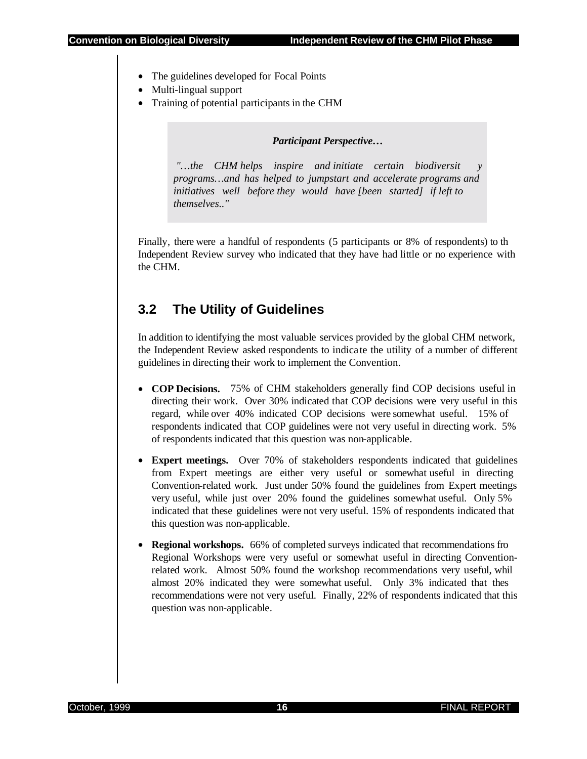- The guidelines developed for Focal Points
- Multi-lingual support
- Training of potential participants in the CHM

> ***Participant Perspective…***
>
> *"…the CHM helps inspire and initiate certain biodiversit y programs…and has helped to jumpstart and accelerate programs and initiatives well before they would have [been started] if left to themselves.."*

Finally, there were a handful of respondents (5 participants or 8% of respondents) to th Independent Review survey who indicated that they have had little or no experience with the CHM.

## 3.2 The Utility of Guidelines

In addition to identifying the most valuable services provided by the global CHM network, the Independent Review asked respondents to indica te the utility of a number of different guidelines in directing their work to implement the Convention.

- **COP Decisions.** 75% of CHM stakeholders generally find COP decisions useful in directing their work. Over 30% indicated that COP decisions were very useful in this regard, while over 40% indicated COP decisions were somewhat useful. 15% of respondents indicated that COP guidelines were not very useful in directing work. 5% of respondents indicated that this question was non-applicable.
- **Expert meetings.** Over 70% of stakeholders respondents indicated that guidelines from Expert meetings are either very useful or somewhat useful in directing Convention-related work. Just under 50% found the guidelines from Expert meetings very useful, while just over 20% found the guidelines somewhat useful. Only 5% indicated that these guidelines were not very useful. 15% of respondents indicated that this question was non-applicable.
- **Regional workshops.** 66% of completed surveys indicated that recommendations fro Regional Workshops were very useful or somewhat useful in directing Convention-related work. Almost 50% found the workshop recommendations very useful, whil almost 20% indicated they were somewhat useful. Only 3% indicated that thes recommendations were not very useful. Finally, 22% of respondents indicated that this question was non-applicable.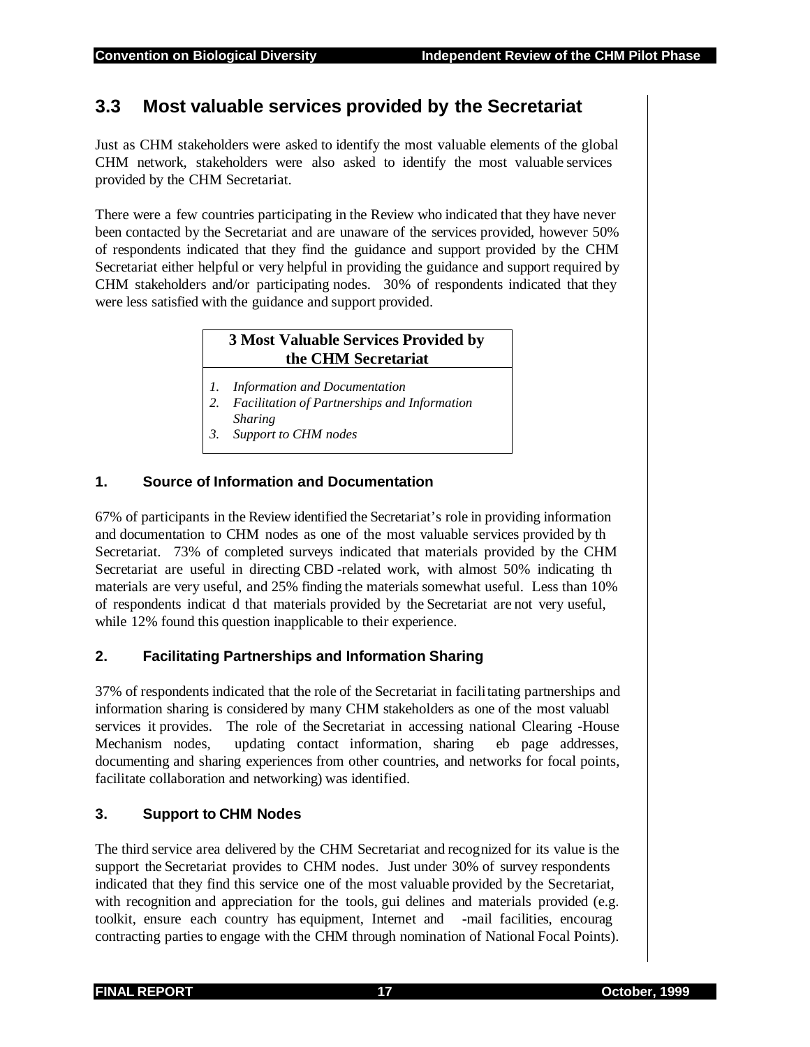## 3.3 Most valuable services provided by the Secretariat

Just as CHM stakeholders were asked to identify the most valuable elements of the global CHM network, stakeholders were also asked to identify the most valuable services provided by the CHM Secretariat.

There were a few countries participating in the Review who indicated that they have never been contacted by the Secretariat and are unaware of the services provided, however 50% of respondents indicated that they find the guidance and support provided by the CHM Secretariat either helpful or very helpful in providing the guidance and support required by CHM stakeholders and/or participating nodes. 30% of respondents indicated that they were less satisfied with the guidance and support provided.

| **3 Most Valuable Services Provided by the CHM Secretariat** |
|---|
| 1. *Information and Documentation*<br>2. *Facilitation of Partnerships and Information Sharing*<br>3. *Support to CHM nodes* |

### 1. Source of Information and Documentation

67% of participants in the Review identified the Secretariat's role in providing information and documentation to CHM nodes as one of the most valuable services provided by th Secretariat. 73% of completed surveys indicated that materials provided by the CHM Secretariat are useful in directing CBD -related work, with almost 50% indicating th materials are very useful, and 25% finding the materials somewhat useful. Less than 10% of respondents indicat d that materials provided by the Secretariat are not very useful, while 12% found this question inapplicable to their experience.

### 2. Facilitating Partnerships and Information Sharing

37% of respondents indicated that the role of the Secretariat in facilitating partnerships and information sharing is considered by many CHM stakeholders as one of the most valuabl services it provides. The role of the Secretariat in accessing national Clearing -House Mechanism nodes, updating contact information, sharing eb page addresses, documenting and sharing experiences from other countries, and networks for focal points, facilitate collaboration and networking) was identified.

### 3. Support to CHM Nodes

The third service area delivered by the CHM Secretariat and recognized for its value is the support the Secretariat provides to CHM nodes. Just under 30% of survey respondents indicated that they find this service one of the most valuable provided by the Secretariat, with recognition and appreciation for the tools, gui delines and materials provided (e.g. toolkit, ensure each country has equipment, Internet and -mail facilities, encourag contracting parties to engage with the CHM through nomination of National Focal Points).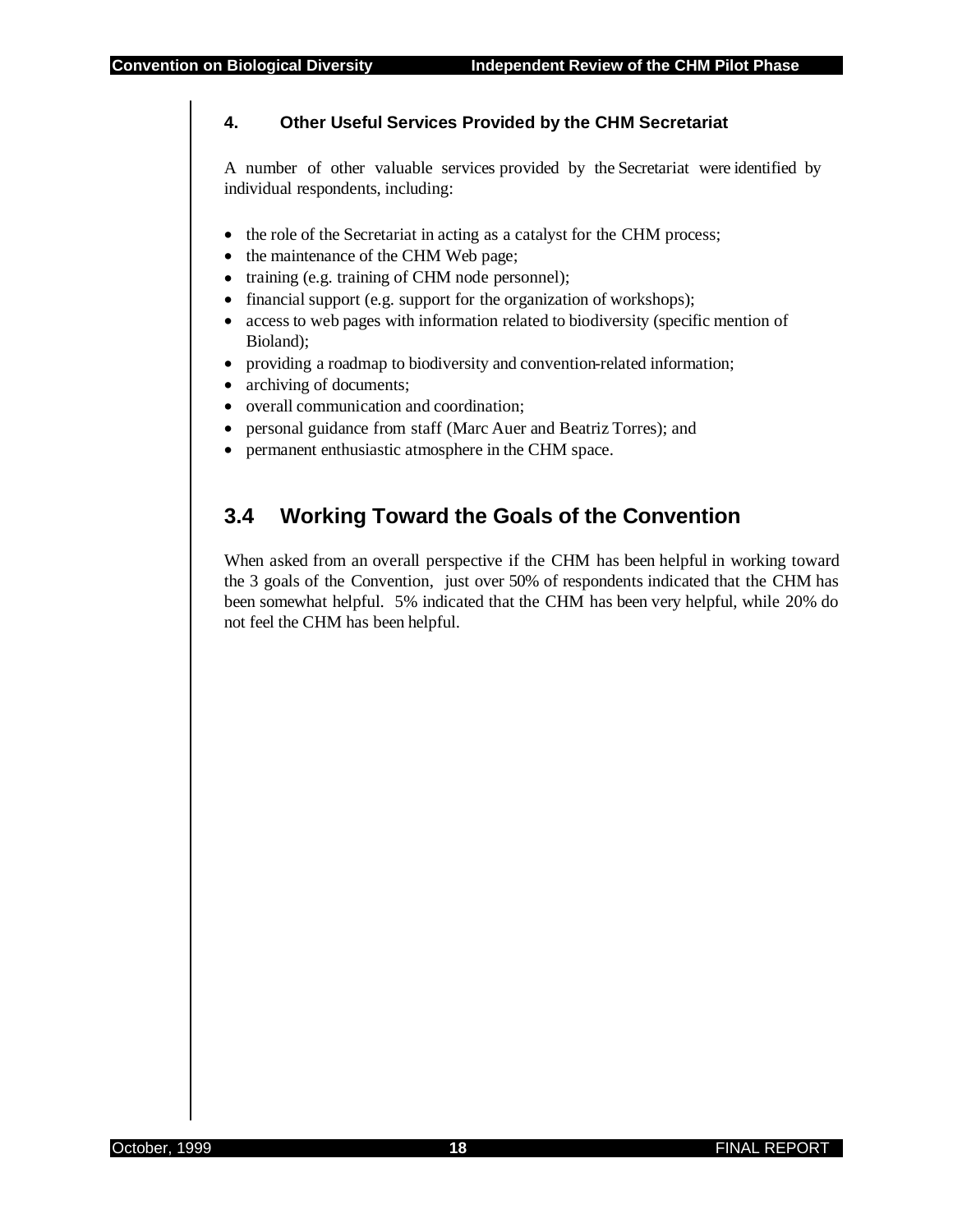#### 4. Other Useful Services Provided by the CHM Secretariat

A number of other valuable services provided by the Secretariat were identified by individual respondents, including:

- the role of the Secretariat in acting as a catalyst for the CHM process;
- the maintenance of the CHM Web page;
- training (e.g. training of CHM node personnel);
- financial support (e.g. support for the organization of workshops);
- access to web pages with information related to biodiversity (specific mention of Bioland);
- providing a roadmap to biodiversity and convention-related information;
- archiving of documents;
- overall communication and coordination;
- personal guidance from staff (Marc Auer and Beatriz Torres); and
- permanent enthusiastic atmosphere in the CHM space.

## 3.4 Working Toward the Goals of the Convention

When asked from an overall perspective if the CHM has been helpful in working toward the 3 goals of the Convention, just over 50% of respondents indicated that the CHM has been somewhat helpful. 5% indicated that the CHM has been very helpful, while 20% do not feel the CHM has been helpful.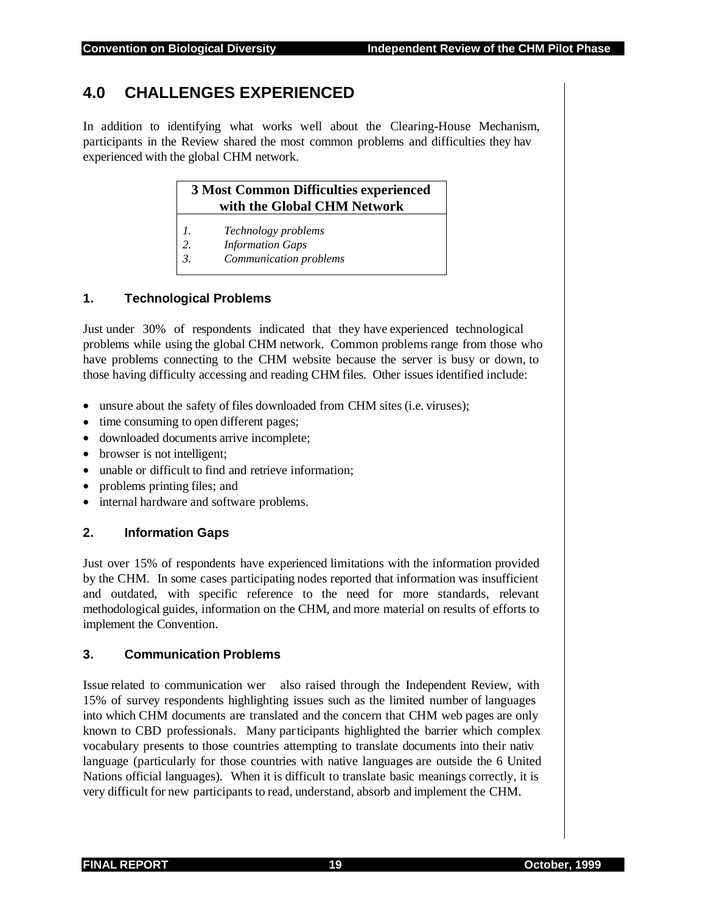# 4.0 CHALLENGES EXPERIENCED

In addition to identifying what works well about the Clearing-House Mechanism, participants in the Review shared the most common problems and difficulties they hav experienced with the global CHM network.

| **3 Most Common Difficulties experienced with the Global CHM Network** |
|---|
| *1. Technology problems*<br>*2. Information Gaps*<br>*3. Communication problems* |

### 1. Technological Problems

Just under 30% of respondents indicated that they have experienced technological problems while using the global CHM network. Common problems range from those who have problems connecting to the CHM website because the server is busy or down, to those having difficulty accessing and reading CHM files. Other issues identified include:

- unsure about the safety of files downloaded from CHM sites (i.e. viruses);
- time consuming to open different pages;
- downloaded documents arrive incomplete;
- browser is not intelligent;
- unable or difficult to find and retrieve information;
- problems printing files; and
- internal hardware and software problems.

### 2. Information Gaps

Just over 15% of respondents have experienced limitations with the information provided by the CHM. In some cases participating nodes reported that information was insufficient and outdated, with specific reference to the need for more standards, relevant methodological guides, information on the CHM, and more material on results of efforts to implement the Convention.

### 3. Communication Problems

Issue related to communication wer also raised through the Independent Review, with 15% of survey respondents highlighting issues such as the limited number of languages into which CHM documents are translated and the concern that CHM web pages are only known to CBD professionals. Many participants highlighted the barrier which complex vocabulary presents to those countries attempting to translate documents into their nativ language (particularly for those countries with native languages are outside the 6 United Nations official languages). When it is difficult to translate basic meanings correctly, it is very difficult for new participants to read, understand, absorb and implement the CHM.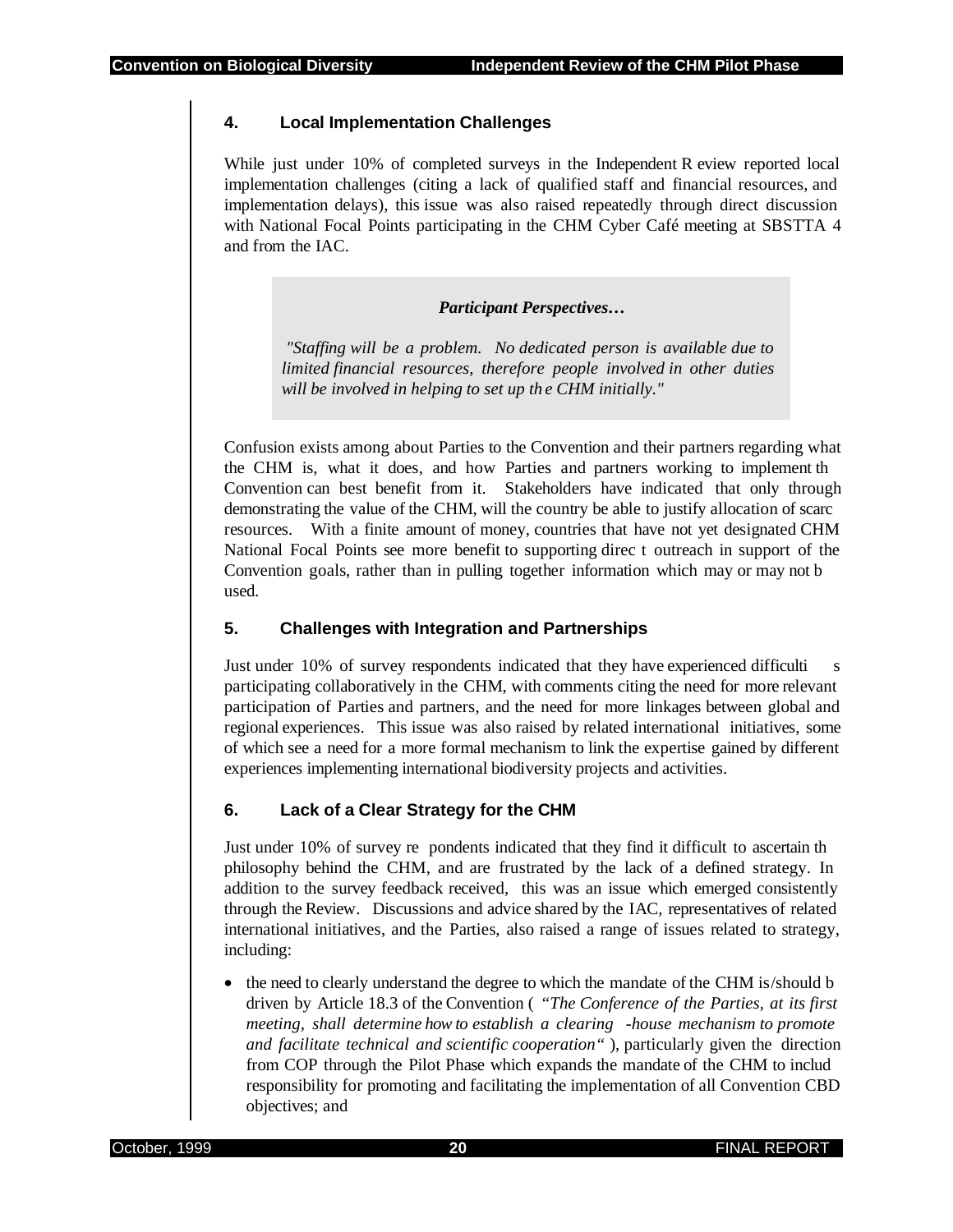### 4. Local Implementation Challenges

While just under 10% of completed surveys in the Independent R eview reported local implementation challenges (citing a lack of qualified staff and financial resources, and implementation delays), this issue was also raised repeatedly through direct discussion with National Focal Points participating in the CHM Cyber Café meeting at SBSTTA 4 and from the IAC.

> ***Participant Perspectives…***
>
> *"Staffing will be a problem. No dedicated person is available due to limited financial resources, therefore people involved in other duties will be involved in helping to set up th e CHM initially."*

Confusion exists among about Parties to the Convention and their partners regarding what the CHM is, what it does, and how Parties and partners working to implement th Convention can best benefit from it. Stakeholders have indicated that only through demonstrating the value of the CHM, will the country be able to justify allocation of scarc resources. With a finite amount of money, countries that have not yet designated CHM National Focal Points see more benefit to supporting direc t outreach in support of the Convention goals, rather than in pulling together information which may or may not b used.

### 5. Challenges with Integration and Partnerships

Just under 10% of survey respondents indicated that they have experienced difficulti s participating collaboratively in the CHM, with comments citing the need for more relevant participation of Parties and partners, and the need for more linkages between global and regional experiences. This issue was also raised by related international initiatives, some of which see a need for a more formal mechanism to link the expertise gained by different experiences implementing international biodiversity projects and activities.

### 6. Lack of a Clear Strategy for the CHM

Just under 10% of survey re pondents indicated that they find it difficult to ascertain th philosophy behind the CHM, and are frustrated by the lack of a defined strategy. In addition to the survey feedback received, this was an issue which emerged consistently through the Review. Discussions and advice shared by the IAC, representatives of related international initiatives, and the Parties, also raised a range of issues related to strategy, including:

- the need to clearly understand the degree to which the mandate of the CHM is/should b driven by Article 18.3 of the Convention ( *"The Conference of the Parties, at its first meeting, shall determine how to establish a clearing -house mechanism to promote and facilitate technical and scientific cooperation"* ), particularly given the direction from COP through the Pilot Phase which expands the mandate of the CHM to includ responsibility for promoting and facilitating the implementation of all Convention CBD objectives; and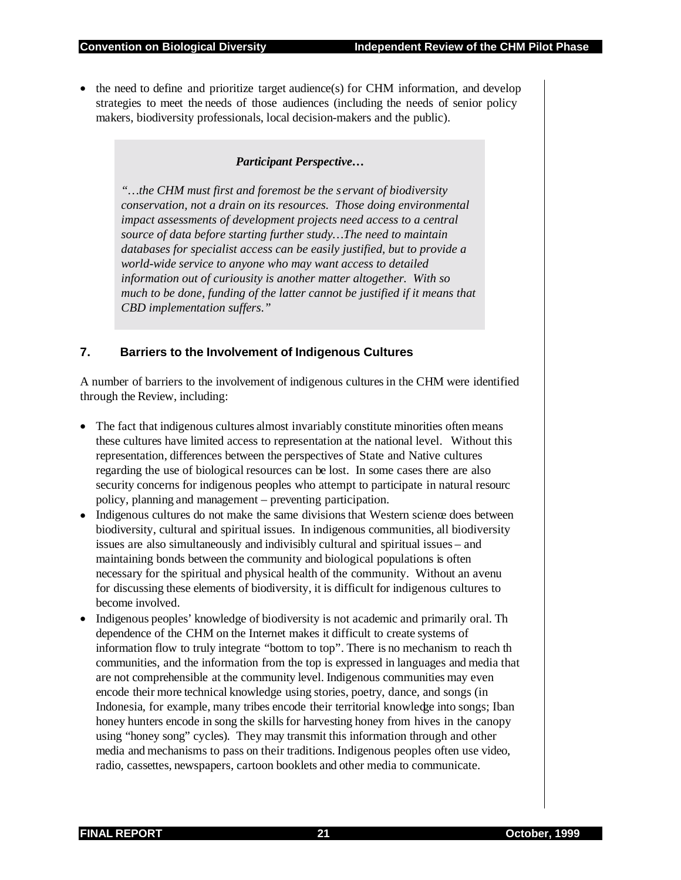- the need to define and prioritize target audience(s) for CHM information, and develop strategies to meet the needs of those audiences (including the needs of senior policy makers, biodiversity professionals, local decision-makers and the public).

> ***Participant Perspective…***
>
> *"…the CHM must first and foremost be the servant of biodiversity conservation, not a drain on its resources. Those doing environmental impact assessments of development projects need access to a central source of data before starting further study…The need to maintain databases for specialist access can be easily justified, but to provide a world-wide service to anyone who may want access to detailed information out of curiousity is another matter altogether. With so much to be done, funding of the latter cannot be justified if it means that CBD implementation suffers."*

## 7. Barriers to the Involvement of Indigenous Cultures

A number of barriers to the involvement of indigenous cultures in the CHM were identified through the Review, including:

- The fact that indigenous cultures almost invariably constitute minorities often means these cultures have limited access to representation at the national level. Without this representation, differences between the perspectives of State and Native cultures regarding the use of biological resources can be lost. In some cases there are also security concerns for indigenous peoples who attempt to participate in natural resourc policy, planning and management – preventing participation.
- Indigenous cultures do not make the same divisions that Western science does between biodiversity, cultural and spiritual issues. In indigenous communities, all biodiversity issues are also simultaneously and indivisibly cultural and spiritual issues – and maintaining bonds between the community and biological populations is often necessary for the spiritual and physical health of the community. Without an avenu for discussing these elements of biodiversity, it is difficult for indigenous cultures to become involved.
- Indigenous peoples' knowledge of biodiversity is not academic and primarily oral. Th dependence of the CHM on the Internet makes it difficult to create systems of information flow to truly integrate "bottom to top". There is no mechanism to reach th communities, and the information from the top is expressed in languages and media that are not comprehensible at the community level. Indigenous communities may even encode their more technical knowledge using stories, poetry, dance, and songs (in Indonesia, for example, many tribes encode their territorial knowledge into songs; Iban honey hunters encode in song the skills for harvesting honey from hives in the canopy using "honey song" cycles). They may transmit this information through and other media and mechanisms to pass on their traditions. Indigenous peoples often use video, radio, cassettes, newspapers, cartoon booklets and other media to communicate.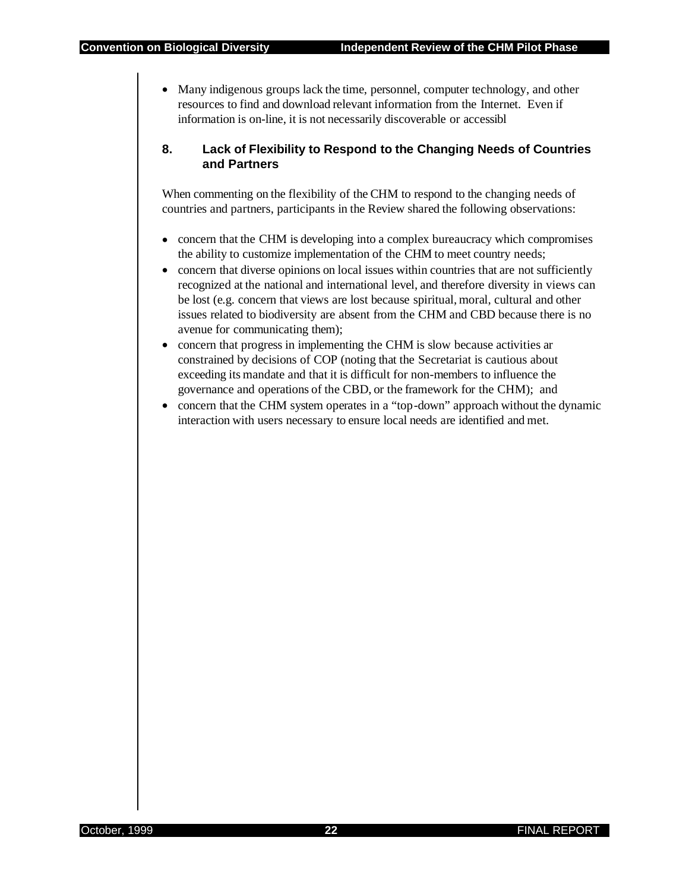- Many indigenous groups lack the time, personnel, computer technology, and other resources to find and download relevant information from the Internet. Even if information is on-line, it is not necessarily discoverable or accessibl

### 8. Lack of Flexibility to Respond to the Changing Needs of Countries and Partners

When commenting on the flexibility of the CHM to respond to the changing needs of countries and partners, participants in the Review shared the following observations:

- concern that the CHM is developing into a complex bureaucracy which compromises the ability to customize implementation of the CHM to meet country needs;
- concern that diverse opinions on local issues within countries that are not sufficiently recognized at the national and international level, and therefore diversity in views can be lost (e.g. concern that views are lost because spiritual, moral, cultural and other issues related to biodiversity are absent from the CHM and CBD because there is no avenue for communicating them);
- concern that progress in implementing the CHM is slow because activities ar constrained by decisions of COP (noting that the Secretariat is cautious about exceeding its mandate and that it is difficult for non-members to influence the governance and operations of the CBD, or the framework for the CHM); and
- concern that the CHM system operates in a "top-down" approach without the dynamic interaction with users necessary to ensure local needs are identified and met.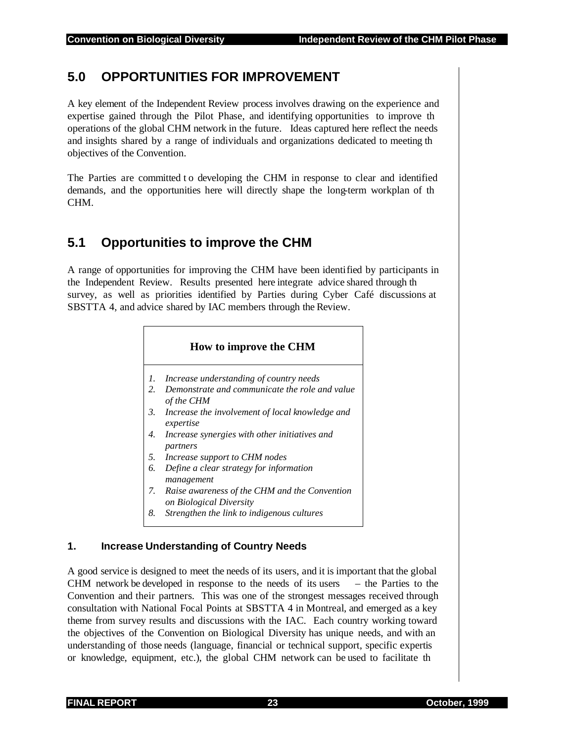## 5.0 OPPORTUNITIES FOR IMPROVEMENT

A key element of the Independent Review process involves drawing on the experience and expertise gained through the Pilot Phase, and identifying opportunities to improve th operations of the global CHM network in the future. Ideas captured here reflect the needs and insights shared by a range of individuals and organizations dedicated to meeting th objectives of the Convention.

The Parties are committed t o developing the CHM in response to clear and identified demands, and the opportunities here will directly shape the long-term workplan of th CHM.

## 5.1 Opportunities to improve the CHM

A range of opportunities for improving the CHM have been identified by participants in the Independent Review. Results presented here integrate advice shared through th survey, as well as priorities identified by Parties during Cyber Café discussions at SBSTTA 4, and advice shared by IAC members through the Review.

**How to improve the CHM**

1. *Increase understanding of country needs*
2. *Demonstrate and communicate the role and value of the CHM*
3. *Increase the involvement of local knowledge and expertise*
4. *Increase synergies with other initiatives and partners*
5. *Increase support to CHM nodes*
6. *Define a clear strategy for information management*
7. *Raise awareness of the CHM and the Convention on Biological Diversity*
8. *Strengthen the link to indigenous cultures*

### 1. Increase Understanding of Country Needs

A good service is designed to meet the needs of its users, and it is important that the global CHM network be developed in response to the needs of its users – the Parties to the Convention and their partners. This was one of the strongest messages received through consultation with National Focal Points at SBSTTA 4 in Montreal, and emerged as a key theme from survey results and discussions with the IAC. Each country working toward the objectives of the Convention on Biological Diversity has unique needs, and with an understanding of those needs (language, financial or technical support, specific expertis or knowledge, equipment, etc.), the global CHM network can be used to facilitate th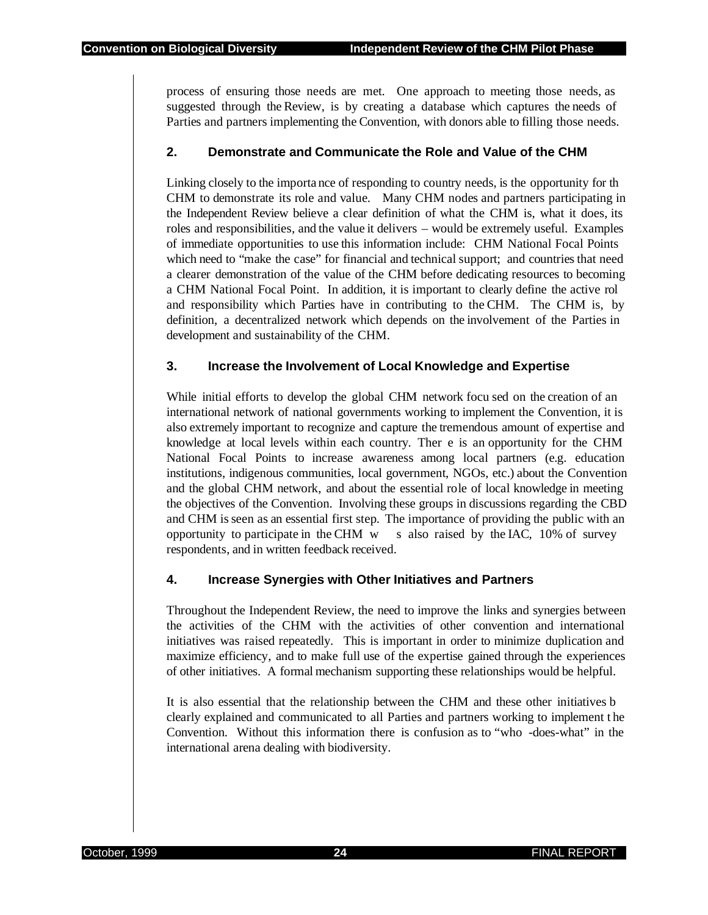process of ensuring those needs are met. One approach to meeting those needs, as suggested through the Review, is by creating a database which captures the needs of Parties and partners implementing the Convention, with donors able to filling those needs.

### 2. Demonstrate and Communicate the Role and Value of the CHM

Linking closely to the importa nce of responding to country needs, is the opportunity for th CHM to demonstrate its role and value. Many CHM nodes and partners participating in the Independent Review believe a clear definition of what the CHM is, what it does, its roles and responsibilities, and the value it delivers – would be extremely useful. Examples of immediate opportunities to use this information include: CHM National Focal Points which need to "make the case" for financial and technical support; and countries that need a clearer demonstration of the value of the CHM before dedicating resources to becoming a CHM National Focal Point. In addition, it is important to clearly define the active rol and responsibility which Parties have in contributing to the CHM. The CHM is, by definition, a decentralized network which depends on the involvement of the Parties in development and sustainability of the CHM.

### 3. Increase the Involvement of Local Knowledge and Expertise

While initial efforts to develop the global CHM network focu sed on the creation of an international network of national governments working to implement the Convention, it is also extremely important to recognize and capture the tremendous amount of expertise and knowledge at local levels within each country. Ther e is an opportunity for the CHM National Focal Points to increase awareness among local partners (e.g. education institutions, indigenous communities, local government, NGOs, etc.) about the Convention and the global CHM network, and about the essential role of local knowledge in meeting the objectives of the Convention. Involving these groups in discussions regarding the CBD and CHM is seen as an essential first step. The importance of providing the public with an opportunity to participate in the CHM w s also raised by the IAC, 10% of survey respondents, and in written feedback received.

### 4. Increase Synergies with Other Initiatives and Partners

Throughout the Independent Review, the need to improve the links and synergies between the activities of the CHM with the activities of other convention and international initiatives was raised repeatedly. This is important in order to minimize duplication and maximize efficiency, and to make full use of the expertise gained through the experiences of other initiatives. A formal mechanism supporting these relationships would be helpful.

It is also essential that the relationship between the CHM and these other initiatives b clearly explained and communicated to all Parties and partners working to implement t he Convention. Without this information there is confusion as to "who -does-what" in the international arena dealing with biodiversity.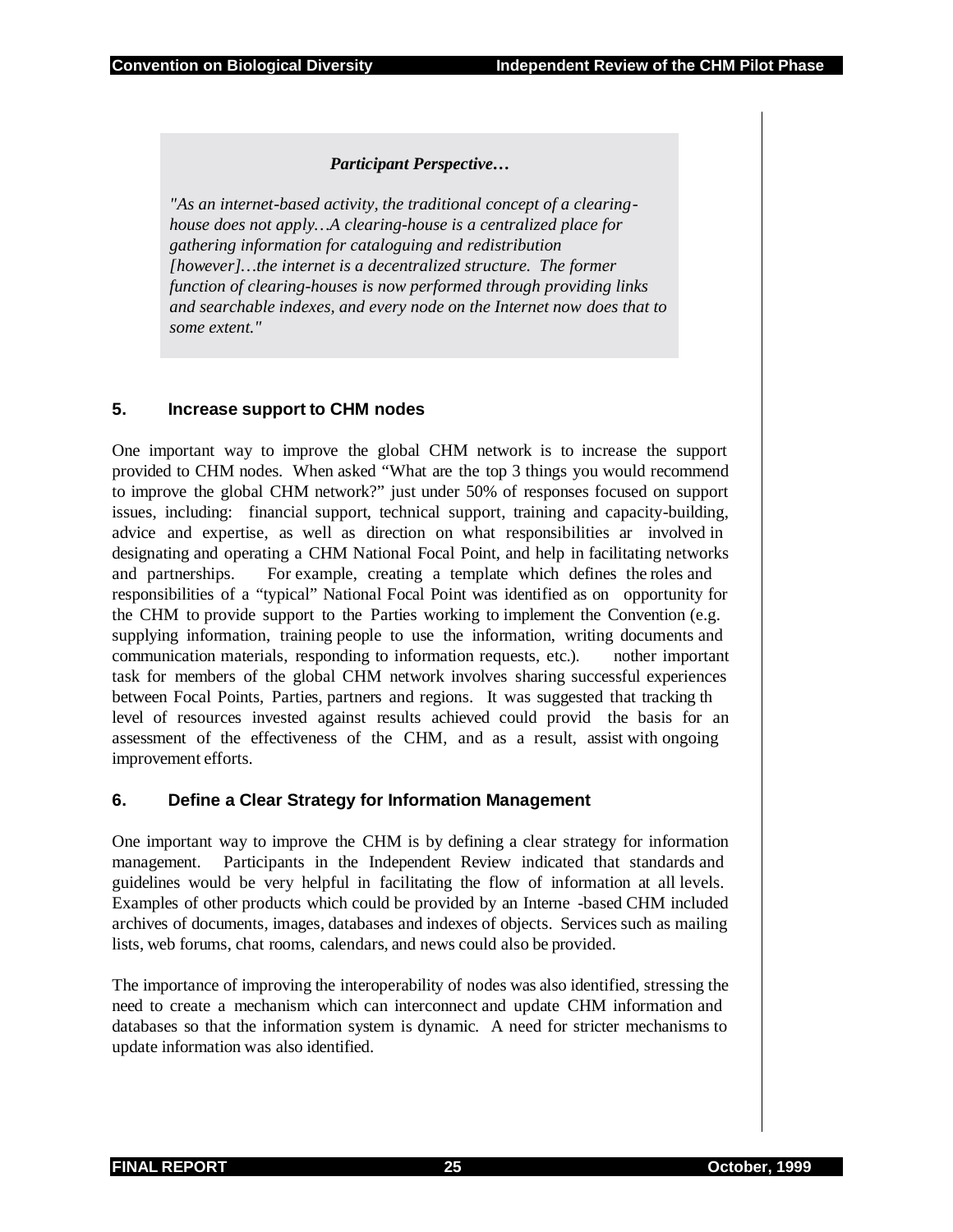*Participant Perspective…*

*"As an internet-based activity, the traditional concept of a clearing-house does not apply…A clearing-house is a centralized place for gathering information for cataloguing and redistribution [however]…the internet is a decentralized structure. The former function of clearing-houses is now performed through providing links and searchable indexes, and every node on the Internet now does that to some extent."*

## 5. Increase support to CHM nodes

One important way to improve the global CHM network is to increase the support provided to CHM nodes. When asked "What are the top 3 things you would recommend to improve the global CHM network?" just under 50% of responses focused on support issues, including: financial support, technical support, training and capacity-building, advice and expertise, as well as direction on what responsibilities ar involved in designating and operating a CHM National Focal Point, and help in facilitating networks and partnerships. For example, creating a template which defines the roles and responsibilities of a "typical" National Focal Point was identified as on opportunity for the CHM to provide support to the Parties working to implement the Convention (e.g. supplying information, training people to use the information, writing documents and communication materials, responding to information requests, etc.). nother important task for members of the global CHM network involves sharing successful experiences between Focal Points, Parties, partners and regions. It was suggested that tracking th level of resources invested against results achieved could provid the basis for an assessment of the effectiveness of the CHM, and as a result, assist with ongoing improvement efforts.

## 6. Define a Clear Strategy for Information Management

One important way to improve the CHM is by defining a clear strategy for information management. Participants in the Independent Review indicated that standards and guidelines would be very helpful in facilitating the flow of information at all levels. Examples of other products which could be provided by an Interne -based CHM included archives of documents, images, databases and indexes of objects. Services such as mailing lists, web forums, chat rooms, calendars, and news could also be provided.

The importance of improving the interoperability of nodes was also identified, stressing the need to create a mechanism which can interconnect and update CHM information and databases so that the information system is dynamic. A need for stricter mechanisms to update information was also identified.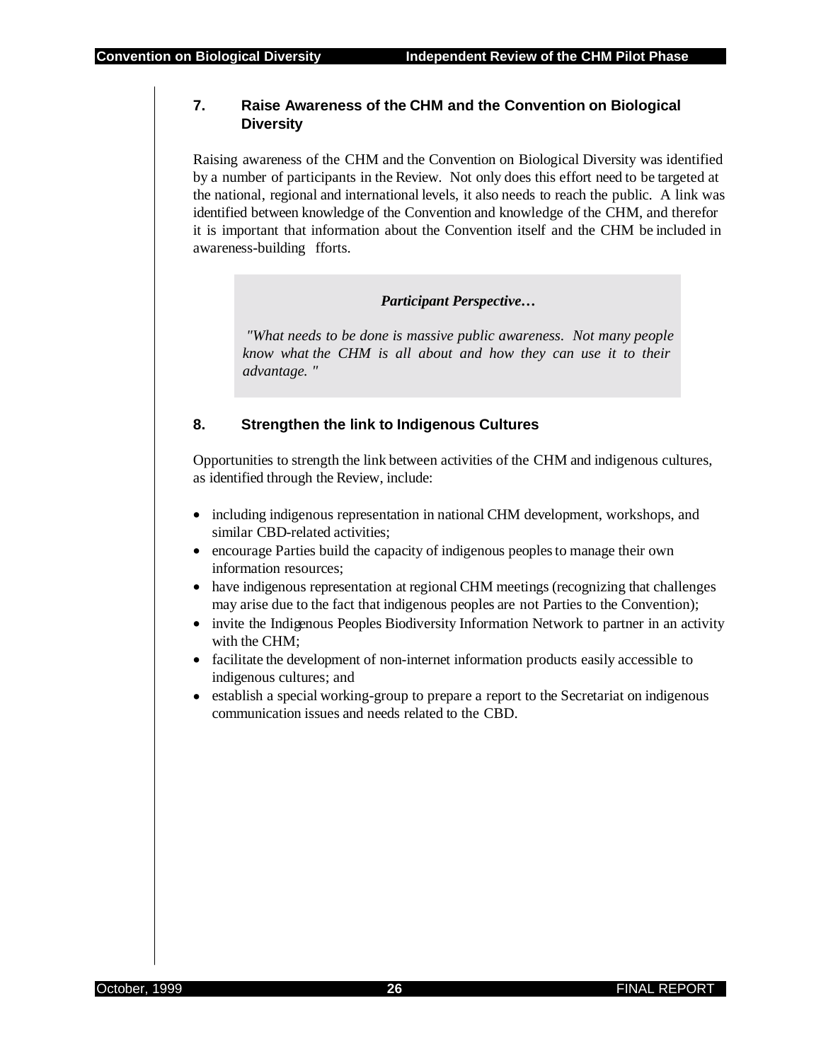## 7. Raise Awareness of the CHM and the Convention on Biological Diversity

Raising awareness of the CHM and the Convention on Biological Diversity was identified by a number of participants in the Review. Not only does this effort need to be targeted at the national, regional and international levels, it also needs to reach the public. A link was identified between knowledge of the Convention and knowledge of the CHM, and therefor it is important that information about the Convention itself and the CHM be included in awareness-building fforts.

> ***Participant Perspective…***
>
> *"What needs to be done is massive public awareness. Not many people know what the CHM is all about and how they can use it to their advantage. "*

## 8. Strengthen the link to Indigenous Cultures

Opportunities to strength the link between activities of the CHM and indigenous cultures, as identified through the Review, include:

- including indigenous representation in national CHM development, workshops, and similar CBD-related activities;
- encourage Parties build the capacity of indigenous peoples to manage their own information resources;
- have indigenous representation at regional CHM meetings (recognizing that challenges may arise due to the fact that indigenous peoples are not Parties to the Convention);
- invite the Indigenous Peoples Biodiversity Information Network to partner in an activity with the CHM;
- facilitate the development of non-internet information products easily accessible to indigenous cultures; and
- establish a special working-group to prepare a report to the Secretariat on indigenous communication issues and needs related to the CBD.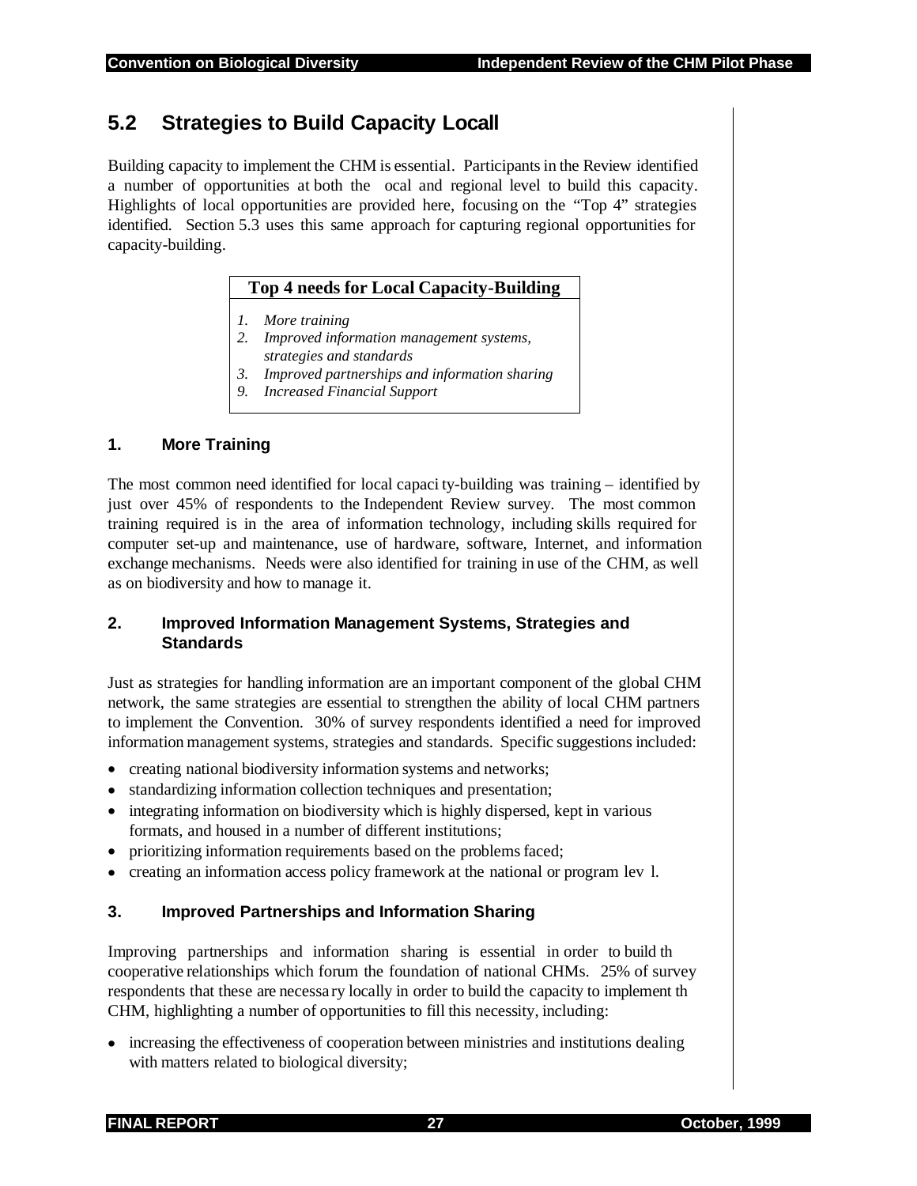## 5.2 Strategies to Build Capacity Locall

Building capacity to implement the CHM is essential. Participants in the Review identified a number of opportunities at both the ocal and regional level to build this capacity. Highlights of local opportunities are provided here, focusing on the "Top 4" strategies identified. Section 5.3 uses this same approach for capturing regional opportunities for capacity-building.

**Top 4 needs for Local Capacity-Building**

1. *More training*
2. *Improved information management systems, strategies and standards*
3. *Improved partnerships and information sharing*
9. *Increased Financial Support*

### 1. More Training

The most common need identified for local capaci ty-building was training – identified by just over 45% of respondents to the Independent Review survey. The most common training required is in the area of information technology, including skills required for computer set-up and maintenance, use of hardware, software, Internet, and information exchange mechanisms. Needs were also identified for training in use of the CHM, as well as on biodiversity and how to manage it.

### 2. Improved Information Management Systems, Strategies and Standards

Just as strategies for handling information are an important component of the global CHM network, the same strategies are essential to strengthen the ability of local CHM partners to implement the Convention. 30% of survey respondents identified a need for improved information management systems, strategies and standards. Specific suggestions included:

- creating national biodiversity information systems and networks;
- standardizing information collection techniques and presentation;
- integrating information on biodiversity which is highly dispersed, kept in various formats, and housed in a number of different institutions;
- prioritizing information requirements based on the problems faced;
- creating an information access policy framework at the national or program lev l.

### 3. Improved Partnerships and Information Sharing

Improving partnerships and information sharing is essential in order to build th cooperative relationships which forum the foundation of national CHMs. 25% of survey respondents that these are necessa ry locally in order to build the capacity to implement th CHM, highlighting a number of opportunities to fill this necessity, including:

- increasing the effectiveness of cooperation between ministries and institutions dealing with matters related to biological diversity;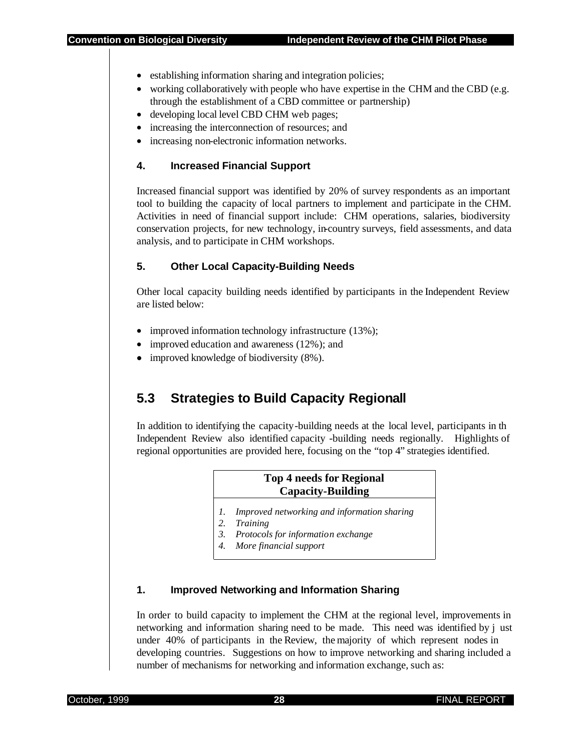- establishing information sharing and integration policies;
- working collaboratively with people who have expertise in the CHM and the CBD (e.g. through the establishment of a CBD committee or partnership)
- developing local level CBD CHM web pages;
- increasing the interconnection of resources; and
- increasing non-electronic information networks.

### 4. Increased Financial Support

Increased financial support was identified by 20% of survey respondents as an important tool to building the capacity of local partners to implement and participate in the CHM. Activities in need of financial support include: CHM operations, salaries, biodiversity conservation projects, for new technology, in-country surveys, field assessments, and data analysis, and to participate in CHM workshops.

### 5. Other Local Capacity-Building Needs

Other local capacity building needs identified by participants in the Independent Review are listed below:

- improved information technology infrastructure (13%);
- improved education and awareness (12%); and
- improved knowledge of biodiversity (8%).

## 5.3 Strategies to Build Capacity Regionall

In addition to identifying the capacity-building needs at the local level, participants in th Independent Review also identified capacity -building needs regionally. Highlights of regional opportunities are provided here, focusing on the "top 4" strategies identified.

| Top 4 needs for Regional Capacity-Building |
|---|
| 1. *Improved networking and information sharing*<br>2. *Training*<br>3. *Protocols for information exchange*<br>4. *More financial support* |

### 1. Improved Networking and Information Sharing

In order to build capacity to implement the CHM at the regional level, improvements in networking and information sharing need to be made. This need was identified by j ust under 40% of participants in the Review, the majority of which represent nodes in developing countries. Suggestions on how to improve networking and sharing included a number of mechanisms for networking and information exchange, such as: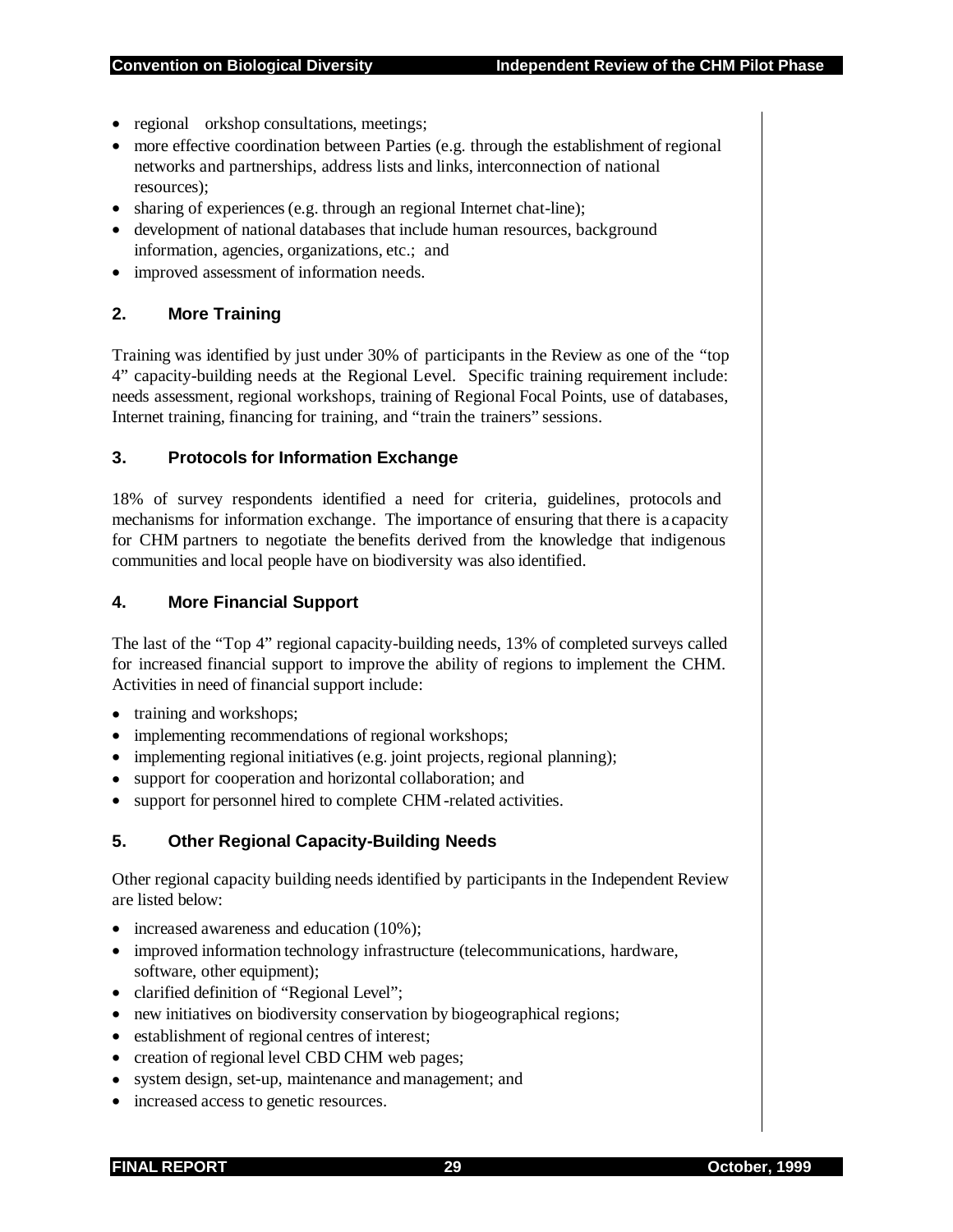- regional orkshop consultations, meetings;
- more effective coordination between Parties (e.g. through the establishment of regional networks and partnerships, address lists and links, interconnection of national resources);
- sharing of experiences (e.g. through an regional Internet chat-line);
- development of national databases that include human resources, background information, agencies, organizations, etc.; and
- improved assessment of information needs.

### 2. More Training

Training was identified by just under 30% of participants in the Review as one of the "top 4" capacity-building needs at the Regional Level. Specific training requirement include: needs assessment, regional workshops, training of Regional Focal Points, use of databases, Internet training, financing for training, and "train the trainers" sessions.

### 3. Protocols for Information Exchange

18% of survey respondents identified a need for criteria, guidelines, protocols and mechanisms for information exchange. The importance of ensuring that there is a capacity for CHM partners to negotiate the benefits derived from the knowledge that indigenous communities and local people have on biodiversity was also identified.

### 4. More Financial Support

The last of the "Top 4" regional capacity-building needs, 13% of completed surveys called for increased financial support to improve the ability of regions to implement the CHM. Activities in need of financial support include:

- training and workshops;
- implementing recommendations of regional workshops;
- implementing regional initiatives (e.g. joint projects, regional planning);
- support for cooperation and horizontal collaboration; and
- support for personnel hired to complete CHM-related activities.

### 5. Other Regional Capacity-Building Needs

Other regional capacity building needs identified by participants in the Independent Review are listed below:

- increased awareness and education (10%);
- improved information technology infrastructure (telecommunications, hardware, software, other equipment);
- clarified definition of "Regional Level";
- new initiatives on biodiversity conservation by biogeographical regions;
- establishment of regional centres of interest;
- creation of regional level CBD CHM web pages;
- system design, set-up, maintenance and management; and
- increased access to genetic resources.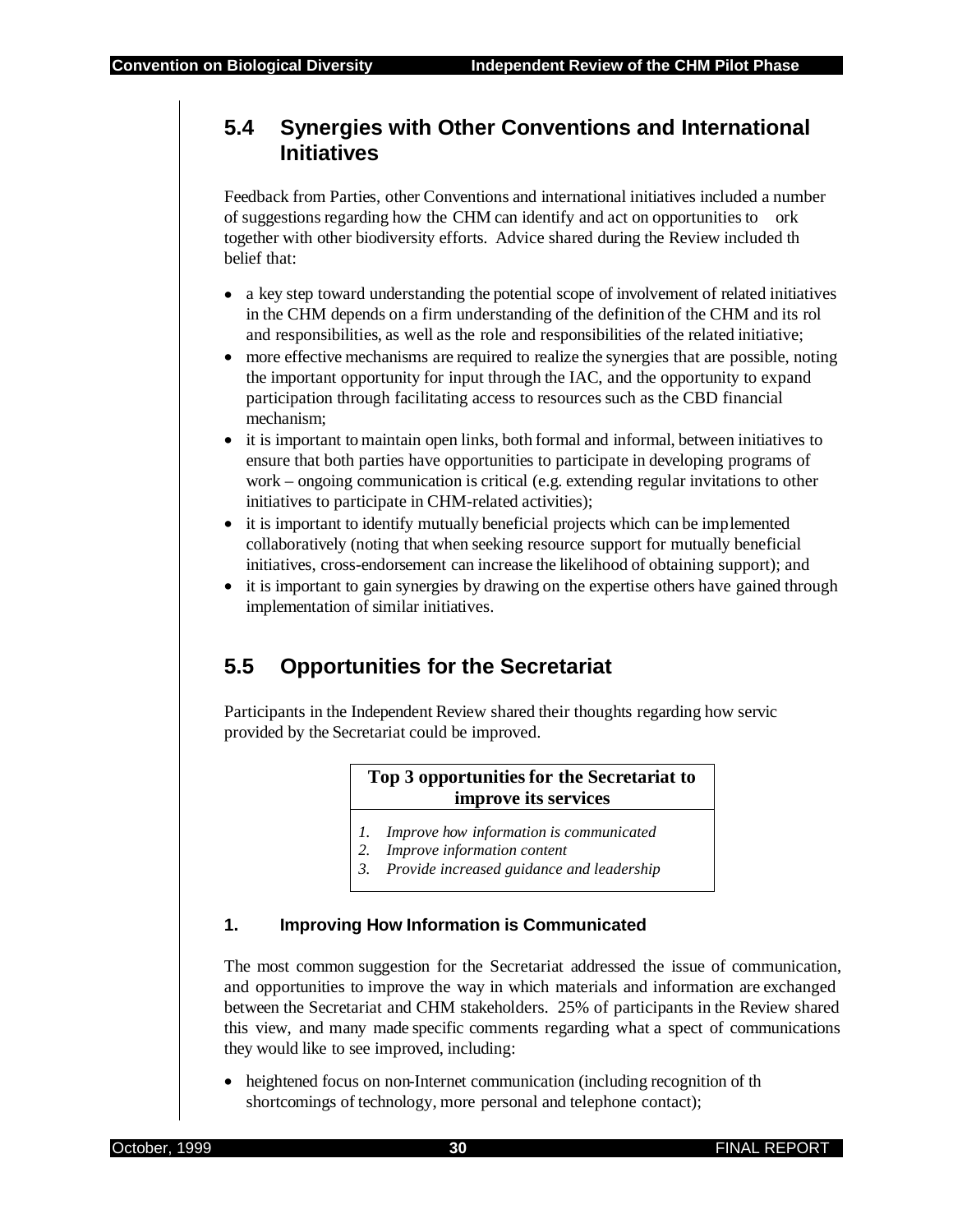## 5.4 Synergies with Other Conventions and International Initiatives

Feedback from Parties, other Conventions and international initiatives included a number of suggestions regarding how the CHM can identify and act on opportunities to ork together with other biodiversity efforts. Advice shared during the Review included th belief that:

- a key step toward understanding the potential scope of involvement of related initiatives in the CHM depends on a firm understanding of the definition of the CHM and its rol and responsibilities, as well as the role and responsibilities of the related initiative;
- more effective mechanisms are required to realize the synergies that are possible, noting the important opportunity for input through the IAC, and the opportunity to expand participation through facilitating access to resources such as the CBD financial mechanism;
- it is important to maintain open links, both formal and informal, between initiatives to ensure that both parties have opportunities to participate in developing programs of work – ongoing communication is critical (e.g. extending regular invitations to other initiatives to participate in CHM-related activities);
- it is important to identify mutually beneficial projects which can be implemented collaboratively (noting that when seeking resource support for mutually beneficial initiatives, cross-endorsement can increase the likelihood of obtaining support); and
- it is important to gain synergies by drawing on the expertise others have gained through implementation of similar initiatives.

## 5.5 Opportunities for the Secretariat

Participants in the Independent Review shared their thoughts regarding how servic provided by the Secretariat could be improved.

**Top 3 opportunities for the Secretariat to improve its services**

1. *Improve how information is communicated*
2. *Improve information content*
3. *Provide increased guidance and leadership*

### 1. Improving How Information is Communicated

The most common suggestion for the Secretariat addressed the issue of communication, and opportunities to improve the way in which materials and information are exchanged between the Secretariat and CHM stakeholders. 25% of participants in the Review shared this view, and many made specific comments regarding what a spect of communications they would like to see improved, including:

- heightened focus on non-Internet communication (including recognition of th shortcomings of technology, more personal and telephone contact);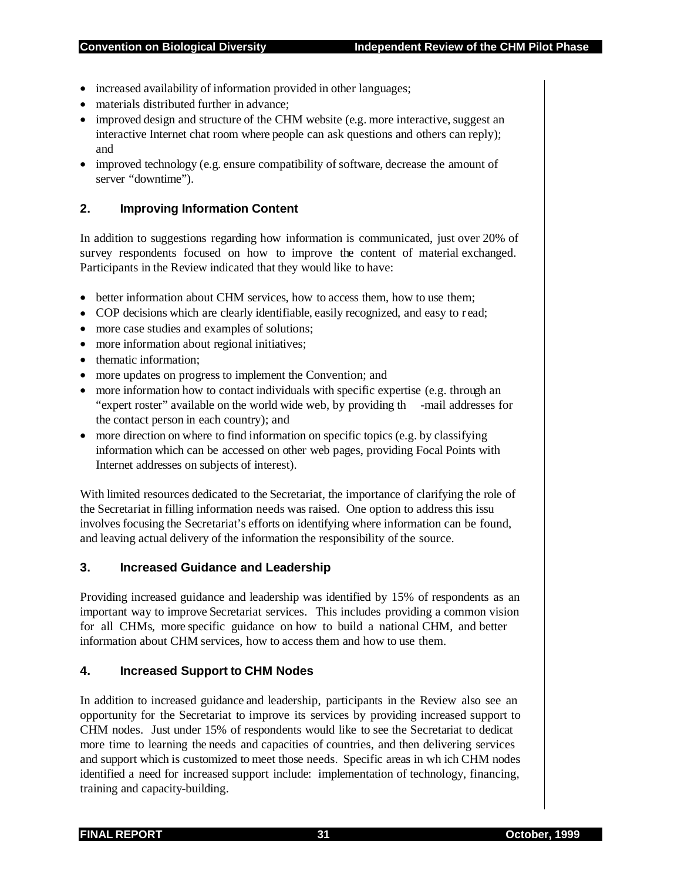- increased availability of information provided in other languages;
- materials distributed further in advance;
- improved design and structure of the CHM website (e.g. more interactive, suggest an interactive Internet chat room where people can ask questions and others can reply); and
- improved technology (e.g. ensure compatibility of software, decrease the amount of server "downtime").

## 2. Improving Information Content

In addition to suggestions regarding how information is communicated, just over 20% of survey respondents focused on how to improve the content of material exchanged. Participants in the Review indicated that they would like to have:

- better information about CHM services, how to access them, how to use them;
- COP decisions which are clearly identifiable, easily recognized, and easy to read;
- more case studies and examples of solutions;
- more information about regional initiatives;
- thematic information;
- more updates on progress to implement the Convention; and
- more information how to contact individuals with specific expertise (e.g. through an "expert roster" available on the world wide web, by providing th -mail addresses for the contact person in each country); and
- more direction on where to find information on specific topics (e.g. by classifying information which can be accessed on other web pages, providing Focal Points with Internet addresses on subjects of interest).

With limited resources dedicated to the Secretariat, the importance of clarifying the role of the Secretariat in filling information needs was raised. One option to address this issu involves focusing the Secretariat's efforts on identifying where information can be found, and leaving actual delivery of the information the responsibility of the source.

## 3. Increased Guidance and Leadership

Providing increased guidance and leadership was identified by 15% of respondents as an important way to improve Secretariat services. This includes providing a common vision for all CHMs, more specific guidance on how to build a national CHM, and better information about CHM services, how to access them and how to use them.

## 4. Increased Support to CHM Nodes

In addition to increased guidance and leadership, participants in the Review also see an opportunity for the Secretariat to improve its services by providing increased support to CHM nodes. Just under 15% of respondents would like to see the Secretariat to dedicat more time to learning the needs and capacities of countries, and then delivering services and support which is customized to meet those needs. Specific areas in which CHM nodes identified a need for increased support include: implementation of technology, financing, training and capacity-building.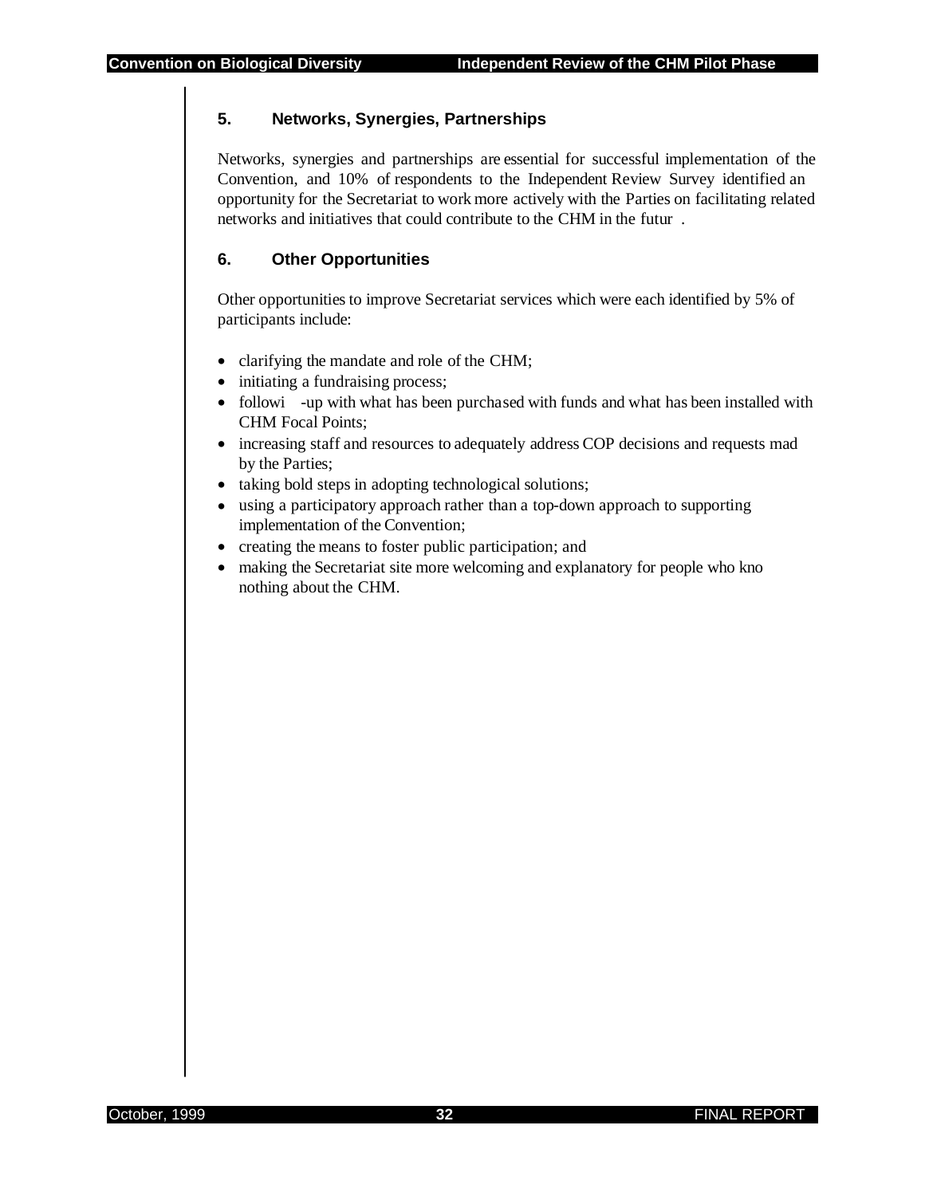## 5. Networks, Synergies, Partnerships

Networks, synergies and partnerships are essential for successful implementation of the Convention, and 10% of respondents to the Independent Review Survey identified an opportunity for the Secretariat to work more actively with the Parties on facilitating related networks and initiatives that could contribute to the CHM in the futur .

## 6. Other Opportunities

Other opportunities to improve Secretariat services which were each identified by 5% of participants include:

- clarifying the mandate and role of the CHM;
- initiating a fundraising process;
- followi -up with what has been purchased with funds and what has been installed with CHM Focal Points;
- increasing staff and resources to adequately address COP decisions and requests mad by the Parties;
- taking bold steps in adopting technological solutions;
- using a participatory approach rather than a top-down approach to supporting implementation of the Convention;
- creating the means to foster public participation; and
- making the Secretariat site more welcoming and explanatory for people who kno nothing about the CHM.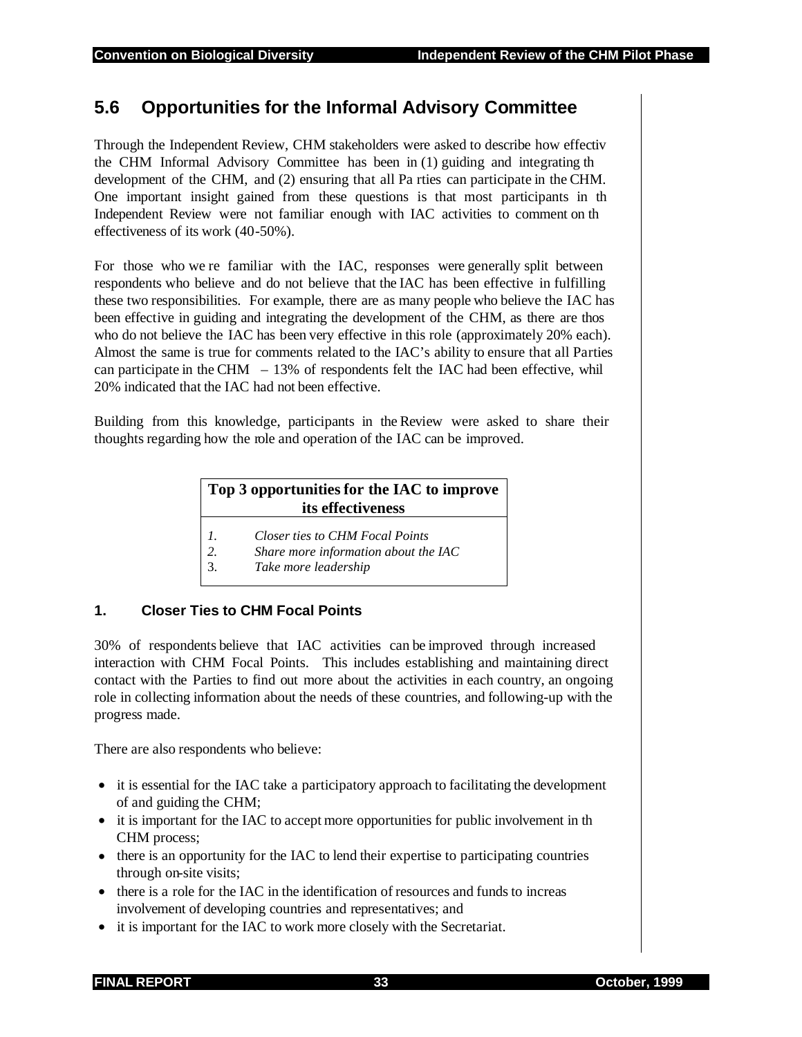## 5.6 Opportunities for the Informal Advisory Committee

Through the Independent Review, CHM stakeholders were asked to describe how effectiv the CHM Informal Advisory Committee has been in (1) guiding and integrating th development of the CHM, and (2) ensuring that all Pa rties can participate in the CHM. One important insight gained from these questions is that most participants in th Independent Review were not familiar enough with IAC activities to comment on th effectiveness of its work (40-50%).

For those who we re familiar with the IAC, responses were generally split between respondents who believe and do not believe that the IAC has been effective in fulfilling these two responsibilities. For example, there are as many people who believe the IAC has been effective in guiding and integrating the development of the CHM, as there are thos who do not believe the IAC has been very effective in this role (approximately 20% each). Almost the same is true for comments related to the IAC's ability to ensure that all Parties can participate in the CHM – 13% of respondents felt the IAC had been effective, whil 20% indicated that the IAC had not been effective.

Building from this knowledge, participants in the Review were asked to share their thoughts regarding how the role and operation of the IAC can be improved.

| Top 3 opportunities for the IAC to improve its effectiveness |
|---|
| *1. Closer ties to CHM Focal Points*<br>*2. Share more information about the IAC*<br>3. *Take more leadership* |

### 1. Closer Ties to CHM Focal Points

30% of respondents believe that IAC activities can be improved through increased interaction with CHM Focal Points. This includes establishing and maintaining direct contact with the Parties to find out more about the activities in each country, an ongoing role in collecting information about the needs of these countries, and following-up with the progress made.

There are also respondents who believe:

- it is essential for the IAC take a participatory approach to facilitating the development of and guiding the CHM;
- it is important for the IAC to accept more opportunities for public involvement in th CHM process;
- there is an opportunity for the IAC to lend their expertise to participating countries through on-site visits;
- there is a role for the IAC in the identification of resources and funds to increas involvement of developing countries and representatives; and
- it is important for the IAC to work more closely with the Secretariat.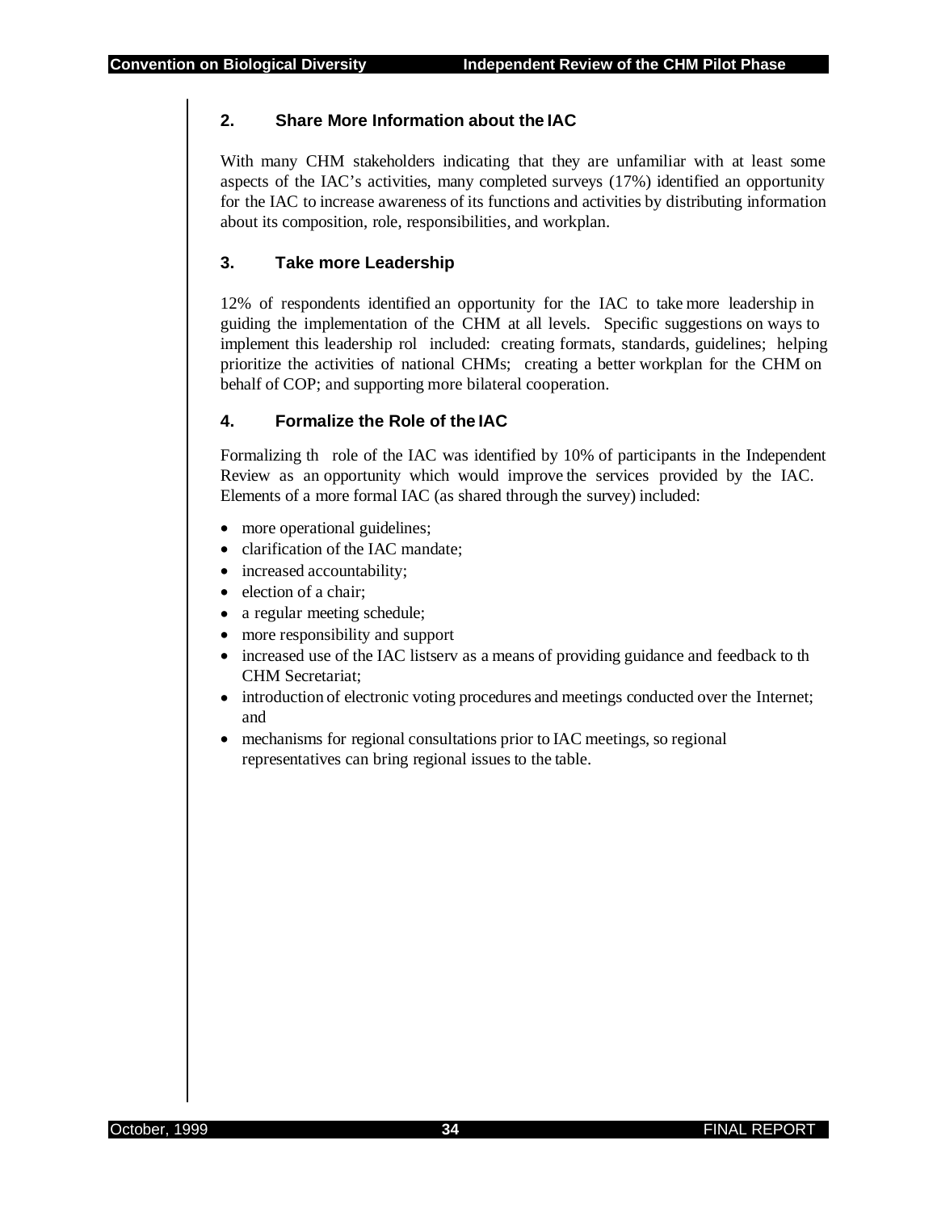## 2. Share More Information about the IAC

With many CHM stakeholders indicating that they are unfamiliar with at least some aspects of the IAC's activities, many completed surveys (17%) identified an opportunity for the IAC to increase awareness of its functions and activities by distributing information about its composition, role, responsibilities, and workplan.

## 3. Take more Leadership

12% of respondents identified an opportunity for the IAC to take more leadership in guiding the implementation of the CHM at all levels. Specific suggestions on ways to implement this leadership rol included: creating formats, standards, guidelines; helping prioritize the activities of national CHMs; creating a better workplan for the CHM on behalf of COP; and supporting more bilateral cooperation.

## 4. Formalize the Role of the IAC

Formalizing th role of the IAC was identified by 10% of participants in the Independent Review as an opportunity which would improve the services provided by the IAC. Elements of a more formal IAC (as shared through the survey) included:

- more operational guidelines;
- clarification of the IAC mandate;
- increased accountability;
- election of a chair;
- a regular meeting schedule;
- more responsibility and support
- increased use of the IAC listserv as a means of providing guidance and feedback to th CHM Secretariat;
- introduction of electronic voting procedures and meetings conducted over the Internet; and
- mechanisms for regional consultations prior to IAC meetings, so regional representatives can bring regional issues to the table.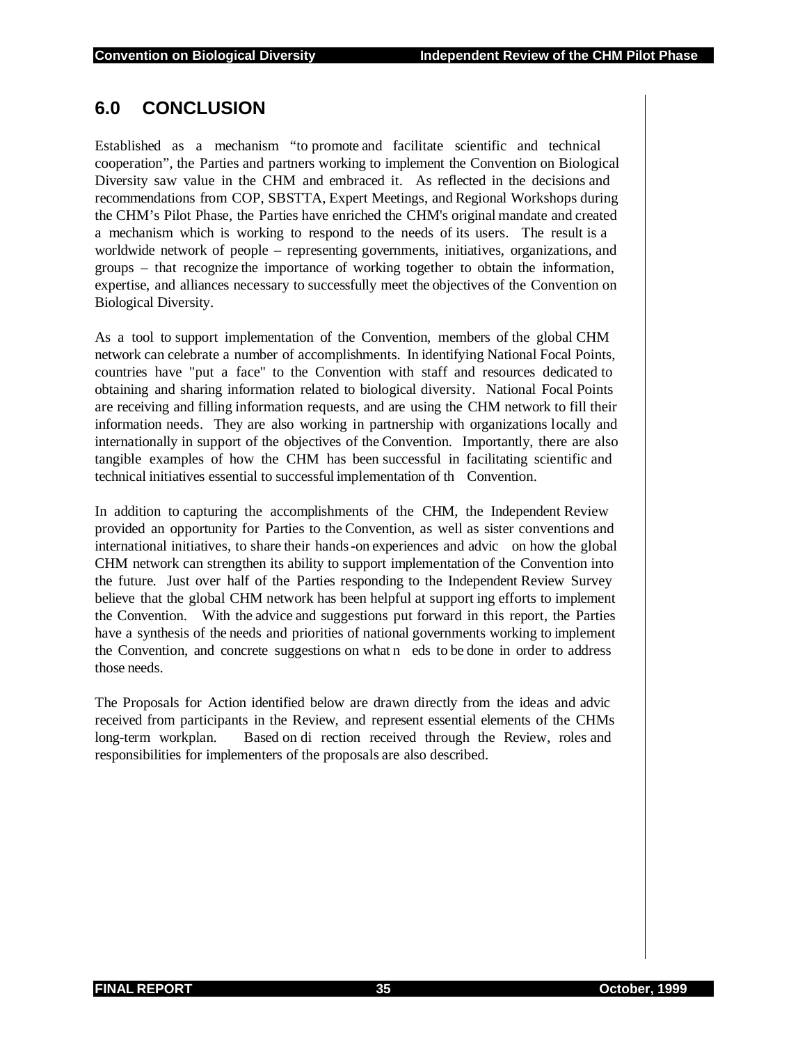## 6.0 CONCLUSION

Established as a mechanism "to promote and facilitate scientific and technical cooperation", the Parties and partners working to implement the Convention on Biological Diversity saw value in the CHM and embraced it. As reflected in the decisions and recommendations from COP, SBSTTA, Expert Meetings, and Regional Workshops during the CHM's Pilot Phase, the Parties have enriched the CHM's original mandate and created a mechanism which is working to respond to the needs of its users. The result is a worldwide network of people – representing governments, initiatives, organizations, and groups – that recognize the importance of working together to obtain the information, expertise, and alliances necessary to successfully meet the objectives of the Convention on Biological Diversity.

As a tool to support implementation of the Convention, members of the global CHM network can celebrate a number of accomplishments. In identifying National Focal Points, countries have "put a face" to the Convention with staff and resources dedicated to obtaining and sharing information related to biological diversity. National Focal Points are receiving and filling information requests, and are using the CHM network to fill their information needs. They are also working in partnership with organizations locally and internationally in support of the objectives of the Convention. Importantly, there are also tangible examples of how the CHM has been successful in facilitating scientific and technical initiatives essential to successful implementation of th Convention.

In addition to capturing the accomplishments of the CHM, the Independent Review provided an opportunity for Parties to the Convention, as well as sister conventions and international initiatives, to share their hands-on experiences and advic on how the global CHM network can strengthen its ability to support implementation of the Convention into the future. Just over half of the Parties responding to the Independent Review Survey believe that the global CHM network has been helpful at support ing efforts to implement the Convention. With the advice and suggestions put forward in this report, the Parties have a synthesis of the needs and priorities of national governments working to implement the Convention, and concrete suggestions on what n eds to be done in order to address those needs.

The Proposals for Action identified below are drawn directly from the ideas and advic received from participants in the Review, and represent essential elements of the CHMs long-term workplan. Based on di rection received through the Review, roles and responsibilities for implementers of the proposals are also described.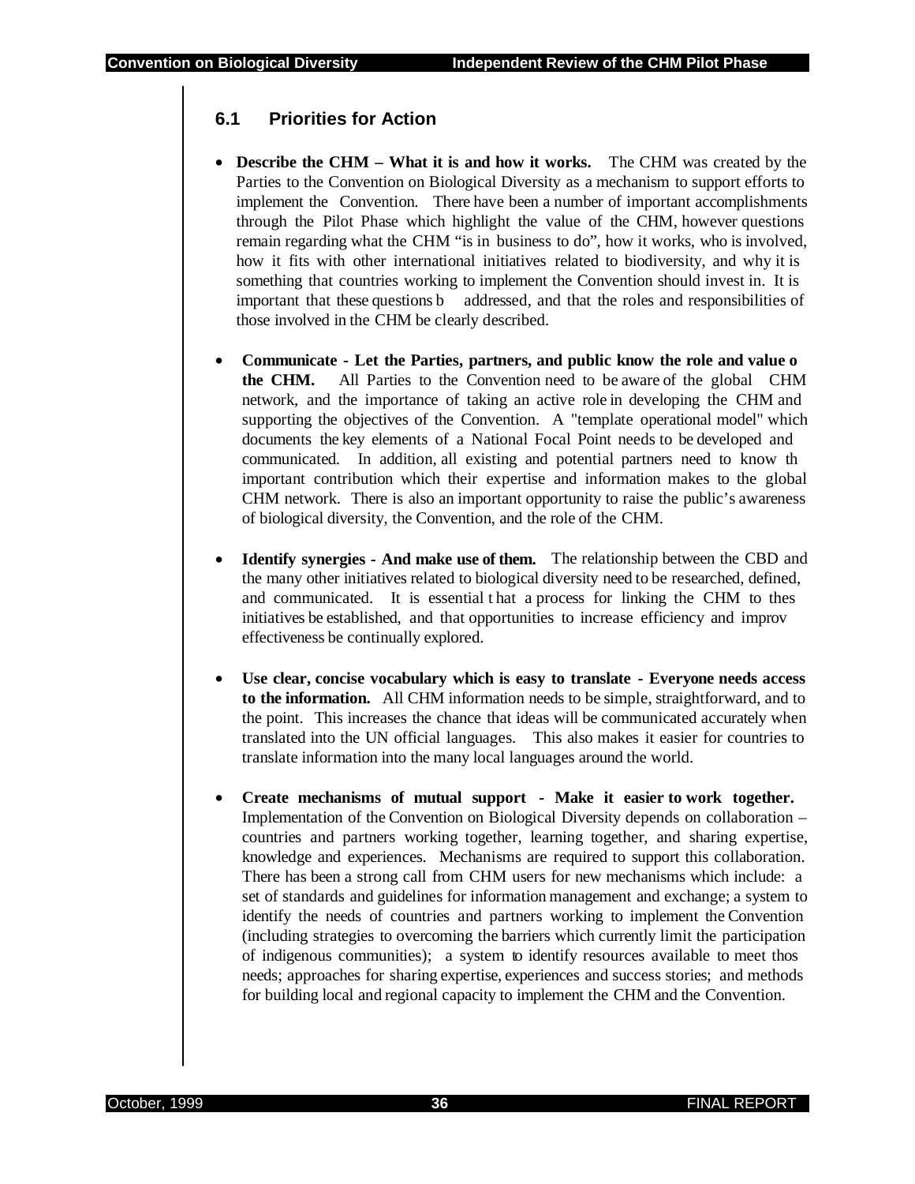## 6.1 Priorities for Action

- **Describe the CHM – What it is and how it works.** The CHM was created by the Parties to the Convention on Biological Diversity as a mechanism to support efforts to implement the Convention. There have been a number of important accomplishments through the Pilot Phase which highlight the value of the CHM, however questions remain regarding what the CHM "is in business to do", how it works, who is involved, how it fits with other international initiatives related to biodiversity, and why it is something that countries working to implement the Convention should invest in. It is important that these questions b addressed, and that the roles and responsibilities of those involved in the CHM be clearly described.

- **Communicate - Let the Parties, partners, and public know the role and value o the CHM.** All Parties to the Convention need to be aware of the global CHM network, and the importance of taking an active role in developing the CHM and supporting the objectives of the Convention. A "template operational model" which documents the key elements of a National Focal Point needs to be developed and communicated. In addition, all existing and potential partners need to know th important contribution which their expertise and information makes to the global CHM network. There is also an important opportunity to raise the public's awareness of biological diversity, the Convention, and the role of the CHM.

- **Identify synergies - And make use of them.** The relationship between the CBD and the many other initiatives related to biological diversity need to be researched, defined, and communicated. It is essential t hat a process for linking the CHM to thes initiatives be established, and that opportunities to increase efficiency and improv effectiveness be continually explored.

- **Use clear, concise vocabulary which is easy to translate - Everyone needs access to the information.** All CHM information needs to be simple, straightforward, and to the point. This increases the chance that ideas will be communicated accurately when translated into the UN official languages. This also makes it easier for countries to translate information into the many local languages around the world.

- **Create mechanisms of mutual support - Make it easier to work together.** Implementation of the Convention on Biological Diversity depends on collaboration – countries and partners working together, learning together, and sharing expertise, knowledge and experiences. Mechanisms are required to support this collaboration. There has been a strong call from CHM users for new mechanisms which include: a set of standards and guidelines for information management and exchange; a system to identify the needs of countries and partners working to implement the Convention (including strategies to overcoming the barriers which currently limit the participation of indigenous communities); a system to identify resources available to meet thos needs; approaches for sharing expertise, experiences and success stories; and methods for building local and regional capacity to implement the CHM and the Convention.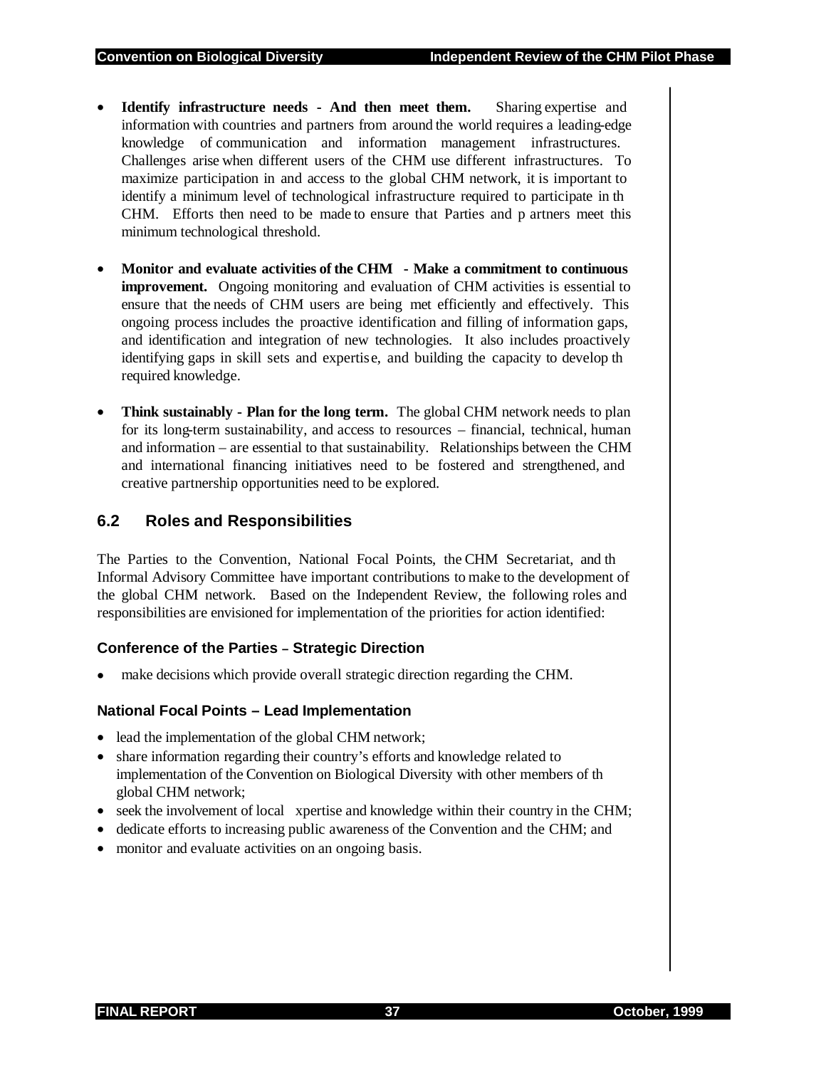- **Identify infrastructure needs - And then meet them.** Sharing expertise and information with countries and partners from around the world requires a leading-edge knowledge of communication and information management infrastructures. Challenges arise when different users of the CHM use different infrastructures. To maximize participation in and access to the global CHM network, it is important to identify a minimum level of technological infrastructure required to participate in th CHM. Efforts then need to be made to ensure that Parties and p artners meet this minimum technological threshold.

- **Monitor and evaluate activities of the CHM - Make a commitment to continuous improvement.** Ongoing monitoring and evaluation of CHM activities is essential to ensure that the needs of CHM users are being met efficiently and effectively. This ongoing process includes the proactive identification and filling of information gaps, and identification and integration of new technologies. It also includes proactively identifying gaps in skill sets and expertise, and building the capacity to develop th required knowledge.

- **Think sustainably - Plan for the long term.** The global CHM network needs to plan for its long-term sustainability, and access to resources – financial, technical, human and information – are essential to that sustainability. Relationships between the CHM and international financing initiatives need to be fostered and strengthened, and creative partnership opportunities need to be explored.

## 6.2 Roles and Responsibilities

The Parties to the Convention, National Focal Points, the CHM Secretariat, and th Informal Advisory Committee have important contributions to make to the development of the global CHM network. Based on the Independent Review, the following roles and responsibilities are envisioned for implementation of the priorities for action identified:

### Conference of the Parties – Strategic Direction

- make decisions which provide overall strategic direction regarding the CHM.

### National Focal Points – Lead Implementation

- lead the implementation of the global CHM network;
- share information regarding their country's efforts and knowledge related to implementation of the Convention on Biological Diversity with other members of th global CHM network;
- seek the involvement of local xpertise and knowledge within their country in the CHM;
- dedicate efforts to increasing public awareness of the Convention and the CHM; and
- monitor and evaluate activities on an ongoing basis.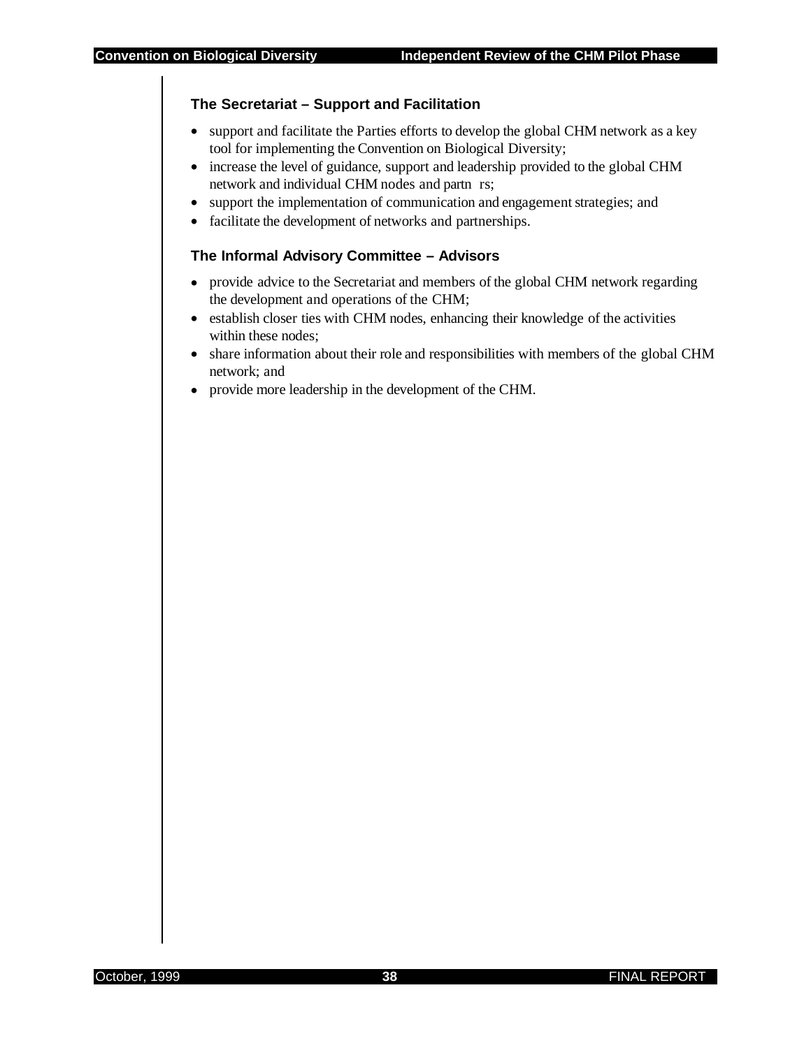### The Secretariat – Support and Facilitation

- support and facilitate the Parties efforts to develop the global CHM network as a key tool for implementing the Convention on Biological Diversity;
- increase the level of guidance, support and leadership provided to the global CHM network and individual CHM nodes and partn rs;
- support the implementation of communication and engagement strategies; and
- facilitate the development of networks and partnerships.

### The Informal Advisory Committee – Advisors

- provide advice to the Secretariat and members of the global CHM network regarding the development and operations of the CHM;
- establish closer ties with CHM nodes, enhancing their knowledge of the activities within these nodes;
- share information about their role and responsibilities with members of the global CHM network; and
- provide more leadership in the development of the CHM.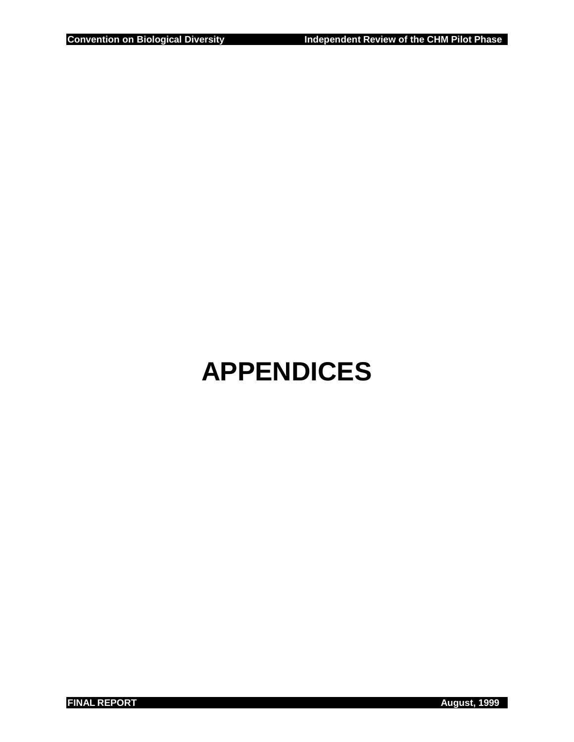# APPENDICES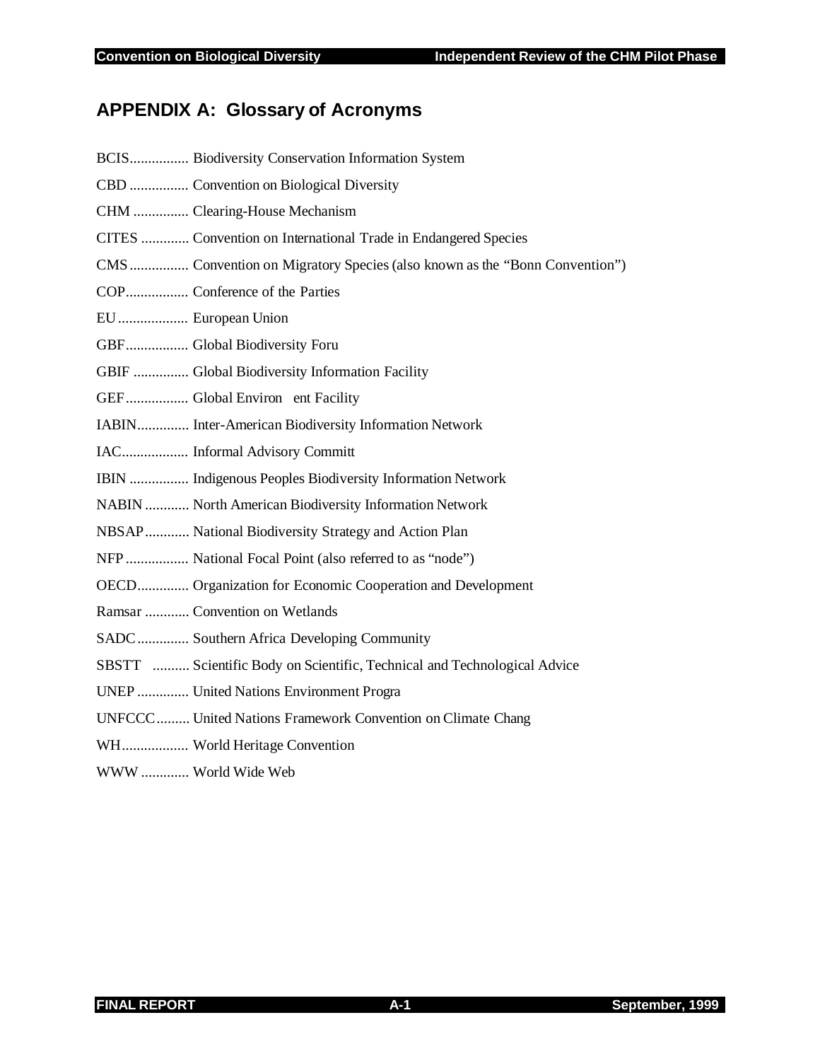## APPENDIX A: Glossary of Acronyms

BCIS................ Biodiversity Conservation Information System

CBD ................ Convention on Biological Diversity

CHM ............... Clearing-House Mechanism

CITES ............. Convention on International Trade in Endangered Species

CMS................ Convention on Migratory Species (also known as the “Bonn Convention”)

COP................. Conference of the Parties

EU................... European Union

GBF................. Global Biodiversity Foru

GBIF ............... Global Biodiversity Information Facility

GEF................. Global Environ ent Facility

IABIN.............. Inter-American Biodiversity Information Network

IAC.................. Informal Advisory Committ

IBIN ................ Indigenous Peoples Biodiversity Information Network

NABIN ............ North American Biodiversity Information Network

NBSAP............ National Biodiversity Strategy and Action Plan

NFP ................. National Focal Point (also referred to as “node”)

OECD.............. Organization for Economic Cooperation and Development

Ramsar ............ Convention on Wetlands

SADC.............. Southern Africa Developing Community

SBSTT .......... Scientific Body on Scientific, Technical and Technological Advice

UNEP .............. United Nations Environment Progra

UNFCCC......... United Nations Framework Convention on Climate Chang

WH.................. World Heritage Convention

WWW ............. World Wide Web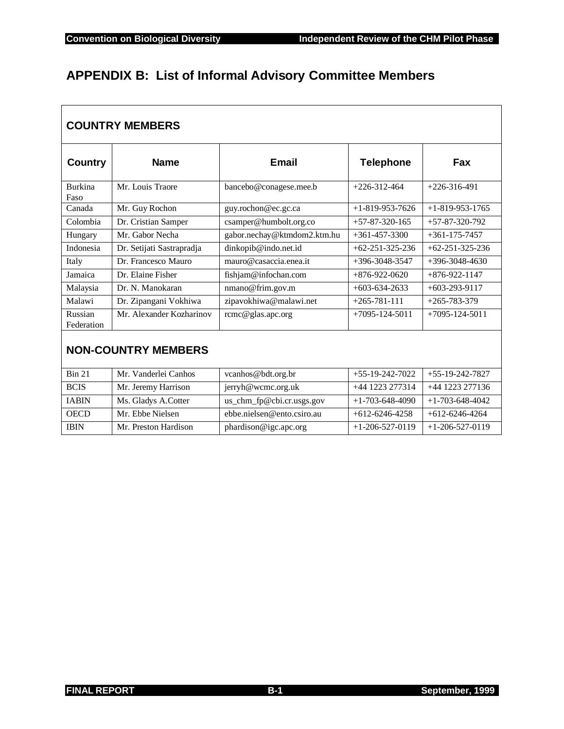# APPENDIX B: List of Informal Advisory Committee Members

## COUNTRY MEMBERS

| Country | Name | Email | Telephone | Fax |
|---|---|---|---|---|
| Burkina Faso | Mr. Louis Traore | bancebo@conagese.mee.b | +226-312-464 | +226-316-491 |
| Canada | Mr. Guy Rochon | guy.rochon@ec.gc.ca | +1-819-953-7626 | +1-819-953-1765 |
| Colombia | Dr. Cristian Samper | csamper@humbolt.org.co | +57-87-320-165 | +57-87-320-792 |
| Hungary | Mr. Gabor Necha | gabor.nechay@ktmdom2.ktm.hu | +361-457-3300 | +361-175-7457 |
| Indonesia | Dr. Setijati Sastrapradja | dinkopib@indo.net.id | +62-251-325-236 | +62-251-325-236 |
| Italy | Dr. Francesco Mauro | mauro@casaccia.enea.it | +396-3048-3547 | +396-3048-4630 |
| Jamaica | Dr. Elaine Fisher | fishjam@infochan.com | +876-922-0620 | +876-922-1147 |
| Malaysia | Dr. N. Manokaran | nmano@frim.gov.m | +603-634-2633 | +603-293-9117 |
| Malawi | Dr. Zipangani Vokhiwa | zipavokhiwa@malawi.net | +265-781-111 | +265-783-379 |
| Russian Federation | Mr. Alexander Kozharinov | rcmc@glas.apc.org | +7095-124-5011 | +7095-124-5011 |

## NON-COUNTRY MEMBERS

| | Name | Email | Telephone | Fax |
|---|---|---|---|---|
| Bin 21 | Mr. Vanderlei Canhos | vcanhos@bdt.org.br | +55-19-242-7022 | +55-19-242-7827 |
| BCIS | Mr. Jeremy Harrison | jerryh@wcmc.org.uk | +44 1223 277314 | +44 1223 277136 |
| IABIN | Ms. Gladys A.Cotter | us_chm_fp@cbi.cr.usgs.gov | +1-703-648-4090 | +1-703-648-4042 |
| OECD | Mr. Ebbe Nielsen | ebbe.nielsen@ento.csiro.au | +612-6246-4258 | +612-6246-4264 |
| IBIN | Mr. Preston Hardison | phardison@igc.apc.org | +1-206-527-0119 | +1-206-527-0119 |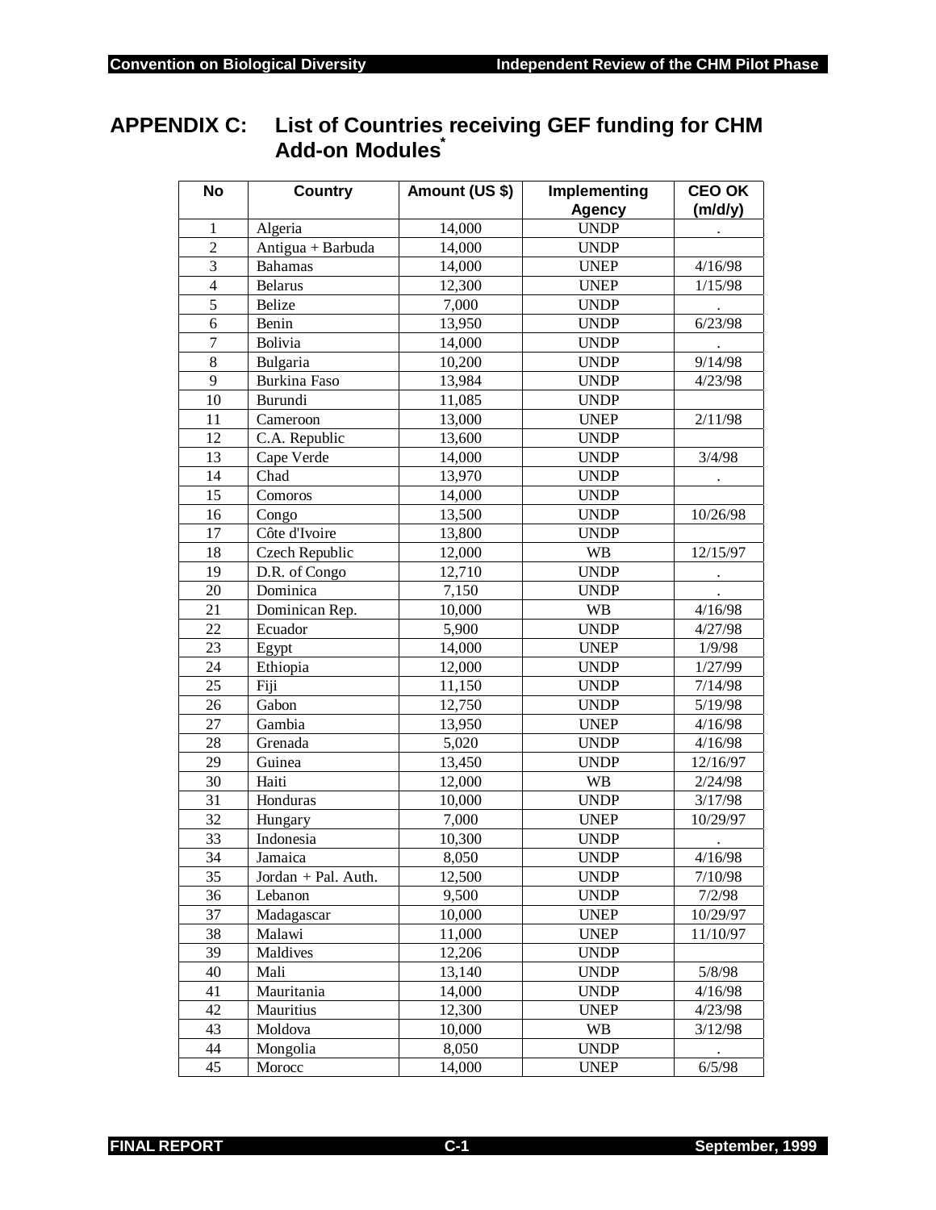# APPENDIX C: List of Countries receiving GEF funding for CHM Add-on Modules*

| No | Country | Amount (US $) | Implementing Agency | CEO OK (m/d/y) |
|---|---|---|---|---|
| 1 | Algeria | 14,000 | UNDP | . |
| 2 | Antigua + Barbuda | 14,000 | UNDP | |
| 3 | Bahamas | 14,000 | UNEP | 4/16/98 |
| 4 | Belarus | 12,300 | UNEP | 1/15/98 |
| 5 | Belize | 7,000 | UNDP | . |
| 6 | Benin | 13,950 | UNDP | 6/23/98 |
| 7 | Bolivia | 14,000 | UNDP | . |
| 8 | Bulgaria | 10,200 | UNDP | 9/14/98 |
| 9 | Burkina Faso | 13,984 | UNDP | 4/23/98 |
| 10 | Burundi | 11,085 | UNDP | |
| 11 | Cameroon | 13,000 | UNEP | 2/11/98 |
| 12 | C.A. Republic | 13,600 | UNDP | |
| 13 | Cape Verde | 14,000 | UNDP | 3/4/98 |
| 14 | Chad | 13,970 | UNDP | . |
| 15 | Comoros | 14,000 | UNDP | |
| 16 | Congo | 13,500 | UNDP | 10/26/98 |
| 17 | Côte d'Ivoire | 13,800 | UNDP | |
| 18 | Czech Republic | 12,000 | WB | 12/15/97 |
| 19 | D.R. of Congo | 12,710 | UNDP | . |
| 20 | Dominica | 7,150 | UNDP | . |
| 21 | Dominican Rep. | 10,000 | WB | 4/16/98 |
| 22 | Ecuador | 5,900 | UNDP | 4/27/98 |
| 23 | Egypt | 14,000 | UNEP | 1/9/98 |
| 24 | Ethiopia | 12,000 | UNDP | 1/27/99 |
| 25 | Fiji | 11,150 | UNDP | 7/14/98 |
| 26 | Gabon | 12,750 | UNDP | 5/19/98 |
| 27 | Gambia | 13,950 | UNEP | 4/16/98 |
| 28 | Grenada | 5,020 | UNDP | 4/16/98 |
| 29 | Guinea | 13,450 | UNDP | 12/16/97 |
| 30 | Haiti | 12,000 | WB | 2/24/98 |
| 31 | Honduras | 10,000 | UNDP | 3/17/98 |
| 32 | Hungary | 7,000 | UNEP | 10/29/97 |
| 33 | Indonesia | 10,300 | UNDP | . |
| 34 | Jamaica | 8,050 | UNDP | 4/16/98 |
| 35 | Jordan + Pal. Auth. | 12,500 | UNDP | 7/10/98 |
| 36 | Lebanon | 9,500 | UNDP | 7/2/98 |
| 37 | Madagascar | 10,000 | UNEP | 10/29/97 |
| 38 | Malawi | 11,000 | UNEP | 11/10/97 |
| 39 | Maldives | 12,206 | UNDP | |
| 40 | Mali | 13,140 | UNDP | 5/8/98 |
| 41 | Mauritania | 14,000 | UNDP | 4/16/98 |
| 42 | Mauritius | 12,300 | UNEP | 4/23/98 |
| 43 | Moldova | 10,000 | WB | 3/12/98 |
| 44 | Mongolia | 8,050 | UNDP | . |
| 45 | Morocc | 14,000 | UNEP | 6/5/98 |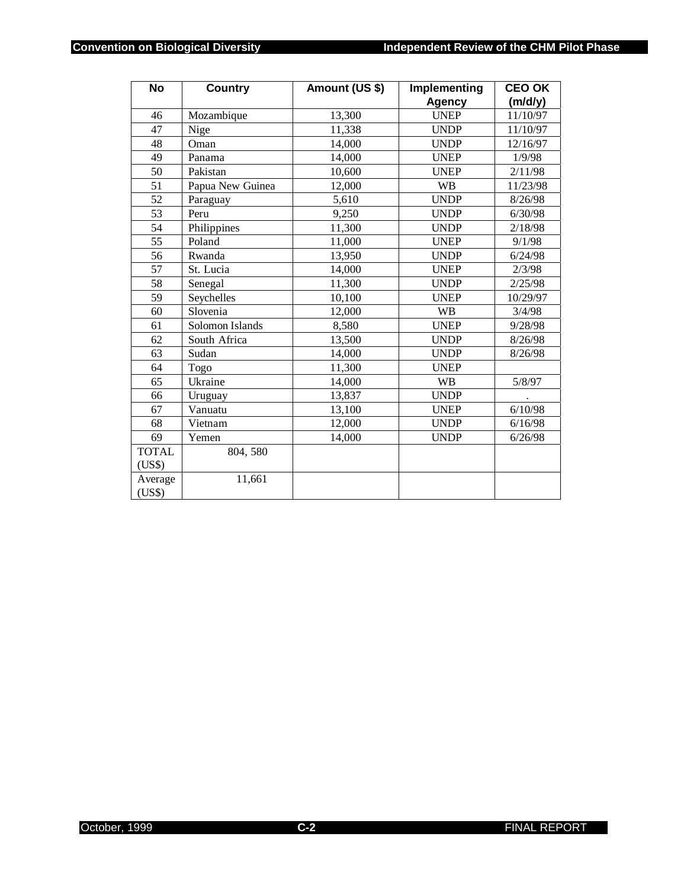| No | Country | Amount (US $) | Implementing Agency | CEO OK (m/d/y) |
|---|---|---|---|---|
| 46 | Mozambique | 13,300 | UNEP | 11/10/97 |
| 47 | Nige | 11,338 | UNDP | 11/10/97 |
| 48 | Oman | 14,000 | UNDP | 12/16/97 |
| 49 | Panama | 14,000 | UNEP | 1/9/98 |
| 50 | Pakistan | 10,600 | UNEP | 2/11/98 |
| 51 | Papua New Guinea | 12,000 | WB | 11/23/98 |
| 52 | Paraguay | 5,610 | UNDP | 8/26/98 |
| 53 | Peru | 9,250 | UNDP | 6/30/98 |
| 54 | Philippines | 11,300 | UNDP | 2/18/98 |
| 55 | Poland | 11,000 | UNEP | 9/1/98 |
| 56 | Rwanda | 13,950 | UNDP | 6/24/98 |
| 57 | St. Lucia | 14,000 | UNEP | 2/3/98 |
| 58 | Senegal | 11,300 | UNDP | 2/25/98 |
| 59 | Seychelles | 10,100 | UNEP | 10/29/97 |
| 60 | Slovenia | 12,000 | WB | 3/4/98 |
| 61 | Solomon Islands | 8,580 | UNEP | 9/28/98 |
| 62 | South Africa | 13,500 | UNDP | 8/26/98 |
| 63 | Sudan | 14,000 | UNDP | 8/26/98 |
| 64 | Togo | 11,300 | UNEP | |
| 65 | Ukraine | 14,000 | WB | 5/8/97 |
| 66 | Uruguay | 13,837 | UNDP | . |
| 67 | Vanuatu | 13,100 | UNEP | 6/10/98 |
| 68 | Vietnam | 12,000 | UNDP | 6/16/98 |
| 69 | Yemen | 14,000 | UNDP | 6/26/98 |
| TOTAL (US$) | 804, 580 | | | |
| Average (US$) | 11,661 | | | |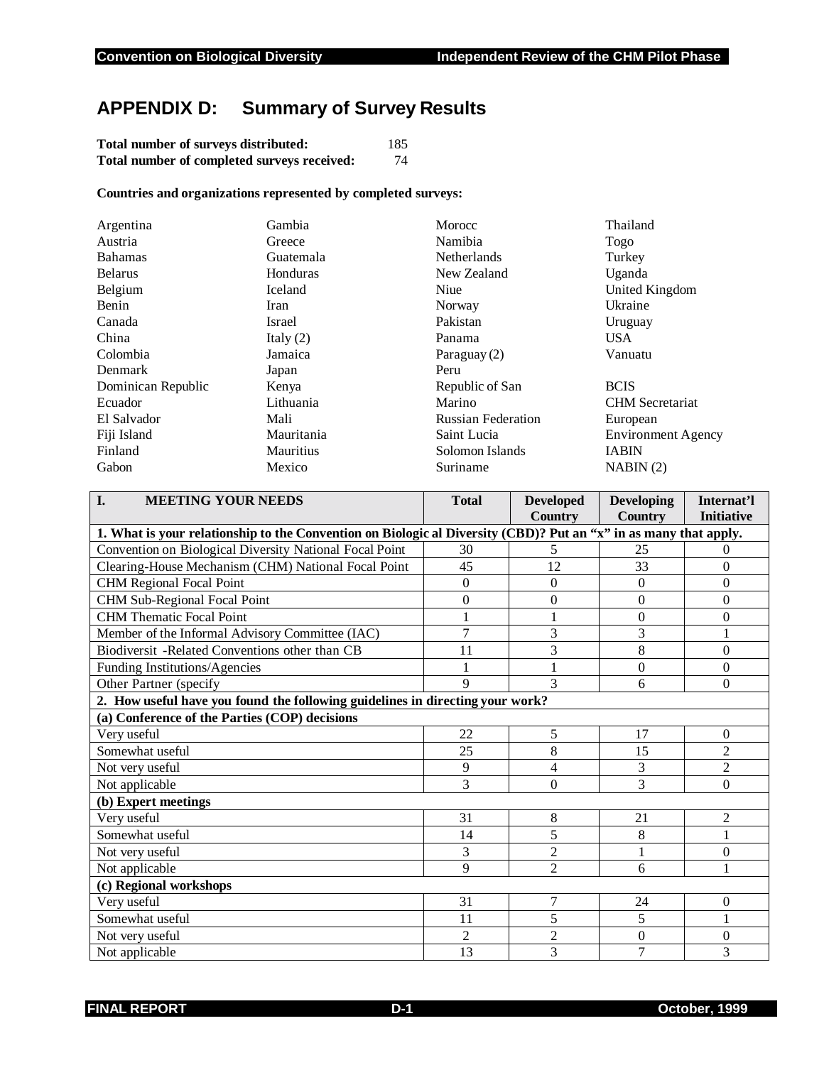# APPENDIX D: Summary of Survey Results

**Total number of surveys distributed:** 185
**Total number of completed surveys received:** 74

**Countries and organizations represented by completed surveys:**

| | | | |
|---|---|---|---|
| Argentina | Gambia | Morocc | Thailand |
| Austria | Greece | Namibia | Togo |
| Bahamas | Guatemala | Netherlands | Turkey |
| Belarus | Honduras | New Zealand | Uganda |
| Belgium | Iceland | Niue | United Kingdom |
| Benin | Iran | Norway | Ukraine |
| Canada | Israel | Pakistan | Uruguay |
| China | Italy (2) | Panama | USA |
| Colombia | Jamaica | Paraguay (2) | Vanuatu |
| Denmark | Japan | Peru | |
| Dominican Republic | Kenya | Republic of San | BCIS |
| Ecuador | Lithuania | Marino | CHM Secretariat |
| El Salvador | Mali | Russian Federation | European |
| Fiji Island | Mauritania | Saint Lucia | Environment Agency |
| Finland | Mauritius | Solomon Islands | IABIN |
| Gabon | Mexico | Suriname | NABIN (2) |

| I. MEETING YOUR NEEDS | Total | Developed Country | Developing Country | Internat'l Initiative |
|---|---|---|---|---|
| **1. What is your relationship to the Convention on Biologic al Diversity (CBD)? Put an "x" in as many that apply.** | | | | |
| Convention on Biological Diversity National Focal Point | 30 | 5 | 25 | 0 |
| Clearing-House Mechanism (CHM) National Focal Point | 45 | 12 | 33 | 0 |
| CHM Regional Focal Point | 0 | 0 | 0 | 0 |
| CHM Sub-Regional Focal Point | 0 | 0 | 0 | 0 |
| CHM Thematic Focal Point | 1 | 1 | 0 | 0 |
| Member of the Informal Advisory Committee (IAC) | 7 | 3 | 3 | 1 |
| Biodiversit -Related Conventions other than CB | 11 | 3 | 8 | 0 |
| Funding Institutions/Agencies | 1 | 1 | 0 | 0 |
| Other Partner (specify | 9 | 3 | 6 | 0 |
| **2. How useful have you found the following guidelines in directing your work?** | | | | |
| **(a) Conference of the Parties (COP) decisions** | | | | |
| Very useful | 22 | 5 | 17 | 0 |
| Somewhat useful | 25 | 8 | 15 | 2 |
| Not very useful | 9 | 4 | 3 | 2 |
| Not applicable | 3 | 0 | 3 | 0 |
| **(b) Expert meetings** | | | | |
| Very useful | 31 | 8 | 21 | 2 |
| Somewhat useful | 14 | 5 | 8 | 1 |
| Not very useful | 3 | 2 | 1 | 0 |
| Not applicable | 9 | 2 | 6 | 1 |
| **(c) Regional workshops** | | | | |
| Very useful | 31 | 7 | 24 | 0 |
| Somewhat useful | 11 | 5 | 5 | 1 |
| Not very useful | 2 | 2 | 0 | 0 |
| Not applicable | 13 | 3 | 7 | 3 |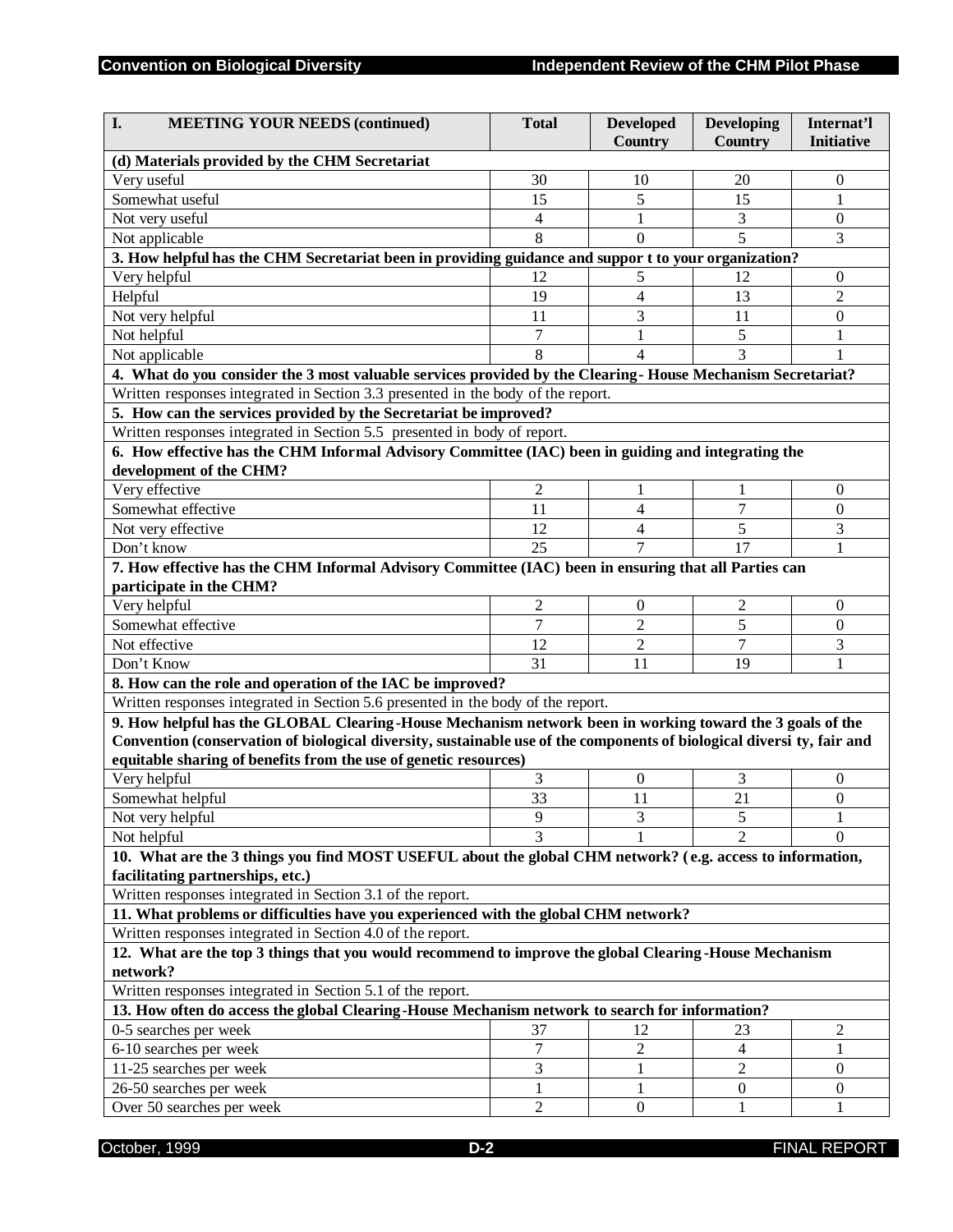| I. MEETING YOUR NEEDS (continued) | Total | Developed Country | Developing Country | Internat'l Initiative |
|---|---|---|---|---|
| **(d) Materials provided by the CHM Secretariat** | | | | |
| Very useful | 30 | 10 | 20 | 0 |
| Somewhat useful | 15 | 5 | 15 | 1 |
| Not very useful | 4 | 1 | 3 | 0 |
| Not applicable | 8 | 0 | 5 | 3 |
| **3. How helpful has the CHM Secretariat been in providing guidance and suppor t to your organization?** | | | | |
| Very helpful | 12 | 5 | 12 | 0 |
| Helpful | 19 | 4 | 13 | 2 |
| Not very helpful | 11 | 3 | 11 | 0 |
| Not helpful | 7 | 1 | 5 | 1 |
| Not applicable | 8 | 4 | 3 | 1 |
| **4. What do you consider the 3 most valuable services provided by the Clearing- House Mechanism Secretariat?** | | | | |
| Written responses integrated in Section 3.3 presented in the body of the report. | | | | |
| **5. How can the services provided by the Secretariat be improved?** | | | | |
| Written responses integrated in Section 5.5 presented in body of report. | | | | |
| **6. How effective has the CHM Informal Advisory Committee (IAC) been in guiding and integrating the development of the CHM?** | | | | |
| Very effective | 2 | 1 | 1 | 0 |
| Somewhat effective | 11 | 4 | 7 | 0 |
| Not very effective | 12 | 4 | 5 | 3 |
| Don't know | 25 | 7 | 17 | 1 |
| **7. How effective has the CHM Informal Advisory Committee (IAC) been in ensuring that all Parties can participate in the CHM?** | | | | |
| Very helpful | 2 | 0 | 2 | 0 |
| Somewhat effective | 7 | 2 | 5 | 0 |
| Not effective | 12 | 2 | 7 | 3 |
| Don't Know | 31 | 11 | 19 | 1 |
| **8. How can the role and operation of the IAC be improved?** | | | | |
| Written responses integrated in Section 5.6 presented in the body of the report. | | | | |
| **9. How helpful has the GLOBAL Clearing-House Mechanism network been in working toward the 3 goals of the Convention (conservation of biological diversity, sustainable use of the components of biological diversi ty, fair and equitable sharing of benefits from the use of genetic resources)** | | | | |
| Very helpful | 3 | 0 | 3 | 0 |
| Somewhat helpful | 33 | 11 | 21 | 0 |
| Not very helpful | 9 | 3 | 5 | 1 |
| Not helpful | 3 | 1 | 2 | 0 |
| **10. What are the 3 things you find MOST USEFUL about the global CHM network? (e.g. access to information, facilitating partnerships, etc.)** | | | | |
| Written responses integrated in Section 3.1 of the report. | | | | |
| **11. What problems or difficulties have you experienced with the global CHM network?** | | | | |
| Written responses integrated in Section 4.0 of the report. | | | | |
| **12. What are the top 3 things that you would recommend to improve the global Clearing-House Mechanism network?** | | | | |
| Written responses integrated in Section 5.1 of the report. | | | | |
| **13. How often do access the global Clearing-House Mechanism network to search for information?** | | | | |
| 0-5 searches per week | 37 | 12 | 23 | 2 |
| 6-10 searches per week | 7 | 2 | 4 | 1 |
| 11-25 searches per week | 3 | 1 | 2 | 0 |
| 26-50 searches per week | 1 | 1 | 0 | 0 |
| Over 50 searches per week | 2 | 0 | 1 | 1 |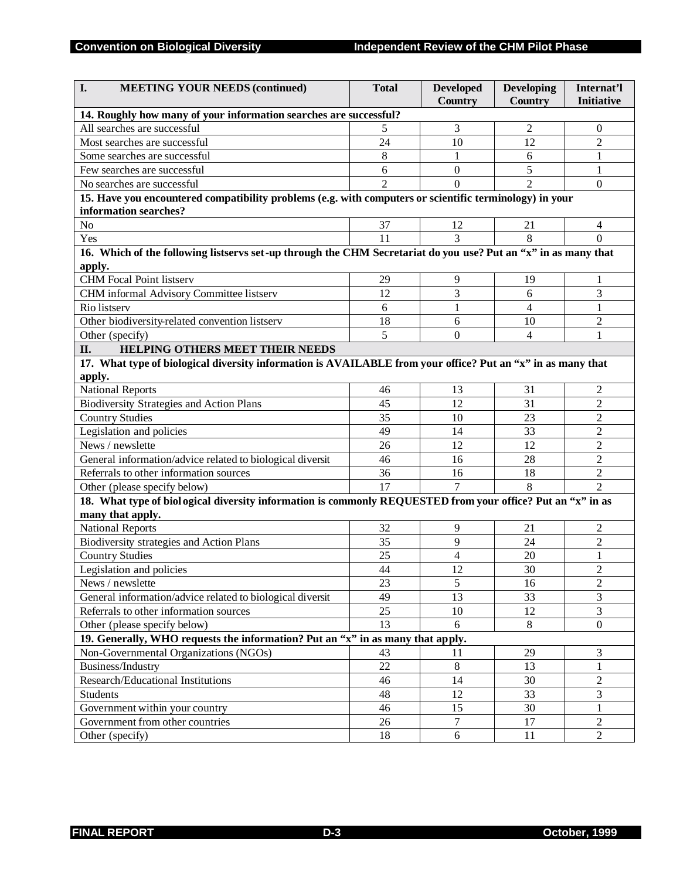| I. MEETING YOUR NEEDS (continued) | Total | Developed Country | Developing Country | Internat'l Initiative |
|---|---|---|---|---|
| **14. Roughly how many of your information searches are successful?** | | | | |
| All searches are successful | 5 | 3 | 2 | 0 |
| Most searches are successful | 24 | 10 | 12 | 2 |
| Some searches are successful | 8 | 1 | 6 | 1 |
| Few searches are successful | 6 | 0 | 5 | 1 |
| No searches are successful | 2 | 0 | 2 | 0 |
| **15. Have you encountered compatibility problems (e.g. with computers or scientific terminology) in your information searches?** | | | | |
| No | 37 | 12 | 21 | 4 |
| Yes | 11 | 3 | 8 | 0 |
| **16. Which of the following listservs set-up through the CHM Secretariat do you use? Put an "x" in as many that apply.** | | | | |
| CHM Focal Point listserv | 29 | 9 | 19 | 1 |
| CHM informal Advisory Committee listserv | 12 | 3 | 6 | 3 |
| Rio listserv | 6 | 1 | 4 | 1 |
| Other biodiversity-related convention listserv | 18 | 6 | 10 | 2 |
| Other (specify) | 5 | 0 | 4 | 1 |
| **II. HELPING OTHERS MEET THEIR NEEDS** | | | | |
| **17. What type of biological diversity information is AVAILABLE from your office? Put an "x" in as many that apply.** | | | | |
| National Reports | 46 | 13 | 31 | 2 |
| Biodiversity Strategies and Action Plans | 45 | 12 | 31 | 2 |
| Country Studies | 35 | 10 | 23 | 2 |
| Legislation and policies | 49 | 14 | 33 | 2 |
| News / newslette | 26 | 12 | 12 | 2 |
| General information/advice related to biological diversit | 46 | 16 | 28 | 2 |
| Referrals to other information sources | 36 | 16 | 18 | 2 |
| Other (please specify below) | 17 | 7 | 8 | 2 |
| **18. What type of biological diversity information is commonly REQUESTED from your office? Put an "x" in as many that apply.** | | | | |
| National Reports | 32 | 9 | 21 | 2 |
| Biodiversity strategies and Action Plans | 35 | 9 | 24 | 2 |
| Country Studies | 25 | 4 | 20 | 1 |
| Legislation and policies | 44 | 12 | 30 | 2 |
| News / newslette | 23 | 5 | 16 | 2 |
| General information/advice related to biological diversit | 49 | 13 | 33 | 3 |
| Referrals to other information sources | 25 | 10 | 12 | 3 |
| Other (please specify below) | 13 | 6 | 8 | 0 |
| **19. Generally, WHO requests the information? Put an "x" in as many that apply.** | | | | |
| Non-Governmental Organizations (NGOs) | 43 | 11 | 29 | 3 |
| Business/Industry | 22 | 8 | 13 | 1 |
| Research/Educational Institutions | 46 | 14 | 30 | 2 |
| Students | 48 | 12 | 33 | 3 |
| Government within your country | 46 | 15 | 30 | 1 |
| Government from other countries | 26 | 7 | 17 | 2 |
| Other (specify) | 18 | 6 | 11 | 2 |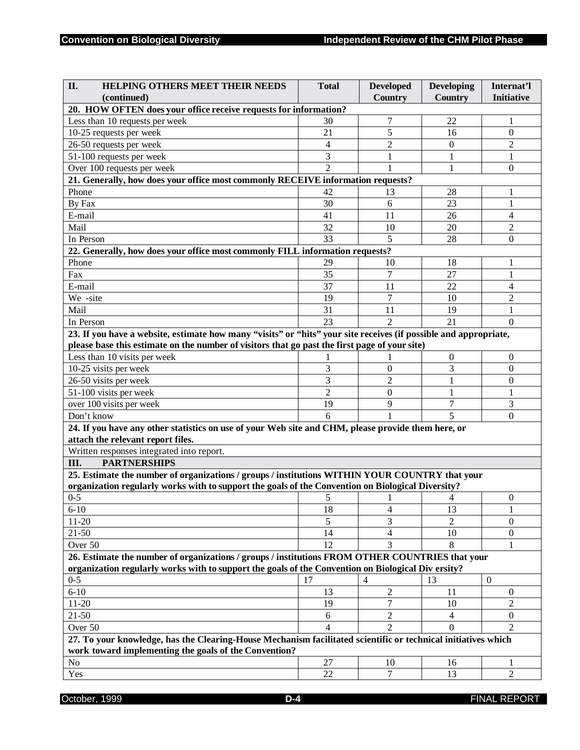| II. HELPING OTHERS MEET THEIR NEEDS (continued) | Total | Developed Country | Developing Country | Internat'l Initiative |
|---|---|---|---|---|
| **20. HOW OFTEN does your office receive requests for information?** | | | | |
| Less than 10 requests per week | 30 | 7 | 22 | 1 |
| 10-25 requests per week | 21 | 5 | 16 | 0 |
| 26-50 requests per week | 4 | 2 | 0 | 2 |
| 51-100 requests per week | 3 | 1 | 1 | 1 |
| Over 100 requests per week | 2 | 1 | 1 | 0 |
| **21. Generally, how does your office most commonly RECEIVE information requests?** | | | | |
| Phone | 42 | 13 | 28 | 1 |
| By Fax | 30 | 6 | 23 | 1 |
| E-mail | 41 | 11 | 26 | 4 |
| Mail | 32 | 10 | 20 | 2 |
| In Person | 33 | 5 | 28 | 0 |
| **22. Generally, how does your office most commonly FILL information requests?** | | | | |
| Phone | 29 | 10 | 18 | 1 |
| Fax | 35 | 7 | 27 | 1 |
| E-mail | 37 | 11 | 22 | 4 |
| We -site | 19 | 7 | 10 | 2 |
| Mail | 31 | 11 | 19 | 1 |
| In Person | 23 | 2 | 21 | 0 |
| **23. If you have a website, estimate how many "visits" or "hits" your site receives (if possible and appropriate, please base this estimate on the number of visitors that go past the first page of your site)** | | | | |
| Less than 10 visits per week | 1 | 1 | 0 | 0 |
| 10-25 visits per week | 3 | 0 | 3 | 0 |
| 26-50 visits per week | 3 | 2 | 1 | 0 |
| 51-100 visits per week | 2 | 0 | 1 | 1 |
| over 100 visits per week | 19 | 9 | 7 | 3 |
| Don't know | 6 | 1 | 5 | 0 |
| **24. If you have any other statistics on use of your Web site and CHM, please provide them here, or attach the relevant report files.** | | | | |
| Written responses integrated into report. | | | | |
| **III. PARTNERSHIPS** | | | | |
| **25. Estimate the number of organizations / groups / institutions WITHIN YOUR COUNTRY that your organization regularly works with to support the goals of the Convention on Biological Diversity?** | | | | |
| 0-5 | 5 | 1 | 4 | 0 |
| 6-10 | 18 | 4 | 13 | 1 |
| 11-20 | 5 | 3 | 2 | 0 |
| 21-50 | 14 | 4 | 10 | 0 |
| Over 50 | 12 | 3 | 8 | 1 |
| **26. Estimate the number of organizations / groups / institutions FROM OTHER COUNTRIES that your organization regularly works with to support the goals of the Convention on Biological Div ersity?** | | | | |
| 0-5 | 17 | 4 | 13 | 0 |
| 6-10 | 13 | 2 | 11 | 0 |
| 11-20 | 19 | 7 | 10 | 2 |
| 21-50 | 6 | 2 | 4 | 0 |
| Over 50 | 4 | 2 | 0 | 2 |
| **27. To your knowledge, has the Clearing-House Mechanism facilitated scientific or technical initiatives which work toward implementing the goals of the Convention?** | | | | |
| No | 27 | 10 | 16 | 1 |
| Yes | 22 | 7 | 13 | 2 |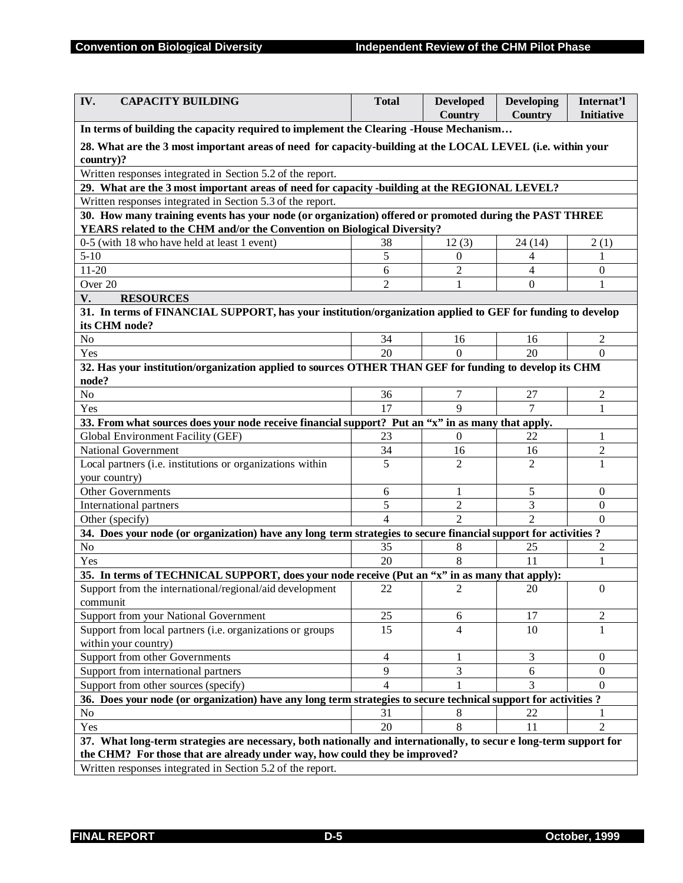| IV. CAPACITY BUILDING | Total | Developed Country | Developing Country | Internat'l Initiative |
|---|---|---|---|---|
| **In terms of building the capacity required to implement the Clearing -House Mechanism…** | | | | |
| **28. What are the 3 most important areas of need for capacity-building at the LOCAL LEVEL (i.e. within your country)?** | | | | |
| Written responses integrated in Section 5.2 of the report. | | | | |
| **29. What are the 3 most important areas of need for capacity -building at the REGIONAL LEVEL?** | | | | |
| Written responses integrated in Section 5.3 of the report. | | | | |
| **30. How many training events has your node (or organization) offered or promoted during the PAST THREE YEARS related to the CHM and/or the Convention on Biological Diversity?** | | | | |
| 0-5 (with 18 who have held at least 1 event) | 38 | 12 (3) | 24 (14) | 2 (1) |
| 5-10 | 5 | 0 | 4 | 1 |
| 11-20 | 6 | 2 | 4 | 0 |
| Over 20 | 2 | 1 | 0 | 1 |
| **V. RESOURCES** | | | | |
| **31. In terms of FINANCIAL SUPPORT, has your institution/organization applied to GEF for funding to develop its CHM node?** | | | | |
| No | 34 | 16 | 16 | 2 |
| Yes | 20 | 0 | 20 | 0 |
| **32. Has your institution/organization applied to sources OTHER THAN GEF for funding to develop its CHM node?** | | | | |
| No | 36 | 7 | 27 | 2 |
| Yes | 17 | 9 | 7 | 1 |
| **33. From what sources does your node receive financial support? Put an "x" in as many that apply.** | | | | |
| Global Environment Facility (GEF) | 23 | 0 | 22 | 1 |
| National Government | 34 | 16 | 16 | 2 |
| Local partners (i.e. institutions or organizations within your country) | 5 | 2 | 2 | 1 |
| Other Governments | 6 | 1 | 5 | 0 |
| International partners | 5 | 2 | 3 | 0 |
| Other (specify) | 4 | 2 | 2 | 0 |
| **34. Does your node (or organization) have any long term strategies to secure financial support for activities ?** | | | | |
| No | 35 | 8 | 25 | 2 |
| Yes | 20 | 8 | 11 | 1 |
| **35. In terms of TECHNICAL SUPPORT, does your node receive (Put an "x" in as many that apply):** | | | | |
| Support from the international/regional/aid development communit | 22 | 2 | 20 | 0 |
| Support from your National Government | 25 | 6 | 17 | 2 |
| Support from local partners (i.e. organizations or groups within your country) | 15 | 4 | 10 | 1 |
| Support from other Governments | 4 | 1 | 3 | 0 |
| Support from international partners | 9 | 3 | 6 | 0 |
| Support from other sources (specify) | 4 | 1 | 3 | 0 |
| **36. Does your node (or organization) have any long term strategies to secure technical support for activities ?** | | | | |
| No | 31 | 8 | 22 | 1 |
| Yes | 20 | 8 | 11 | 2 |
| **37. What long-term strategies are necessary, both nationally and internationally, to secur e long-term support for the CHM? For those that are already under way, how could they be improved?** | | | | |
| Written responses integrated in Section 5.2 of the report. | | | | |